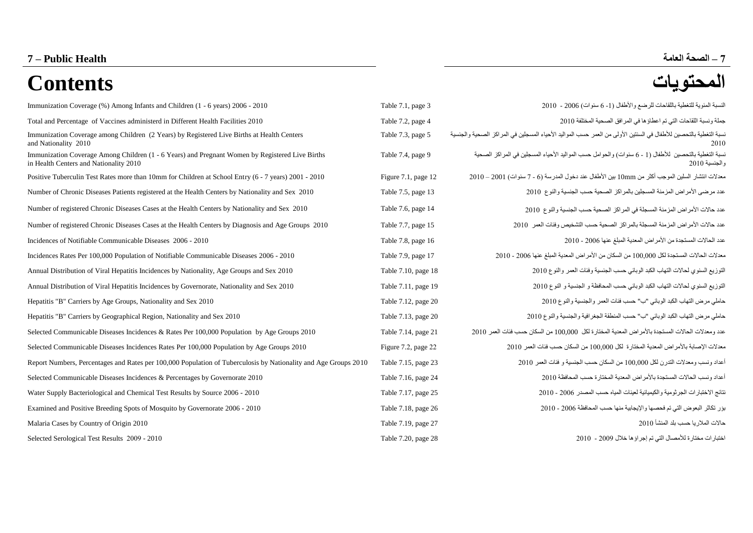# 7 – Public Health

# 7 – الصحة العامة

# Contents

# المحتويات

| English | Reference | العربية |
|---|---|---|
| Immunization Coverage (%) Among Infants and Children (1 - 6 years) 2006 - 2010 | Table 7.1, page 3 | النسبة المئوية للتغطية باللقاحات للرضع والأطفال (1- 6 سنوات) 2006 - 2010 |
| Total and Percentage of Vaccines administerd in Different Health Facilities 2010 | Table 7.2, page 4 | جملة ونسبة اللقاحات التي تم اعطاؤها في المرافق الصحية المختلفة 2010 |
| Immunization Coverage among Children (2 Years) by Registered Live Births at Health Centers and Nationality 2010 | Table 7.3, page 5 | نسبة التغطية بالتحصين للأطفال في السنتين الأولى من العمر حسب المواليد الأحياء المسجلين في المراكز الصحية والجنسية 2010 |
| Immunization Coverage Among Children (1 - 6 Years) and Pregnant Women by Registered Live Births in Health Centers and Nationality 2010 | Table 7.4, page 9 | نسبة التغطية بالتحصين للأطفال (1 - 6 سنوات) والحوامل حسب المواليد الأحياء المسجلين في المراكز الصحية والجنسية 2010 |
| Positive Tuberculin Test Rates more than 10mm for Children at School Entry (6 - 7 years) 2001 - 2010 | Figure 7.1, page 12 | معدلات انتشار السلين الموجب أكثر من 10mm بين الأطفال عند دخول المدرسة (6 - 7 سنوات) 2001 – 2010 |
| Number of Chronic Diseases Patients registered at the Health Centers by Nationality and Sex 2010 | Table 7.5, page 13 | عدد مرضى الأمراض المزمنة المسجلين بالمراكز الصحية حسب الجنسية والنوع 2010 |
| Number of registered Chronic Diseases Cases at the Health Centers by Nationality and Sex 2010 | Table 7.6, page 14 | عدد حالات الأمراض المزمنة المسجلة في المراكز الصحية حسب الجنسية والنوع 2010 |
| Number of registered Chronic Diseases Cases at the Health Centers by Diagnosis and Age Groups 2010 | Table 7.7, page 15 | عدد حالات الأمراض المزمنة المسجلة بالمراكز الصحية حسب التشخيص وفئات العمر 2010 |
| Incidences of Notifiable Communicable Diseases 2006 - 2010 | Table 7.8, page 16 | عدد الحالات المستجدة من الأمراض المعدية المبلغ عنها 2006 - 2010 |
| Incidences Rates Per 100,000 Population of Notifiable Communicable Diseases 2006 - 2010 | Table 7.9, page 17 | معدلات الحالات المستجدة لكل 100,000 من السكان من الأمراض المعدية المبلغ عنها 2006 - 2010 |
| Annual Distribution of Viral Hepatitis Incidences by Nationality, Age Groups and Sex 2010 | Table 7.10, page 18 | التوزيع السنوي لحالات التهاب الكبد الوبائي حسب الجنسية وفئات العمر والنوع 2010 |
| Annual Distribution of Viral Hepatitis Incidences by Governorate, Nationality and Sex 2010 | Table 7.11, page 19 | التوزيع السنوي لحالات التهاب الكبد الوبائي حسب المحافظة و الجنسية و النوع 2010 |
| Hepatitis "B" Carriers by Age Groups, Nationality and Sex 2010 | Table 7.12, page 20 | حاملي مرض التهاب الكبد الوبائي "ب" حسب فئات العمر والجنسية والنوع 2010 |
| Hepatitis "B" Carriers by Geographical Region, Nationality and Sex 2010 | Table 7.13, page 20 | حاملي مرض التهاب الكبد الوبائي "ب" حسب المنطقة الجغرافية والجنسية والنوع 2010 |
| Selected Communicable Diseases Incidences & Rates Per 100,000 Population by Age Groups 2010 | Table 7.14, page 21 | عدد ومعدلات الحالات المستجدة بالأمراض المعدية المختارة لكل 100,000 من السكان حسب فئات العمر 2010 |
| Selected Communicable Diseases Incidences Rates Per 100,000 Population by Age Groups 2010 | Figure 7.2, page 22 | معدلات الإصابة بالأمراض المعدية المختارة لكل 100,000 من السكان حسب فئات العمر 2010 |
| Report Numbers, Percentages and Rates per 100,000 Population of Tuberculosis by Nationality and Age Groups 2010 | Table 7.15, page 23 | أعداد ونسب ومعدلات التدرن لكل 100,000 من السكان حسب الجنسية و فئات العمر 2010 |
| Selected Communicable Diseases Incidences & Percentages by Governorate 2010 | Table 7.16, page 24 | أعداد ونسب الحالات المستجدة بالأمراض المعدية المختارة حسب المحافظة 2010 |
| Water Supply Bacteriological and Chemical Test Results by Source 2006 - 2010 | Table 7.17, page 25 | نتائج الاختبارات الجرثومية والكيميائية لعينات المياه حسب المصدر 2006 - 2010 |
| Examined and Positive Breeding Spots of Mosquito by Governorate 2006 - 2010 | Table 7.18, page 26 | بؤر تكاثر البعوض التي تم فحصها والإيجابية منها حسب المحافظة 2006 - 2010 |
| Malaria Cases by Country of Origin 2010 | Table 7.19, page 27 | حالات الملاريا حسب بلد المنشأ 2010 |
| Selected Serological Test Results 2009 - 2010 | Table 7.20, page 28 | اختبارات مختارة للأمصال التي تم إجراؤها خلال 2009 - 2010 |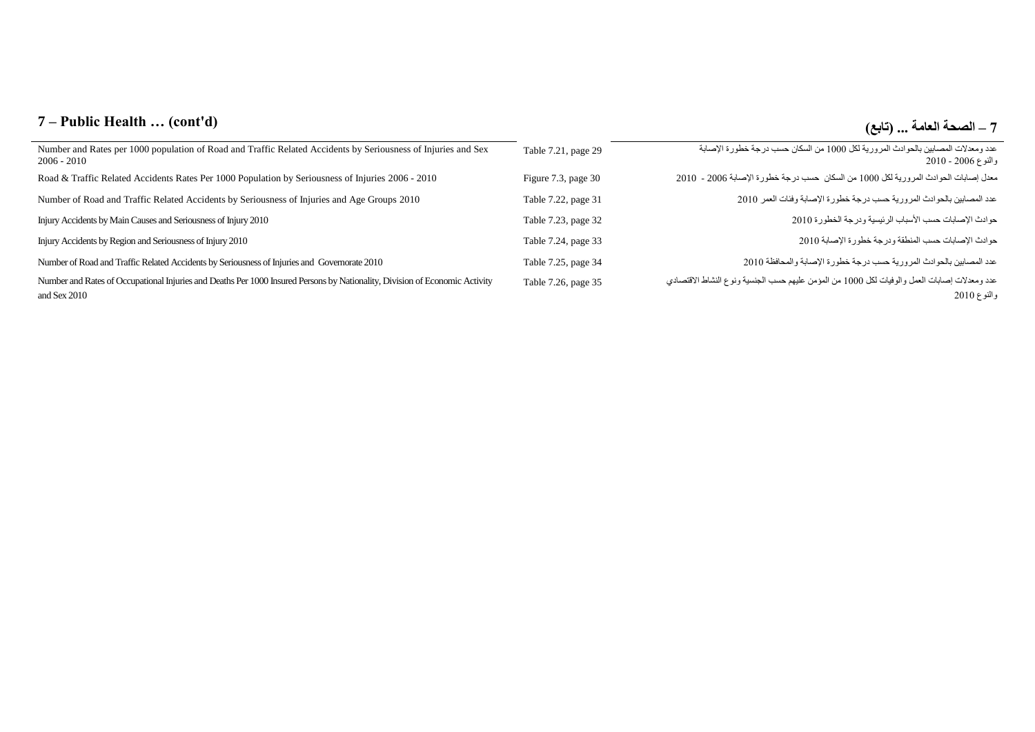# 7 – Public Health … (cont'd)

# 7 – الصحة العامة ... (تابع)

| | | |
|---|---|---|
| Number and Rates per 1000 population of Road and Traffic Related Accidents by Seriousness of Injuries and Sex 2006 - 2010 | Table 7.21, page 29 | عدد ومعدلات المصابين بالحوادث المرورية لكل 1000 من السكان حسب درجة خطورة الإصابة والنوع 2006 - 2010 |
| Road & Traffic Related Accidents Rates Per 1000 Population by Seriousness of Injuries 2006 - 2010 | Figure 7.3, page 30 | معدل إصابات الحوادث المرورية لكل 1000 من السكان حسب درجة خطورة الإصابة 2006 - 2010 |
| Number of Road and Traffic Related Accidents by Seriousness of Injuries and Age Groups 2010 | Table 7.22, page 31 | عدد المصابين بالحوادث المرورية حسب درجة خطورة الإصابة وفئات العمر 2010 |
| Injury Accidents by Main Causes and Seriousness of Injury 2010 | Table 7.23, page 32 | حوادث الإصابات حسب الأسباب الرئيسية ودرجة الخطورة 2010 |
| Injury Accidents by Region and Seriousness of Injury 2010 | Table 7.24, page 33 | حوادث الإصابات حسب المنطقة ودرجة خطورة الإصابة 2010 |
| Number of Road and Traffic Related Accidents by Seriousness of Injuries and Governorate 2010 | Table 7.25, page 34 | عدد المصابين بالحوادث المرورية حسب درجة خطورة الإصابة والمحافظة 2010 |
| Number and Rates of Occupational Injuries and Deaths Per 1000 Insured Persons by Nationality, Division of Economic Activity and Sex 2010 | Table 7.26, page 35 | عدد ومعدلات إصابات العمل والوفيات لكل 1000 من المؤمن عليهم حسب الجنسية ونوع النشاط الاقتصادي والنوع 2010 |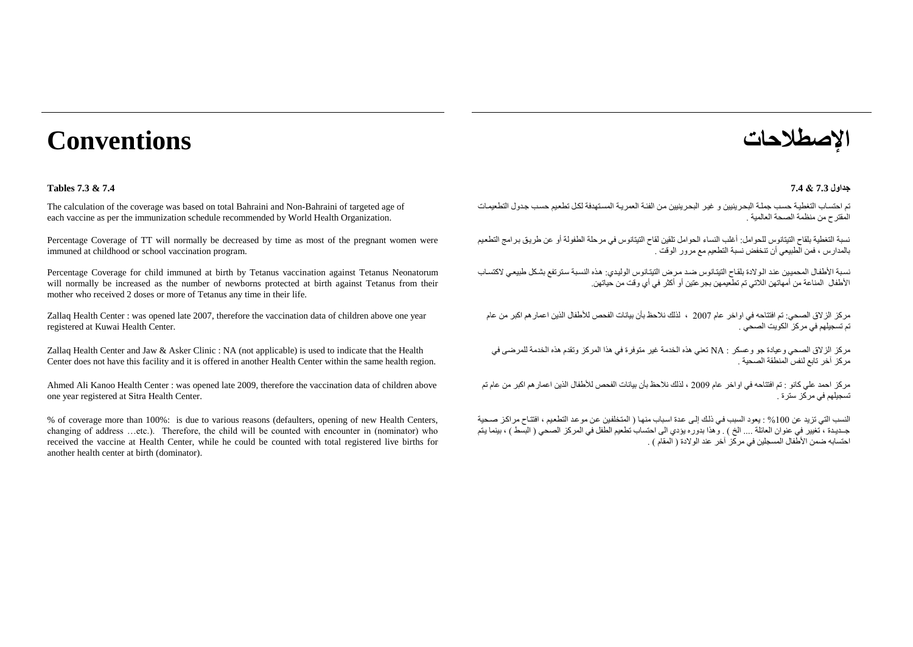# Conventions

**Tables 7.3 & 7.4**

The calculation of the coverage was based on total Bahraini and Non-Bahraini of targeted age of each vaccine as per the immunization schedule recommended by World Health Organization.

Percentage Coverage of TT will normally be decreased by time as most of the pregnant women were immuned at childhood or school vaccination program.

Percentage Coverage for child immuned at birth by Tetanus vaccination against Tetanus Neonatorum will normally be increased as the number of newborns protected at birth against Tetanus from their mother who received 2 doses or more of Tetanus any time in their life.

Zallaq Health Center : was opened late 2007, therefore the vaccination data of children above one year registered at Kuwai Health Center.

Zallaq Health Center and Jaw & Asker Clinic : NA (not applicable) is used to indicate that the Health Center does not have this facility and it is offered in another Health Center within the same health region.

Ahmed Ali Kanoo Health Center : was opened late 2009, therefore the vaccination data of children above one year registered at Sitra Health Center.

% of coverage more than 100%: is due to various reasons (defaulters, opening of new Health Centers, changing of address …etc.). Therefore, the child will be counted with encounter in (nominator) who received the vaccine at Health Center, while he could be counted with total registered live births for another health center at birth (dominator).

# الإصطلاحات

**جداول 7.3 & 7.4**

تم احتساب التغطية حسب جملة البحرينيين و غير البحرينيين من الفئة العمرية المستهدفة لكل تطعيم حسب جدول التطعيمات المقترح من منظمة الصحة العالمية .

نسبة التغطية بلقاح التيتانوس للحوامل: أغلب النساء الحوامل تلقين لقاح التيتانوس في مرحلة الطفولة أو عن طريق برامج التطعيم بالمدارس ، فمن الطبيعي أن تنخفض نسبة التطعيم مع مرور الوقت .

نسبة الأطفال المحميين عند الولادة بلقاح التيتانوس ضد مرض التيتانوس الوليدي: هذه النسبة سترتفع بشكل طبيعي لاكتساب الأطفال المناعة من أمهاتهن اللاتي تم تطعيمهن بجرعتين أو أكثر في أي وقت من حياتهن.

مركز الزلاق الصحي: تم افتتاحه في اواخر عام 2007 ، لذلك نلاحظ بأن بيانات الفحص للأطفال الذين اعمارهم اكبر من عام تم تسجيلهم في مركز الكويت الصحي .

مركز الزلاق الصحي وعيادة جو وعسكر : NA تعني هذه الخدمة غير متوفرة في هذا المركز وتقدم هذه الخدمة للمرضى في مركز آخر تابع لنفس المنطقة الصحية .

مركز احمد علي كانو : تم افتتاحه في اواخر عام 2009 ، لذلك نلاحظ بأن بيانات الفحص للأطفال الذين اعمارهم اكبر من عام تم تسجيلهم في مركز سترة .

النسب التي تزيد عن 100% : يعود السبب في ذلك إلى عدة اسباب منها ( المتخلفين عن موعد التطعيم ، افتتاح مراكز صحية جديدة ، تغيير في عنوان العائلة .... الخ ) . وهذا بدوره يؤدي الى احتساب تطعيم الطفل في المركز الصحي ( البسط ) ، بينما يتم احتسابه ضمن الأطفال المسجلين في مركز آخر عند الولادة ( المقام ) .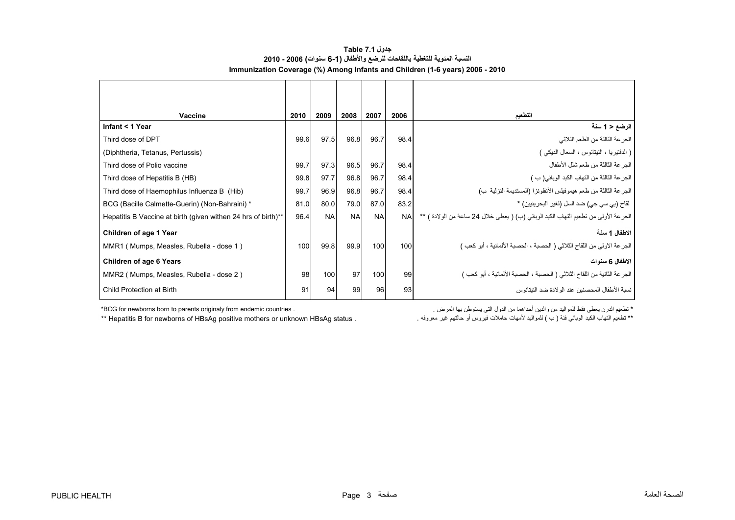**جدول Table 7.1**

**النسبة المئوية للتغطية باللقاحات للرضع والأطفال (1-6 سنوات) 2006 - 2010**

**Immunization Coverage (%) Among Infants and Children (1-6 years) 2006 - 2010**

| Vaccine | 2010 | 2009 | 2008 | 2007 | 2006 | التطعيم |
|---|---|---|---|---|---|---|
| **Infant < 1 Year** | | | | | | **الرضع < 1 سنة** |
| Third dose of DPT | 99.6 | 97.5 | 96.8 | 96.7 | 98.4 | الجرعة الثالثة من الطعم الثلاثي |
| (Diphtheria, Tetanus, Pertussis) | | | | | | ( الدفتيريا ، التيتانوس ، السعال الديكي ) |
| Third dose of Polio vaccine | 99.7 | 97.3 | 96.5 | 96.7 | 98.4 | الجرعة الثالثة من طعم شلل الأطفال |
| Third dose of Hepatitis B (HB) | 99.8 | 97.7 | 96.8 | 96.7 | 98.4 | الجرعة الثالثة من التهاب الكبد الوبائي( ب ) |
| Third dose of Haemophilus Influenza B (Hib) | 99.7 | 96.9 | 96.8 | 96.7 | 98.4 | الجرعة الثالثة من طعم هيموفيلس الأنفلونزا (المستديمة النزلية ب) |
| BCG (Bacille Calmette-Guerin) (Non-Bahraini) * | 81.0 | 80.0 | 79.0 | 87.0 | 83.2 | لقاح (بي سي جي) ضد السل (لغير البحرينيين) * |
| Hepatitis B Vaccine at birth (given withen 24 hrs of birth)** | 96.4 | NA | NA | NA | NA | الجرعة الأولى من تطعيم التهاب الكبد الوبائي (ب) ( يعطى خلال 24 ساعة من الولادة ) ** |
| **Children of age 1 Year** | | | | | | **الاطفال 1 سنة** |
| MMR1 ( Mumps, Measles, Rubella - dose 1 ) | 100 | 99.8 | 99.9 | 100 | 100 | الجرعة الاولى من اللقاح الثلاثي ( الحصبة ، الحصبة الألمانية ، أبو كعب ) |
| **Children of age 6 Years** | | | | | | **الاطفال 6 سنوات** |
| MMR2 ( Mumps, Measles, Rubella - dose 2 ) | 98 | 100 | 97 | 100 | 99 | الجرعة الثانية من اللقاح الثلاثي ( الحصبة ، الحصبة الألمانية ، أبو كعب ) |
| Child Protection at Birth | 91 | 94 | 99 | 96 | 93 | نسبة الأطفال المحصنين عند الولادة ضد التيتانوس |

*BCG for newborns born to parents originaly from endemic countries .

** Hepatitis B for newborns of HBsAg positive mothers or unknown HBsAg status .

* تطعيم الدرن يعطى فقط للمواليد من والدين أحداهما من الدول التي يستوطن بها المرض .

** تطعيم التهاب الكبد الوبائي فئة ( ب ) للمواليد لأمهات حاملات فيروس أو حالتهم غير معروفه .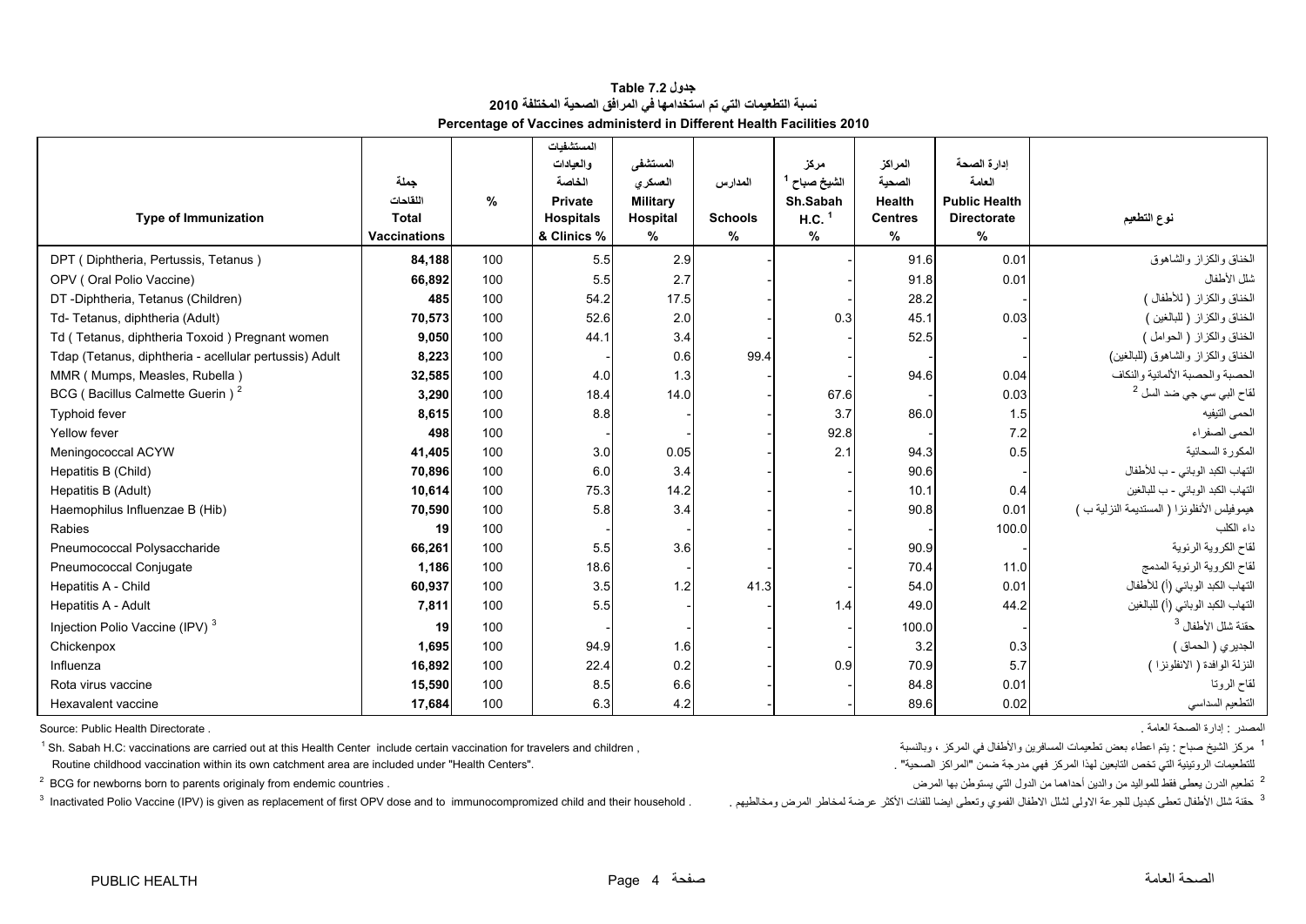# جدول Table 7.2

## نسبة التطعيمات التي تم استخدامها في المرافق الصحية المختلفة 2010

## Percentage of Vaccines administerd in Different Health Facilities 2010

| Type of Immunization | جملة اللقاحات Total Vaccinations | % | المستشفيات والعيادات الخاصة Private Hospitals & Clinics % | المستشفى العسكري Military Hospital % | المدارس Schools % | مركز الشيخ صباح [1] Sh.Sabah H.C. [1] % | المراكز الصحية Health Centres % | إدارة الصحة العامة Public Health Directorate % | نوع التطعيم |
|---|---|---|---|---|---|---|---|---|---|
| DPT ( Diphtheria, Pertussis, Tetanus ) | **84,188** | 100 | 5.5 | 2.9 | - | - | 91.6 | 0.01 | الخناق والكزاز والشاهوق |
| OPV ( Oral Polio Vaccine) | **66,892** | 100 | 5.5 | 2.7 | - | - | 91.8 | 0.01 | شلل الأطفال |
| DT -Diphtheria, Tetanus (Children) | **485** | 100 | 54.2 | 17.5 | - | - | 28.2 | - | الخناق والكزاز ( للأطفال ) |
| Td- Tetanus, diphtheria (Adult) | **70,573** | 100 | 52.6 | 2.0 | - | 0.3 | 45.1 | 0.03 | الخناق والكزاز ( للبالغين ) |
| Td ( Tetanus, diphtheria Toxoid ) Pregnant women | **9,050** | 100 | 44.1 | 3.4 | - | - | 52.5 | - | الخناق والكزاز ( الحوامل ) |
| Tdap (Tetanus, diphtheria - acellular pertussis) Adult | **8,223** | 100 | - | 0.6 | 99.4 | - | - | - | الخناق والكزاز والشاهوق (للبالغين) |
| MMR ( Mumps, Measles, Rubella ) | **32,585** | 100 | 4.0 | 1.3 | - | - | 94.6 | 0.04 | الحصبة والحصبة الألمانية والنكاف |
| BCG ( Bacillus Calmette Guerin ) [2] | **3,290** | 100 | 18.4 | 14.0 | - | 67.6 | - | 0.03 | لقاح البي سي جي ضد السل [2] |
| Typhoid fever | **8,615** | 100 | 8.8 | - | - | 3.7 | 86.0 | 1.5 | الحمى التيفيه |
| Yellow fever | **498** | 100 | - | - | - | 92.8 | - | 7.2 | الحمى الصفراء |
| Meningococcal ACYW | **41,405** | 100 | 3.0 | 0.05 | - | 2.1 | 94.3 | 0.5 | المكورة السحائية |
| Hepatitis B (Child) | **70,896** | 100 | 6.0 | 3.4 | - | - | 90.6 | - | التهاب الكبد الوبائي - ب للأطفال |
| Hepatitis B (Adult) | **10,614** | 100 | 75.3 | 14.2 | - | - | 10.1 | 0.4 | التهاب الكبد الوبائي - ب للبالغين |
| Haemophilus Influenzae B (Hib) | **70,590** | 100 | 5.8 | 3.4 | - | - | 90.8 | 0.01 | هيموفيلس الأنفلونزا ( المستدمة النزلية ب ) |
| Rabies | **19** | 100 | - | - | - | - | - | 100.0 | داء الكلب |
| Pneumococcal Polysaccharide | **66,261** | 100 | 5.5 | 3.6 | - | - | 90.9 | - | لقاح الكروية الرئوية |
| Pneumococcal Conjugate | **1,186** | 100 | 18.6 | - | - | - | 70.4 | 11.0 | لقاح الكروية الرئوية المدمج |
| Hepatitis A - Child | **60,937** | 100 | 3.5 | 1.2 | 41.3 | - | 54.0 | 0.01 | التهاب الكبد الوبائي (أ) للأطفال |
| Hepatitis A - Adult | **7,811** | 100 | 5.5 | - | - | 1.4 | 49.0 | 44.2 | التهاب الكبد الوبائي (أ) للبالغين |
| Injection Polio Vaccine (IPV) [3] | **19** | 100 | - | - | - | - | 100.0 | - | حقنة شلل الأطفال [3] |
| Chickenpox | **1,695** | 100 | 94.9 | 1.6 | - | - | 3.2 | 0.3 | الجديري ( الحماق ) |
| Influenza | **16,892** | 100 | 22.4 | 0.2 | - | 0.9 | 70.9 | 5.7 | النزلة الوافدة ( الانفلونزا ) |
| Rota virus vaccine | **15,590** | 100 | 8.5 | 6.6 | - | - | 84.8 | 0.01 | لقاح الروتا |
| Hexavalent vaccine | **17,684** | 100 | 6.3 | 4.2 | - | - | 89.6 | 0.02 | التطعيم السداسي |

Source: Public Health Directorate .

المصدر : إدارة الصحة العامة .

[1] Sh. Sabah H.C: vaccinations are carried out at this Health Center include certain vaccination for travelers and children , Routine childhood vaccination within its own catchment area are included under "Health Centers".

[1] مركز الشيخ صباح : يتم اعطاء بعض تطعيمات المسافرين والأطفال في المركز ، وبالنسبة للتطعيمات الروتينية التي تخص التابعين لهذا المركز فهي مدرجة ضمن "المراكز الصحية" .

[2] BCG for newborns born to parents originaly from endemic countries .

[2] تطعيم الدرن يعطى فقط للمواليد من والدين أحداهما من الدول التي يستوطن بها المرض

[3] Inactivated Polio Vaccine (IPV) is given as replacement of first OPV dose and to immunocompromized child and their household .

[3] حقنة شلل الأطفال تعطى كبديل للجرعة الاولى لشلل الاطفال الفموي وتعطى ايضا للفئات الأكثر عرضة لمخاطر المرض ومخالطيهم .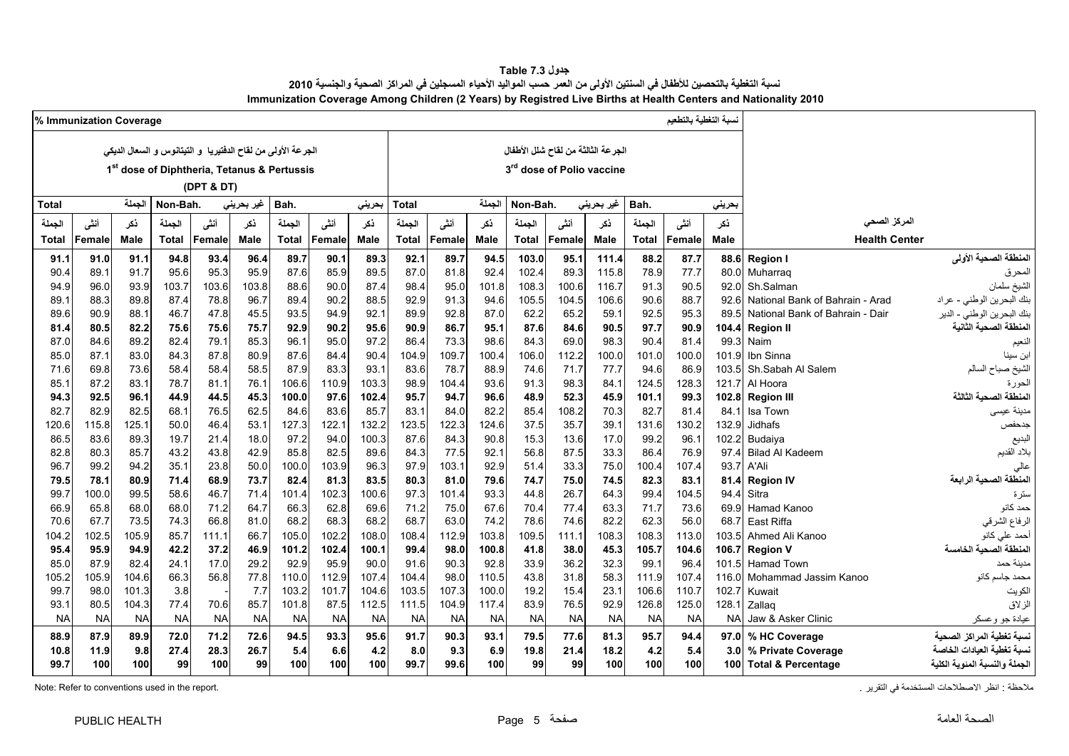**جدول Table 7.3**

**نسبة التغطية بالتحصين للأطفال في السنتين الأولى من العمر حسب المواليد الأحياء المسجلين في المراكز الصحية والجنسية 2010**

**Immunization Coverage Among Children (2 Years) by Registred Live Births at Health Centers and Nationality 2010**

| % Immunization Coverage | | | | | | | | | | | | | | | | | | | نسبة التغطية بالتطعيم |
|---|---|---|---|---|---|---|---|---|---|---|---|---|---|---|---|---|---|---|---|
| الجرعة الأولى من لقاح الدفتيريا و التيتانوس و السعال الديكي 1st dose of Diphtheria, Tetanus & Pertussis (DPT & DT) | | | | | | | | | الجرعة الثالثة من لقاح شلل الأطفال 3rd dose of Polio vaccine | | | | | | | | | | |
| Total الجملة | | | Non-Bah. غير بحريني | | | Bah. بحريني | | | Total الجملة | | | Non-Bah. غير بحريني | | | Bah. بحريني | | | | |
| الجملة Total | أنثى Female | ذكر Male | الجملة Total | أنثى Female | ذكر Male | الجملة Total | أنثى Female | ذكر Male | الجملة Total | أنثى Female | ذكر Male | الجملة Total | أنثى Female | ذكر Male | الجملة Total | أنثى Female | ذكر Male | Health Center | المركز الصحي |
| **91.1** | **91.0** | **91.1** | **94.8** | **93.4** | **96.4** | **89.7** | **90.1** | **89.3** | **92.1** | **89.7** | **94.5** | **103.0** | **95.1** | **111.4** | **88.2** | **87.7** | **88.6** | **Region I** | **المنطقة الصحية الأولى** |
| 90.4 | 89.1 | 91.7 | 95.6 | 95.3 | 95.9 | 87.6 | 85.9 | 89.5 | 87.0 | 81.8 | 92.4 | 102.4 | 89.3 | 115.8 | 78.9 | 77.7 | 80.0 | Muharraq | المحرق |
| 94.9 | 96.0 | 93.9 | 103.7 | 103.6 | 103.8 | 88.6 | 90.0 | 87.4 | 98.4 | 95.0 | 101.8 | 108.3 | 100.6 | 116.7 | 91.3 | 90.5 | 92.0 | Sh.Salman | الشيخ سلمان |
| 89.1 | 88.3 | 89.8 | 87.4 | 78.8 | 96.7 | 89.4 | 90.2 | 88.5 | 92.9 | 91.3 | 94.6 | 105.5 | 104.5 | 106.6 | 90.6 | 88.7 | 92.6 | National Bank of Bahrain - Arad | بنك البحرين الوطني - عراد |
| 89.6 | 90.9 | 88.1 | 46.7 | 47.8 | 45.5 | 93.5 | 94.9 | 92.1 | 89.9 | 92.8 | 87.0 | 62.2 | 65.2 | 59.1 | 92.5 | 95.3 | 89.5 | National Bank of Bahrain - Dair | بنك البحرين الوطني - الدير |
| **81.4** | **80.5** | **82.2** | **75.6** | **75.6** | **75.7** | **92.9** | **90.2** | **95.6** | **90.9** | **86.7** | **95.1** | **87.6** | **84.6** | **90.5** | **97.7** | **90.9** | **104.4** | **Region II** | **المنطقة الصحية الثانية** |
| 87.0 | 84.6 | 89.2 | 82.4 | 79.1 | 85.3 | 96.1 | 95.0 | 97.2 | 86.4 | 73.3 | 98.6 | 84.3 | 69.0 | 98.3 | 90.4 | 81.4 | 99.3 | Naim | النعيم |
| 85.0 | 87.1 | 83.0 | 84.3 | 87.8 | 80.9 | 87.6 | 84.4 | 90.4 | 104.9 | 109.7 | 100.4 | 106.0 | 112.2 | 100.0 | 101.0 | 100.0 | 101.9 | Ibn Sinna | ابن سينا |
| 71.6 | 69.8 | 73.6 | 58.4 | 58.4 | 58.5 | 87.9 | 83.3 | 93.1 | 83.6 | 78.7 | 88.9 | 74.6 | 71.7 | 77.7 | 94.6 | 86.9 | 103.5 | Sh.Sabah Al Salem | الشيخ صباح السالم |
| 85.1 | 87.2 | 83.1 | 78.7 | 81.1 | 76.1 | 106.6 | 110.9 | 103.3 | 98.9 | 104.4 | 93.6 | 91.3 | 98.3 | 84.1 | 124.5 | 128.3 | 121.7 | Al Hoora | الحورة |
| **94.3** | **92.5** | **96.1** | **44.9** | **44.5** | **45.3** | **100.0** | **97.6** | **102.4** | **95.7** | **94.7** | **96.6** | **48.9** | **52.3** | **45.9** | **101.1** | **99.3** | **102.8** | **Region III** | **المنطقة الصحية الثالثة** |
| 82.7 | 82.9 | 82.5 | 68.1 | 76.5 | 62.5 | 84.6 | 83.6 | 85.7 | 83.1 | 84.0 | 82.2 | 85.4 | 108.2 | 70.3 | 82.7 | 81.4 | 84.1 | Isa Town | مدينة عيسى |
| 120.6 | 115.8 | 125.1 | 50.0 | 46.4 | 53.1 | 127.3 | 122.1 | 132.2 | 123.5 | 122.3 | 124.6 | 37.5 | 35.7 | 39.1 | 131.6 | 130.2 | 132.9 | Jidhafs | جدحفص |
| 86.5 | 83.6 | 89.3 | 19.7 | 21.4 | 18.0 | 97.2 | 94.0 | 100.3 | 87.6 | 84.3 | 90.8 | 15.3 | 13.6 | 17.0 | 99.2 | 96.1 | 102.2 | Budaiya | البديع |
| 82.8 | 80.3 | 85.7 | 43.2 | 43.8 | 42.9 | 85.8 | 82.5 | 89.6 | 84.3 | 77.5 | 92.1 | 56.8 | 87.5 | 33.3 | 86.4 | 76.9 | 97.4 | Bilad Al Kadeem | بلاد القديم |
| 96.7 | 99.2 | 94.2 | 35.1 | 23.8 | 50.0 | 100.0 | 103.9 | 96.3 | 97.9 | 103.1 | 92.9 | 51.4 | 33.3 | 75.0 | 100.4 | 107.4 | 93.7 | A'Ali | عالي |
| **79.5** | **78.1** | **80.9** | **71.4** | **68.9** | **73.7** | **82.4** | **81.3** | **83.5** | **80.3** | **81.0** | **79.6** | **74.7** | **75.0** | **74.5** | **82.3** | **83.1** | **81.4** | **Region IV** | **المنطقة الصحية الرابعة** |
| 99.7 | 100.0 | 99.5 | 58.6 | 46.7 | 71.4 | 101.4 | 102.3 | 100.6 | 97.3 | 101.4 | 93.3 | 44.8 | 26.7 | 64.3 | 99.4 | 104.5 | 94.4 | Sitra | سترة |
| 66.9 | 65.8 | 68.0 | 68.0 | 71.2 | 64.7 | 66.3 | 62.8 | 69.6 | 71.2 | 75.0 | 67.6 | 70.4 | 77.4 | 63.3 | 71.7 | 73.6 | 69.9 | Hamad Kanoo | حمد كانو |
| 70.6 | 67.7 | 73.5 | 74.3 | 66.8 | 81.0 | 68.2 | 68.3 | 68.2 | 68.7 | 63.0 | 74.2 | 78.6 | 74.6 | 82.2 | 62.3 | 56.0 | 68.7 | East Riffa | الرفاع الشرقي |
| 104.2 | 102.5 | 105.9 | 85.7 | 111.1 | 66.7 | 105.0 | 102.2 | 108.0 | 108.4 | 112.9 | 103.8 | 109.5 | 111.1 | 108.3 | 108.3 | 113.0 | 103.5 | Ahmed Ali Kanoo | أحمد علي كانو |
| **95.4** | **95.9** | **94.9** | **42.2** | **37.2** | **46.9** | **101.2** | **102.4** | **100.1** | **99.4** | **98.0** | **100.8** | **41.8** | **38.0** | **45.3** | **105.7** | **104.6** | **106.7** | **Region V** | **المنطقة الصحية الخامسة** |
| 85.0 | 87.9 | 82.4 | 24.1 | 17.0 | 29.2 | 92.9 | 95.9 | 90.0 | 91.6 | 90.3 | 92.8 | 33.9 | 36.2 | 32.3 | 99.1 | 96.4 | 101.5 | Hamad Town | مدينة حمد |
| 105.2 | 105.9 | 104.6 | 66.3 | 56.8 | 77.8 | 110.0 | 112.9 | 107.4 | 104.4 | 98.0 | 110.5 | 43.8 | 31.8 | 58.3 | 111.9 | 107.4 | 116.0 | Mohammad Jassim Kanoo | محمد جاسم كانو |
| 99.7 | 98.0 | 101.3 | 3.8 | - | 7.7 | 103.2 | 101.7 | 104.6 | 103.5 | 107.3 | 100.0 | 19.2 | 15.4 | 23.1 | 106.6 | 110.7 | 102.7 | Kuwait | الكويت |
| 93.1 | 80.5 | 104.3 | 77.4 | 70.6 | 85.7 | 101.8 | 87.5 | 112.5 | 111.5 | 104.9 | 117.4 | 83.9 | 76.5 | 92.9 | 126.8 | 125.0 | 128.1 | Zallaq | الزلاق |
| NA | NA | NA | NA | NA | NA | NA | NA | NA | NA | NA | NA | NA | NA | NA | NA | NA | NA | Jaw & Asker Clinic | عيادة جو وعسكر |
| **88.9** | **87.9** | **89.9** | **72.0** | **71.2** | **72.6** | **94.5** | **93.3** | **95.6** | **91.7** | **90.3** | **93.1** | **79.5** | **77.6** | **81.3** | **95.7** | **94.4** | **97.0** | **% HC Coverage** | **نسبة تغطية المراكز الصحية** |
| **10.8** | **11.9** | **9.8** | **27.4** | **28.3** | **26.7** | **5.4** | **6.6** | **4.2** | **8.0** | **9.3** | **6.9** | **19.8** | **21.4** | **18.2** | **4.2** | **5.4** | **3.0** | **% Private Coverage** | **نسبة تغطية العيادات الخاصة** |
| **99.7** | **100** | **100** | **99** | **100** | **99** | **100** | **100** | **100** | **99.7** | **99.6** | **100** | **99** | **99** | **100** | **100** | **100** | **100** | **Total & Percentage** | **الجملة والنسبة المئوية الكلية** |

Note: Refer to conventions used in the report.

ملاحظة : انظر الاصطلاحات المستخدمة في التقرير .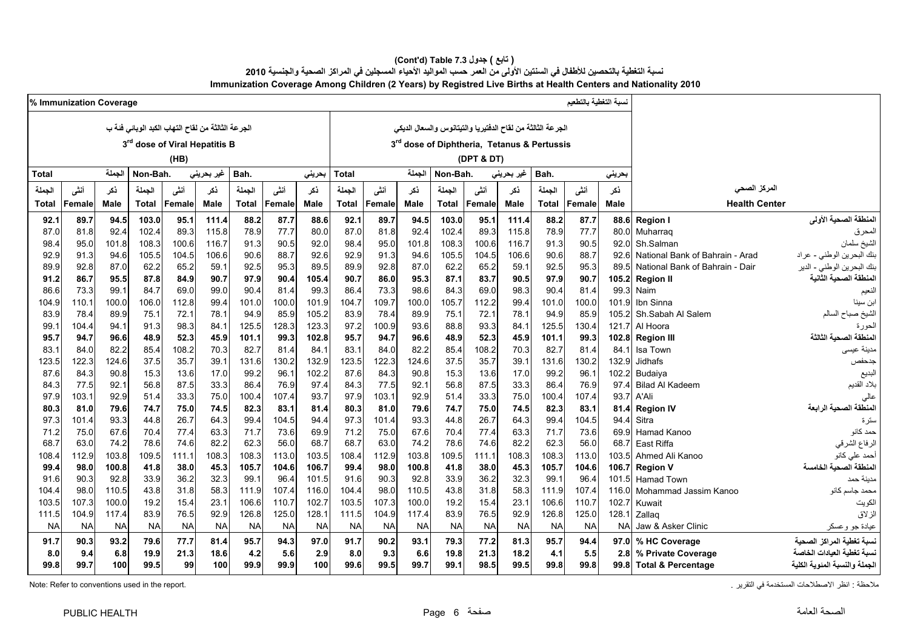# ( تابع ) جدول 7.3 (Cont'd) Table

## نسبة التغطية بالتحصين للأطفال في السنتين الأولى من العمر حسب المواليد الأحياء المسجلين في المراكز الصحية والجنسية 2010

## Immunization Coverage Among Children (2 Years) by Registred Live Births at Health Centers and Nationality 2010

| % Immunization Coverage | | | | | | | | | | | | | | | | | | نسبة التغطية بالتطعيم | | |
|---|---|---|---|---|---|---|---|---|---|---|---|---|---|---|---|---|---|---|---|---|
| الجرعة الثالثة من لقاح التهاب الكبد الوبائي فئة ب 3rd dose of Viral Hepatitis B (HB) | | | | | | | | | الجرعة الثالثة من لقاح الدفتيريا والتيتانوس والسعال الديكي 3rd dose of Diphtheria, Tetanus & Pertussis (DPT & DT) | | | | | | | | | | | |
| Total الجملة | | | Non-Bah. غير بحريني | | | Bah. بحريني | | | Total الجملة | | | Non-Bah. غير بحريني | | | Bah. بحريني | | | | | |
| الجملة Total | أنثى Female | ذكر Male | الجملة Total | أنثى Female | ذكر Male | الجملة Total | أنثى Female | ذكر Male | الجملة Total | أنثى Female | ذكر Male | الجملة Total | أنثى Female | ذكر Male | الجملة Total | أنثى Female | ذكر Male | Health Center | المركز الصحي |
| **92.1** | **89.7** | **94.5** | **103.0** | **95.1** | **111.4** | **88.2** | **87.7** | **88.6** | **92.1** | **89.7** | **94.5** | **103.0** | **95.1** | **111.4** | **88.2** | **87.7** | **88.6** | **Region I** | **المنطقة الصحية الأولى** |
| 87.0 | 81.8 | 92.4 | 102.4 | 89.3 | 115.8 | 78.9 | 77.7 | 80.0 | 87.0 | 81.8 | 92.4 | 102.4 | 89.3 | 115.8 | 78.9 | 77.7 | 80.0 | Muharraq | المحرق |
| 98.4 | 95.0 | 101.8 | 108.3 | 100.6 | 116.7 | 91.3 | 90.5 | 92.0 | 98.4 | 95.0 | 101.8 | 108.3 | 100.6 | 116.7 | 91.3 | 90.5 | 92.0 | Sh.Salman | الشيخ سلمان |
| 92.9 | 91.3 | 94.6 | 105.5 | 104.5 | 106.6 | 90.6 | 88.7 | 92.6 | 92.9 | 91.3 | 94.6 | 105.5 | 104.5 | 106.6 | 90.6 | 88.7 | 92.6 | National Bank of Bahrain - Arad | بنك البحرين الوطني - عراد |
| 89.9 | 92.8 | 87.0 | 62.2 | 65.2 | 59.1 | 92.5 | 95.3 | 89.5 | 89.9 | 92.8 | 87.0 | 62.2 | 65.2 | 59.1 | 92.5 | 95.3 | 89.5 | National Bank of Bahrain - Dair | بنك البحرين الوطني - الدير |
| **91.2** | **86.7** | **95.5** | **87.8** | **84.9** | **90.7** | **97.9** | **90.4** | **105.4** | **90.7** | **86.0** | **95.3** | **87.1** | **83.7** | **90.5** | **97.9** | **90.7** | **105.2** | **Region II** | **المنطقة الصحية الثانية** |
| 86.6 | 73.3 | 99.1 | 84.7 | 69.0 | 99.0 | 90.4 | 81.4 | 99.3 | 86.4 | 73.3 | 98.6 | 84.3 | 69.0 | 98.3 | 90.4 | 81.4 | 99.3 | Naim | النعيم |
| 104.9 | 110.1 | 100.0 | 106.0 | 112.8 | 99.4 | 101.0 | 100.0 | 101.9 | 104.7 | 109.7 | 100.0 | 105.7 | 112.2 | 99.4 | 101.0 | 100.0 | 101.9 | Ibn Sinna | ابن سينا |
| 83.9 | 78.4 | 89.9 | 75.1 | 72.1 | 78.1 | 94.9 | 85.9 | 105.2 | 83.9 | 78.4 | 89.9 | 75.1 | 72.1 | 78.1 | 94.9 | 85.9 | 105.2 | Sh.Sabah Al Salem | الشيخ صباح السالم |
| 99.1 | 104.4 | 94.1 | 91.3 | 98.3 | 84.1 | 125.5 | 128.3 | 123.3 | 97.2 | 100.9 | 93.6 | 88.8 | 93.3 | 84.1 | 125.5 | 130.4 | 121.7 | Al Hoora | الحورة |
| **95.7** | **94.7** | **96.6** | **48.9** | **52.3** | **45.9** | **101.1** | **99.3** | **102.8** | **95.7** | **94.7** | **96.6** | **48.9** | **52.3** | **45.9** | **101.1** | **99.3** | **102.8** | **Region III** | **المنطقة الصحية الثالثة** |
| 83.1 | 84.0 | 82.2 | 85.4 | 108.2 | 70.3 | 82.7 | 81.4 | 84.1 | 83.1 | 84.0 | 82.2 | 85.4 | 108.2 | 70.3 | 82.7 | 81.4 | 84.1 | Isa Town | مدينة عيسى |
| 123.5 | 122.3 | 124.6 | 37.5 | 35.7 | 39.1 | 131.6 | 130.2 | 132.9 | 123.5 | 122.3 | 124.6 | 37.5 | 35.7 | 39.1 | 131.6 | 130.2 | 132.9 | Jidhafs | جدحفص |
| 87.6 | 84.3 | 90.8 | 15.3 | 13.6 | 17.0 | 99.2 | 96.1 | 102.2 | 87.6 | 84.3 | 90.8 | 15.3 | 13.6 | 17.0 | 99.2 | 96.1 | 102.2 | Budaiya | البديع |
| 84.3 | 77.5 | 92.1 | 56.8 | 87.5 | 33.3 | 86.4 | 76.9 | 97.4 | 84.3 | 77.5 | 92.1 | 56.8 | 87.5 | 33.3 | 86.4 | 76.9 | 97.4 | Bilad Al Kadeem | بلاد القديم |
| 97.9 | 103.1 | 92.9 | 51.4 | 33.3 | 75.0 | 100.4 | 107.4 | 93.7 | 97.9 | 103.1 | 92.9 | 51.4 | 33.3 | 75.0 | 100.4 | 107.4 | 93.7 | A'Ali | عالي |
| **80.3** | **81.0** | **79.6** | **74.7** | **75.0** | **74.5** | **82.3** | **83.1** | **81.4** | **80.3** | **81.0** | **79.6** | **74.7** | **75.0** | **74.5** | **82.3** | **83.1** | **81.4** | **Region IV** | **المنطقة الصحية الرابعة** |
| 97.3 | 101.4 | 93.3 | 44.8 | 26.7 | 64.3 | 99.4 | 104.5 | 94.4 | 97.3 | 101.4 | 93.3 | 44.8 | 26.7 | 64.3 | 99.4 | 104.5 | 94.4 | Sitra | سترة |
| 71.2 | 75.0 | 67.6 | 70.4 | 77.4 | 63.3 | 71.7 | 73.6 | 69.9 | 71.2 | 75.0 | 67.6 | 70.4 | 77.4 | 63.3 | 71.7 | 73.6 | 69.9 | Hamad Kanoo | حمد كانو |
| 68.7 | 63.0 | 74.2 | 78.6 | 74.6 | 82.2 | 62.3 | 56.0 | 68.7 | 68.7 | 63.0 | 74.2 | 78.6 | 74.6 | 82.2 | 62.3 | 56.0 | 68.7 | East Riffa | الرفاع الشرقي |
| 108.4 | 112.9 | 103.8 | 109.5 | 111.1 | 108.3 | 108.3 | 113.0 | 103.5 | 108.4 | 112.9 | 103.8 | 109.5 | 111.1 | 108.3 | 108.3 | 113.0 | 103.5 | Ahmed Ali Kanoo | أحمد علي كانو |
| **99.4** | **98.0** | **100.8** | **41.8** | **38.0** | **45.3** | **105.7** | **104.6** | **106.7** | **99.4** | **98.0** | **100.8** | **41.8** | **38.0** | **45.3** | **105.7** | **104.6** | **106.7** | **Region V** | **المنطقة الصحية الخامسة** |
| 91.6 | 90.3 | 92.8 | 33.9 | 36.2 | 32.3 | 99.1 | 96.4 | 101.5 | 91.6 | 90.3 | 92.8 | 33.9 | 36.2 | 32.3 | 99.1 | 96.4 | 101.5 | Hamad Town | مدينة حمد |
| 104.4 | 98.0 | 110.5 | 43.8 | 31.8 | 58.3 | 111.9 | 107.4 | 116.0 | 104.4 | 98.0 | 110.5 | 43.8 | 31.8 | 58.3 | 111.9 | 107.4 | 116.0 | Mohammad Jassim Kanoo | محمد جاسم كانو |
| 103.5 | 107.3 | 100.0 | 19.2 | 15.4 | 23.1 | 106.6 | 110.7 | 102.7 | 103.5 | 107.3 | 100.0 | 19.2 | 15.4 | 23.1 | 106.6 | 110.7 | 102.7 | Kuwait | الكويت |
| 111.5 | 104.9 | 117.4 | 83.9 | 76.5 | 92.9 | 126.8 | 125.0 | 128.1 | 111.5 | 104.9 | 117.4 | 83.9 | 76.5 | 92.9 | 126.8 | 125.0 | 128.1 | Zallaq | الزلاق |
| NA | NA | NA | NA | NA | NA | NA | NA | NA | NA | NA | NA | NA | NA | NA | NA | NA | NA | Jaw & Asker Clinic | عيادة جو وعسكر |
| **91.7** | **90.3** | **93.2** | **79.6** | **77.7** | **81.4** | **95.7** | **94.3** | **97.0** | **91.7** | **90.2** | **93.1** | **79.3** | **77.2** | **81.3** | **95.7** | **94.4** | **97.0** | **% HC Coverage** | **نسبة تغطية المراكز الصحية** |
| **8.0** | **9.4** | **6.8** | **19.9** | **21.3** | **18.6** | **4.2** | **5.6** | **2.9** | **8.0** | **9.3** | **6.6** | **19.8** | **21.3** | **18.2** | **4.1** | **5.5** | **2.8** | **% Private Coverage** | **نسبة تغطية العيادات الخاصة** |
| **99.8** | **99.7** | **100** | **99.5** | **99** | **100** | **99.9** | **99.9** | **100** | **99.6** | **99.5** | **99.7** | **99.1** | **98.5** | **99.5** | **99.8** | **99.8** | **99.8** | **Total & Percentage** | **الجملة والنسبة المئوية الكلية** |

Note: Refer to conventions used in the report.

ملاحظة : انظر الاصطلاحات المستخدمة في التقرير .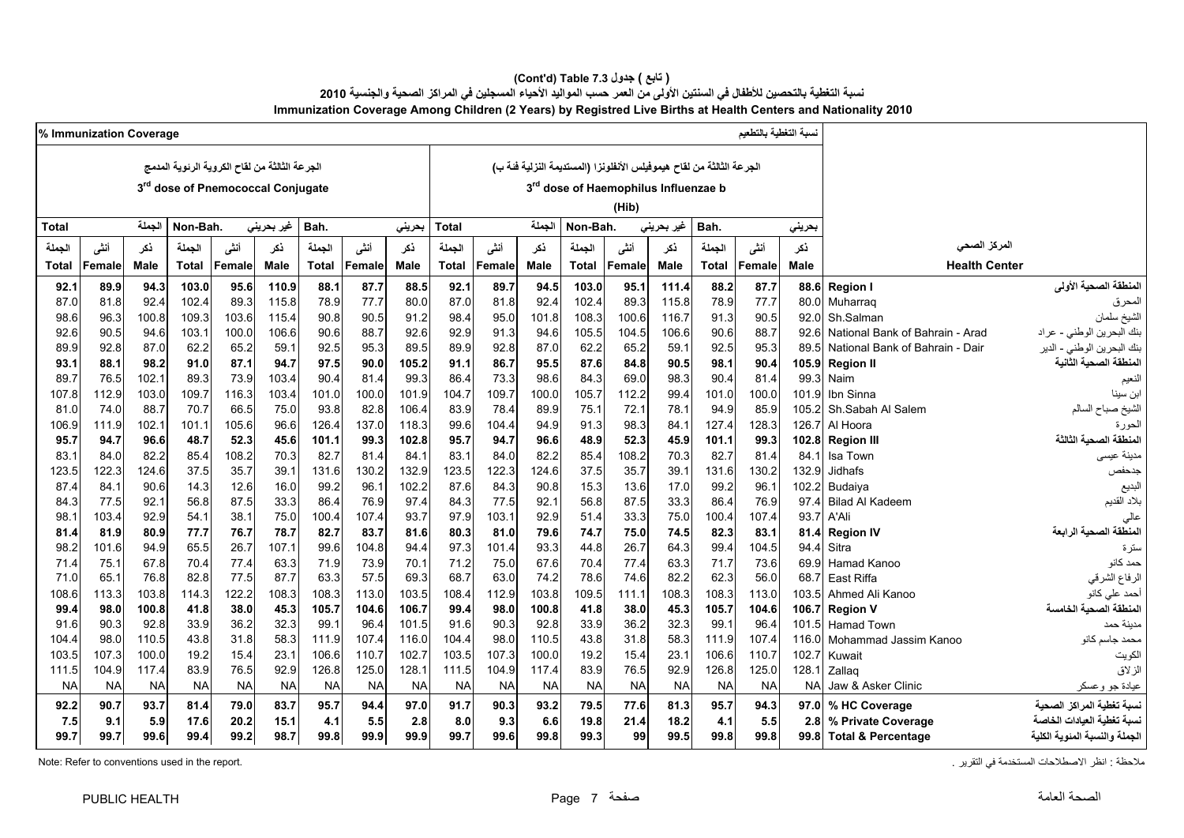## ( تابع ) جدول 7.3 (Cont'd) Table

## نسبة التغطية بالتحصين للأطفال في السنتين الأولى من العمر حسب المواليد الأحياء المسجلين في المراكز الصحية والجنسية 2010

## Immunization Coverage Among Children (2 Years) by Registred Live Births at Health Centers and Nationality 2010

% Immunization Coverage نسبة التغطية بالتطعيم

| الجرعة الثالثة من لقاح الكروية الرئوية المدمج 3rd dose of Pnemococcal Conjugate | | | | | | | | | الجرعة الثالثة من لقاح هيموفيلس الأنفلونزا (المستديمة النزلية فئة ب) 3rd dose of Haemophilus Influenzae b (Hib) | | | | | | | | | | |
|---|---|---|---|---|---|---|---|---|---|---|---|---|---|---|---|---|---|---|---|
| Total الجملة | | | Non-Bah. غير بحريني | | | Bah. بحريني | | | Total الجملة | | | Non-Bah. غير بحريني | | | Bah. بحريني | | | | |
| الجملة Total | أنثى Female | ذكر Male | الجملة Total | أنثى Female | ذكر Male | الجملة Total | أنثى Female | ذكر Male | الجملة Total | أنثى Female | ذكر Male | الجملة Total | أنثى Female | ذكر Male | الجملة Total | أنثى Female | ذكر Male | Health Center | المركز الصحي |
| **92.1** | **89.9** | **94.3** | **103.0** | **95.6** | **110.9** | **88.1** | **87.7** | **88.5** | **92.1** | **89.7** | **94.5** | **103.0** | **95.1** | **111.4** | **88.2** | **87.7** | **88.6** | **Region I** | **المنطقة الصحية الأولى** |
| 87.0 | 81.8 | 92.4 | 102.4 | 89.3 | 115.8 | 78.9 | 77.7 | 80.0 | 87.0 | 81.8 | 92.4 | 102.4 | 89.3 | 115.8 | 78.9 | 77.7 | 80.0 | Muharraq | المحرق |
| 98.6 | 96.3 | 100.8 | 109.3 | 103.6 | 115.4 | 90.8 | 90.5 | 91.2 | 98.4 | 95.0 | 101.8 | 108.3 | 100.6 | 116.7 | 91.3 | 90.5 | 92.0 | Sh.Salman | الشيخ سلمان |
| 92.6 | 90.5 | 94.6 | 103.1 | 100.0 | 106.6 | 90.6 | 88.7 | 92.6 | 92.9 | 91.3 | 94.6 | 105.5 | 104.5 | 106.6 | 90.6 | 88.7 | 92.6 | National Bank of Bahrain - Arad | بنك البحرين الوطني - عراد |
| 89.9 | 92.8 | 87.0 | 62.2 | 65.2 | 59.1 | 92.5 | 95.3 | 89.5 | 89.9 | 92.8 | 87.0 | 62.2 | 65.2 | 59.1 | 92.5 | 95.3 | 89.5 | National Bank of Bahrain - Dair | بنك البحرين الوطني - الدير |
| **93.1** | **88.1** | **98.2** | **91.0** | **87.1** | **94.7** | **97.5** | **90.0** | **105.2** | **91.1** | **86.7** | **95.5** | **87.6** | **84.8** | **90.5** | **98.1** | **90.4** | **105.9** | **Region II** | **المنطقة الصحية الثانية** |
| 89.7 | 76.5 | 102.1 | 89.3 | 73.9 | 103.4 | 90.4 | 81.4 | 99.3 | 86.4 | 73.3 | 98.6 | 84.3 | 69.0 | 98.3 | 90.4 | 81.4 | 99.3 | Naim | النعيم |
| 107.8 | 112.9 | 103.0 | 109.7 | 116.3 | 103.4 | 101.0 | 100.0 | 101.9 | 104.7 | 109.7 | 100.0 | 105.7 | 112.2 | 99.4 | 101.0 | 100.0 | 101.9 | Ibn Sinna | ابن سينا |
| 81.0 | 74.0 | 88.7 | 70.7 | 66.5 | 75.0 | 93.8 | 82.8 | 106.4 | 83.9 | 78.4 | 89.9 | 75.1 | 72.1 | 78.1 | 94.9 | 85.9 | 105.2 | Sh.Sabah Al Salem | الشيخ صباح السالم |
| 106.9 | 111.9 | 102.1 | 101.1 | 105.6 | 96.6 | 126.4 | 137.0 | 118.3 | 99.6 | 104.4 | 94.9 | 91.3 | 98.3 | 84.1 | 127.4 | 128.3 | 126.7 | Al Hoora | الحورة |
| **95.7** | **94.7** | **96.6** | **48.7** | **52.3** | **45.6** | **101.1** | **99.3** | **102.8** | **95.7** | **94.7** | **96.6** | **48.9** | **52.3** | **45.9** | **101.1** | **99.3** | **102.8** | **Region III** | **المنطقة الصحية الثالثة** |
| 83.1 | 84.0 | 82.2 | 85.4 | 108.2 | 70.3 | 82.7 | 81.4 | 84.1 | 83.1 | 84.0 | 82.2 | 85.4 | 108.2 | 70.3 | 82.7 | 81.4 | 84.1 | Isa Town | مدينة عيسى |
| 123.5 | 122.3 | 124.6 | 37.5 | 35.7 | 39.1 | 131.6 | 130.2 | 132.9 | 123.5 | 122.3 | 124.6 | 37.5 | 35.7 | 39.1 | 131.6 | 130.2 | 132.9 | Jidhafs | جدحفص |
| 87.4 | 84.1 | 90.6 | 14.3 | 12.6 | 16.0 | 99.2 | 96.1 | 102.2 | 87.6 | 84.3 | 90.8 | 15.3 | 13.6 | 17.0 | 99.2 | 96.1 | 102.2 | Budaiya | البديع |
| 84.3 | 77.5 | 92.1 | 56.8 | 87.5 | 33.3 | 86.4 | 76.9 | 97.4 | 84.3 | 77.5 | 92.1 | 56.8 | 87.5 | 33.3 | 86.4 | 76.9 | 97.4 | Bilad Al Kadeem | بلاد القديم |
| 98.1 | 103.4 | 92.9 | 54.1 | 38.1 | 75.0 | 100.4 | 107.4 | 93.7 | 97.9 | 103.1 | 92.9 | 51.4 | 33.3 | 75.0 | 100.4 | 107.4 | 93.7 | A'Ali | عالي |
| **81.4** | **81.9** | **80.9** | **77.7** | **76.7** | **78.7** | **82.7** | **83.7** | **81.6** | **80.3** | **81.0** | **79.6** | **74.7** | **75.0** | **74.5** | **82.3** | **83.1** | **81.4** | **Region IV** | **المنطقة الصحية الرابعة** |
| 98.2 | 101.6 | 94.9 | 65.5 | 26.7 | 107.1 | 99.6 | 104.8 | 94.4 | 97.3 | 101.4 | 93.3 | 44.8 | 26.7 | 64.3 | 99.4 | 104.5 | 94.4 | Sitra | سترة |
| 71.4 | 75.1 | 67.8 | 70.4 | 77.4 | 63.3 | 71.9 | 73.9 | 70.1 | 71.2 | 75.0 | 67.6 | 70.4 | 77.4 | 63.3 | 71.7 | 73.6 | 69.9 | Hamad Kanoo | حمد كانو |
| 71.0 | 65.1 | 76.8 | 82.8 | 77.5 | 87.7 | 63.3 | 57.5 | 69.3 | 68.7 | 63.0 | 74.2 | 78.6 | 74.6 | 82.2 | 62.3 | 56.0 | 68.7 | East Riffa | الرفاع الشرقي |
| 108.6 | 113.3 | 103.8 | 114.3 | 122.2 | 108.3 | 108.3 | 113.0 | 103.5 | 108.4 | 112.9 | 103.8 | 109.5 | 111.1 | 108.3 | 108.3 | 113.0 | 103.5 | Ahmed Ali Kanoo | أحمد علي كانو |
| **99.4** | **98.0** | **100.8** | **41.8** | **38.0** | **45.3** | **105.7** | **104.6** | **106.7** | **99.4** | **98.0** | **100.8** | **41.8** | **38.0** | **45.3** | **105.7** | **104.6** | **106.7** | **Region V** | **المنطقة الصحية الخامسة** |
| 91.6 | 90.3 | 92.8 | 33.9 | 36.2 | 32.3 | 99.1 | 96.4 | 101.5 | 91.6 | 90.3 | 92.8 | 33.9 | 36.2 | 32.3 | 99.1 | 96.4 | 101.5 | Hamad Town | مدينة حمد |
| 104.4 | 98.0 | 110.5 | 43.8 | 31.8 | 58.3 | 111.9 | 107.4 | 116.0 | 104.4 | 98.0 | 110.5 | 43.8 | 31.8 | 58.3 | 111.9 | 107.4 | 116.0 | Mohammad Jassim Kanoo | محمد جاسم كانو |
| 103.5 | 107.3 | 100.0 | 19.2 | 15.4 | 23.1 | 106.6 | 110.7 | 102.7 | 103.5 | 107.3 | 100.0 | 19.2 | 15.4 | 23.1 | 106.6 | 110.7 | 102.7 | Kuwait | الكويت |
| 111.5 | 104.9 | 117.4 | 83.9 | 76.5 | 92.9 | 126.8 | 125.0 | 128.1 | 111.5 | 104.9 | 117.4 | 83.9 | 76.5 | 92.9 | 126.8 | 125.0 | 128.1 | Zallaq | الزلاق |
| NA | NA | NA | NA | NA | NA | NA | NA | NA | NA | NA | NA | NA | NA | NA | NA | NA | NA | Jaw & Asker Clinic | عيادة جو وعسكر |
| **92.2** | **90.7** | **93.7** | **81.4** | **79.0** | **83.7** | **95.7** | **94.4** | **97.0** | **91.7** | **90.3** | **93.2** | **79.5** | **77.6** | **81.3** | **95.7** | **94.3** | **97.0** | **% HC Coverage** | **نسبة تغطية المراكز الصحية** |
| **7.5** | **9.1** | **5.9** | **17.6** | **20.2** | **15.1** | **4.1** | **5.5** | **2.8** | **8.0** | **9.3** | **6.6** | **19.8** | **21.4** | **18.2** | **4.1** | **5.5** | **2.8** | **% Private Coverage** | **نسبة تغطية العيادات الخاصة** |
| **99.7** | **99.7** | **99.6** | **99.4** | **99.2** | **98.7** | **99.8** | **99.9** | **99.9** | **99.7** | **99.6** | **99.8** | **99.3** | **99** | **99.5** | **99.8** | **99.8** | **99.8** | **Total & Percentage** | **الجملة والنسبة المئوية الكلية** |

Note: Refer to conventions used in the report. ملاحظة : انظر الاصطلاحات المستخدمة في التقرير .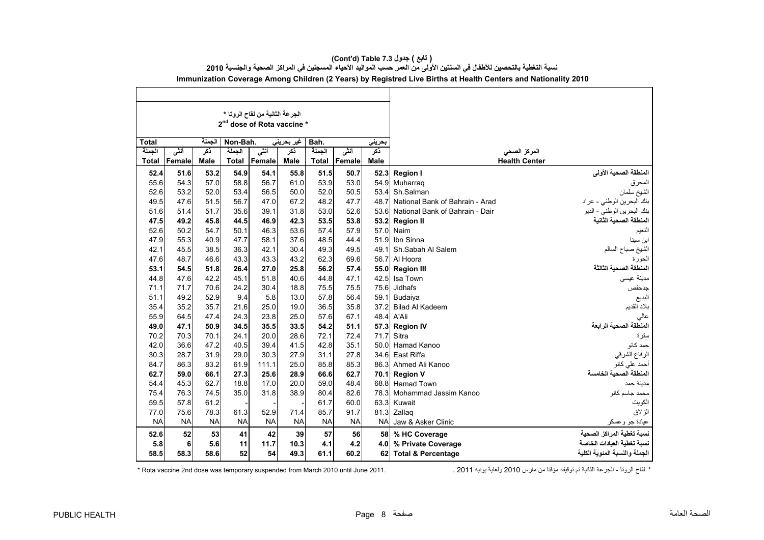## ( تابع ) جدول 7.3 (Cont'd) Table

## نسبة التغطية بالتحصين للأطفال في السنتين الأولى من العمر حسب المواليد الأحياء المسجلين في المراكز الصحية والجنسية 2010

## Immunization Coverage Among Children (2 Years) by Registred Live Births at Health Centers and Nationality 2010

| الجرعة الثانية من لقاح الروتا * 2nd dose of Rota vaccine * | | | | | | | | | | |
|---|---|---|---|---|---|---|---|---|---|---|
| الجملة Total | | | غير بحريني Non-Bah. | | | بحريني Bah. | | | | |
| الجملة Total | أنثى Female | ذكر Male | الجملة Total | أنثى Female | ذكر Male | الجملة Total | أنثى Female | ذكر Male | Health Center | المركز الصحي |
| **52.4** | **51.6** | **53.2** | **54.9** | **54.1** | **55.8** | **51.5** | **50.7** | **52.3** | **Region I** | **المنطقة الصحية الأولى** |
| 55.6 | 54.3 | 57.0 | 58.8 | 56.7 | 61.0 | 53.9 | 53.0 | 54.9 | Muharraq | المحرق |
| 52.6 | 53.2 | 52.0 | 53.4 | 56.5 | 50.0 | 52.0 | 50.5 | 53.4 | Sh.Salman | الشيخ سلمان |
| 49.5 | 47.6 | 51.5 | 56.7 | 47.0 | 67.2 | 48.2 | 47.7 | 48.7 | National Bank of Bahrain - Arad | بنك البحرين الوطني - عراد |
| 51.6 | 51.4 | 51.7 | 35.6 | 39.1 | 31.8 | 53.0 | 52.6 | 53.6 | National Bank of Bahrain - Dair | بنك البحرين الوطني - الدير |
| **47.5** | **49.2** | **45.8** | **44.5** | **46.9** | **42.3** | **53.5** | **53.8** | **53.2** | **Region II** | **المنطقة الصحية الثانية** |
| 52.6 | 50.2 | 54.7 | 50.1 | 46.3 | 53.6 | 57.4 | 57.9 | 57.0 | Naim | النعيم |
| 47.9 | 55.3 | 40.9 | 47.7 | 58.1 | 37.6 | 48.5 | 44.4 | 51.9 | Ibn Sinna | ابن سينا |
| 42.1 | 45.5 | 38.5 | 36.3 | 42.1 | 30.4 | 49.3 | 49.5 | 49.1 | Sh.Sabah Al Salem | الشيخ صباح السالم |
| 47.6 | 48.7 | 46.6 | 43.3 | 43.3 | 43.2 | 62.3 | 69.6 | 56.7 | Al Hoora | الحورة |
| **53.1** | **54.5** | **51.8** | **26.4** | **27.0** | **25.8** | **56.2** | **57.4** | **55.0** | **Region III** | **المنطقة الصحية الثالثة** |
| 44.8 | 47.6 | 42.2 | 45.1 | 51.8 | 40.6 | 44.8 | 47.1 | 42.5 | Isa Town | مدينة عيسى |
| 71.1 | 71.7 | 70.6 | 24.2 | 30.4 | 18.8 | 75.5 | 75.5 | 75.6 | Jidhafs | جدحفص |
| 51.1 | 49.2 | 52.9 | 9.4 | 5.8 | 13.0 | 57.8 | 56.4 | 59.1 | Budaiya | البديع |
| 35.4 | 35.2 | 35.7 | 21.6 | 25.0 | 19.0 | 36.5 | 35.8 | 37.2 | Bilad Al Kadeem | بلاد القديم |
| 55.9 | 64.5 | 47.4 | 24.3 | 23.8 | 25.0 | 57.6 | 67.1 | 48.4 | A'Ali | عالي |
| **49.0** | **47.1** | **50.9** | **34.5** | **35.5** | **33.5** | **54.2** | **51.1** | **57.3** | **Region IV** | **المنطقة الصحية الرابعة** |
| 70.2 | 70.3 | 70.1 | 24.1 | 20.0 | 28.6 | 72.1 | 72.4 | 71.7 | Sitra | سترة |
| 42.0 | 36.6 | 47.2 | 40.5 | 39.4 | 41.5 | 42.8 | 35.1 | 50.0 | Hamad Kanoo | حمد كانو |
| 30.3 | 28.7 | 31.9 | 29.0 | 30.3 | 27.9 | 31.1 | 27.8 | 34.6 | East Riffa | الرفاع الشرقي |
| 84.7 | 86.3 | 83.2 | 61.9 | 111.1 | 25.0 | 85.8 | 85.3 | 86.3 | Ahmed Ali Kanoo | أحمد علي كانو |
| **62.7** | **59.0** | **66.1** | **27.3** | **25.6** | **28.9** | **66.6** | **62.7** | **70.1** | **Region V** | **المنطقة الصحية الخامسة** |
| 54.4 | 45.3 | 62.7 | 18.8 | 17.0 | 20.0 | 59.0 | 48.4 | 68.8 | Hamad Town | مدينة حمد |
| 75.4 | 76.3 | 74.5 | 35.0 | 31.8 | 38.9 | 80.4 | 82.6 | 78.3 | Mohammad Jassim Kanoo | محمد جاسم كانو |
| 59.5 | 57.8 | 61.2 | - | - | - | 61.7 | 60.0 | 63.3 | Kuwait | الكويت |
| 77.0 | 75.6 | 78.3 | 61.3 | 52.9 | 71.4 | 85.7 | 91.7 | 81.3 | Zallaq | الزلاق |
| NA | NA | NA | NA | NA | NA | NA | NA | NA | Jaw & Asker Clinic | عيادة جو وعسكر |
| **52.6** | **52** | **53** | **41** | **42** | **39** | **57** | **56** | **58** | **% HC Coverage** | **نسبة تغطية المراكز الصحية** |
| **5.8** | **6** | **5.6** | **11** | **11.7** | **10.3** | **4.1** | **4.2** | **4.0** | **% Private Coverage** | **نسبة تغطية العيادات الخاصة** |
| **58.5** | **58.3** | **58.6** | **52** | **54** | **49.3** | **61.1** | **60.2** | **62** | **Total & Percentage** | **الجملة والنسبة المئوية الكلية** |

* Rota vaccine 2nd dose was temporary suspended from March 2010 until June 2011.

* لقاح الروتا - الجرعة الثانية تم توقيفه مؤقتا من مارس 2010 ولغاية يونيه 2011 .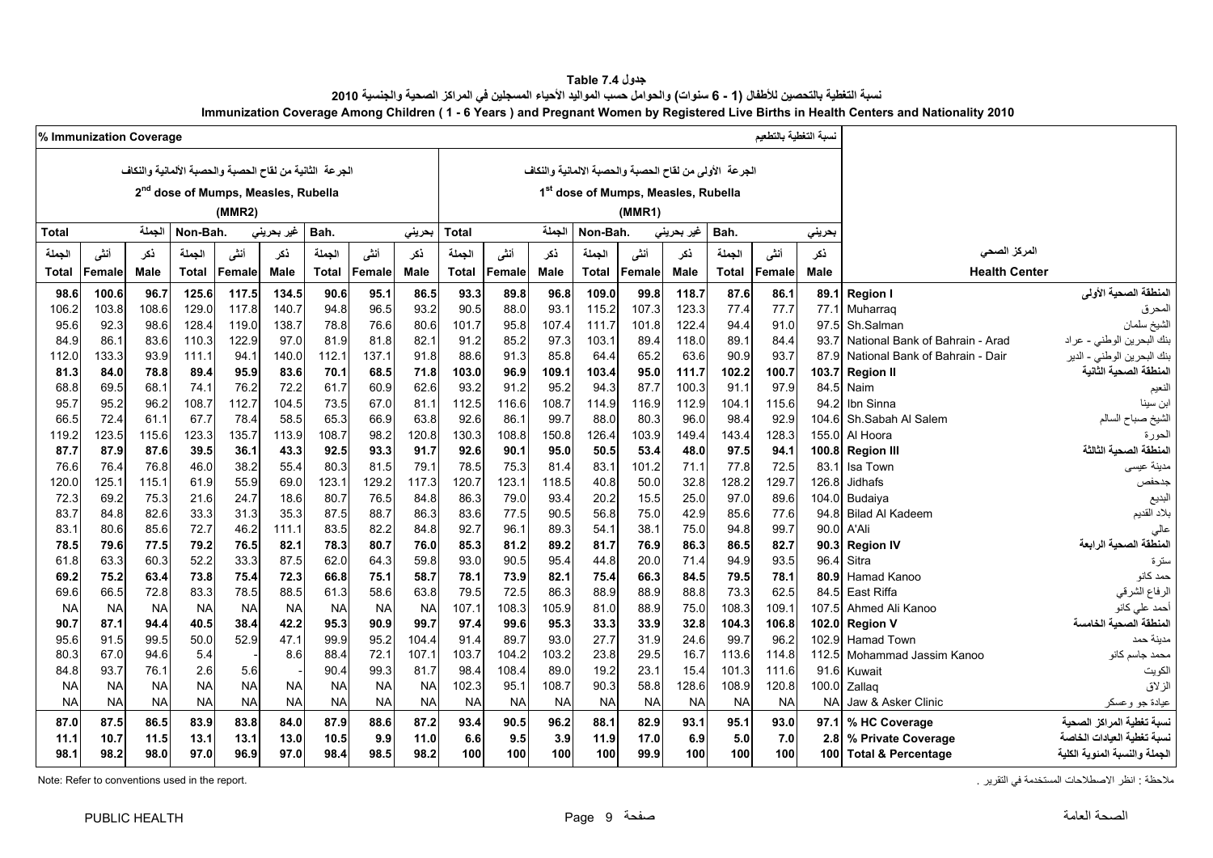# جدول Table 7.4

## نسبة التغطية بالتحصين للأطفال (1 - 6 سنوات) والحوامل حسب المواليد الأحياء المسجلين في المراكز الصحية والجنسية 2010

## Immunization Coverage Among Children ( 1 - 6 Years ) and Pregnant Women by Registered Live Births in Health Centers and Nationality 2010

% Immunization Coverage — نسبة التغطية بالتطعيم

| الجرعة الثانية من لقاح الحصبة والحصبة الألمانية والنكاف 2nd dose of Mumps, Measles, Rubella (MMR2) | | | | | | | | | الجرعة الأولى من لقاح الحصبة والحصبة الالمانية والنكاف 1st dose of Mumps, Measles, Rubella (MMR1) | | | | | | | | | | |
|---|---|---|---|---|---|---|---|---|---|---|---|---|---|---|---|---|---|---|---|
| Total الجملة | | | Non-Bah. غير بحريني | | | Bah. بحريني | | | Total الجملة | | | Non-Bah. غير بحريني | | | Bah. بحريني | | | | |
| الجملة Total | أنثى Female | ذكر Male | الجملة Total | أنثى Female | ذكر Male | الجملة Total | أنثى Female | ذكر Male | الجملة Total | أنثى Female | ذكر Male | الجملة Total | أنثى Female | ذكر Male | الجملة Total | أنثى Female | ذكر Male | Health Center | المركز الصحي |
| **98.6** | **100.6** | **96.7** | **125.6** | **117.5** | **134.5** | **90.6** | **95.1** | **86.5** | **93.3** | **89.8** | **96.8** | **109.0** | **99.8** | **118.7** | **87.6** | **86.1** | **89.1** | **Region I** | **المنطقة الصحية الأولى** |
| 106.2 | 103.8 | 108.6 | 129.0 | 117.8 | 140.7 | 94.8 | 96.5 | 93.2 | 90.5 | 88.0 | 93.1 | 115.2 | 107.3 | 123.3 | 77.4 | 77.7 | 77.1 | Muharraq | المحرق |
| 95.6 | 92.3 | 98.6 | 128.4 | 119.0 | 138.7 | 78.8 | 76.6 | 80.6 | 101.7 | 95.8 | 107.4 | 111.7 | 101.8 | 122.4 | 94.4 | 91.0 | 97.5 | Sh.Salman | الشيخ سلمان |
| 84.9 | 86.1 | 83.6 | 110.3 | 122.9 | 97.0 | 81.9 | 81.8 | 82.1 | 91.2 | 85.2 | 97.3 | 103.1 | 89.4 | 118.0 | 89.1 | 84.4 | 93.7 | National Bank of Bahrain - Arad | بنك البحرين الوطني - عراد |
| 112.0 | 133.3 | 93.9 | 111.1 | 94.1 | 140.0 | 112.1 | 137.1 | 91.8 | 88.6 | 91.3 | 85.8 | 64.4 | 65.2 | 63.6 | 90.9 | 93.7 | 87.9 | National Bank of Bahrain - Dair | بنك البحرين الوطني - الدير |
| **81.3** | **84.0** | **78.8** | **89.4** | **95.9** | **83.6** | **70.1** | **68.5** | **71.8** | **103.0** | **96.9** | **109.1** | **103.4** | **95.0** | **111.7** | **102.2** | **100.7** | **103.7** | **Region II** | **المنطقة الصحية الثانية** |
| 68.8 | 69.5 | 68.1 | 74.1 | 76.2 | 72.2 | 61.7 | 60.9 | 62.6 | 93.2 | 91.2 | 95.2 | 94.3 | 87.7 | 100.3 | 91.1 | 97.9 | 84.5 | Naim | النعيم |
| 95.7 | 95.2 | 96.2 | 108.7 | 112.7 | 104.5 | 73.5 | 67.0 | 81.1 | 112.5 | 116.6 | 108.7 | 114.9 | 116.9 | 112.9 | 104.1 | 115.6 | 94.2 | Ibn Sinna | ابن سينا |
| 66.5 | 72.4 | 61.1 | 67.7 | 78.4 | 58.5 | 65.3 | 66.9 | 63.8 | 92.6 | 86.1 | 99.7 | 88.0 | 80.3 | 96.0 | 98.4 | 92.9 | 104.6 | Sh.Sabah Al Salem | الشيخ صباح السالم |
| 119.2 | 123.5 | 115.6 | 123.3 | 135.7 | 113.9 | 108.7 | 98.2 | 120.8 | 130.3 | 108.8 | 150.8 | 126.4 | 103.9 | 149.4 | 143.4 | 128.3 | 155.0 | Al Hoora | الحورة |
| **87.7** | **87.9** | **87.6** | **39.5** | **36.1** | **43.3** | **92.5** | **93.3** | **91.7** | **92.6** | **90.1** | **95.0** | **50.5** | **53.4** | **48.0** | **97.5** | **94.1** | **100.8** | **Region III** | **المنطقة الصحية الثالثة** |
| 76.6 | 76.4 | 76.8 | 46.0 | 38.2 | 55.4 | 80.3 | 81.5 | 79.1 | 78.5 | 75.3 | 81.4 | 83.1 | 101.2 | 71.1 | 77.8 | 72.5 | 83.1 | Isa Town | مدينة عيسى |
| 120.0 | 125.1 | 115.1 | 61.9 | 55.9 | 69.0 | 123.1 | 129.2 | 117.3 | 120.7 | 123.1 | 118.5 | 40.8 | 50.0 | 32.8 | 128.2 | 129.7 | 126.8 | Jidhafs | جدحفص |
| 72.3 | 69.2 | 75.3 | 21.6 | 24.7 | 18.6 | 80.7 | 76.5 | 84.8 | 86.3 | 79.0 | 93.4 | 20.2 | 15.5 | 25.0 | 97.0 | 89.6 | 104.0 | Budaiya | البديع |
| 83.7 | 84.8 | 82.6 | 33.3 | 31.3 | 35.3 | 87.5 | 88.7 | 86.3 | 83.6 | 77.5 | 90.5 | 56.8 | 75.0 | 42.9 | 85.6 | 77.6 | 94.8 | Bilad Al Kadeem | بلاد القديم |
| 83.1 | 80.6 | 85.6 | 72.7 | 46.2 | 111.1 | 83.5 | 82.2 | 84.8 | 92.7 | 96.1 | 89.3 | 54.1 | 38.1 | 75.0 | 94.8 | 99.7 | 90.0 | A'Ali | عالي |
| **78.5** | **79.6** | **77.5** | **79.2** | **76.5** | **82.1** | **78.3** | **80.7** | **76.0** | **85.3** | **81.2** | **89.2** | **81.7** | **76.9** | **86.3** | **86.5** | **82.7** | **90.3** | **Region IV** | **المنطقة الصحية الرابعة** |
| 61.8 | 63.3 | 60.3 | 52.2 | 33.3 | 87.5 | 62.0 | 64.3 | 59.8 | 93.0 | 90.5 | 95.4 | 44.8 | 20.0 | 71.4 | 94.9 | 93.5 | 96.4 | Sitra | سترة |
| **69.2** | **75.2** | **63.4** | **73.8** | **75.4** | **72.3** | **66.8** | **75.1** | **58.7** | **78.1** | **73.9** | **82.1** | **75.4** | **66.3** | **84.5** | **79.5** | **78.1** | **80.9** | Hamad Kanoo | حمد كانو |
| 69.6 | 66.5 | 72.8 | 83.3 | 78.5 | 88.5 | 61.3 | 58.6 | 63.8 | 79.5 | 72.5 | 86.3 | 88.9 | 88.9 | 88.8 | 73.3 | 62.5 | 84.5 | East Riffa | الرفاع الشرقي |
| NA | NA | NA | NA | NA | NA | NA | NA | NA | 107.1 | 108.3 | 105.9 | 81.0 | 88.9 | 75.0 | 108.3 | 109.1 | 107.5 | Ahmed Ali Kanoo | أحمد علي كانو |
| **90.7** | **87.1** | **94.4** | **40.5** | **38.4** | **42.2** | **95.3** | **90.9** | **99.7** | **97.4** | **99.6** | **95.3** | **33.3** | **33.9** | **32.8** | **104.3** | **106.8** | **102.0** | **Region V** | **المنطقة الصحية الخامسة** |
| 95.6 | 91.5 | 99.5 | 50.0 | 52.9 | 47.1 | 99.9 | 95.2 | 104.4 | 91.4 | 89.7 | 93.0 | 27.7 | 31.9 | 24.6 | 99.7 | 96.2 | 102.9 | Hamad Town | مدينة حمد |
| 80.3 | 67.0 | 94.6 | 5.4 | - | 8.6 | 88.4 | 72.1 | 107.1 | 103.7 | 104.2 | 103.2 | 23.8 | 29.5 | 16.7 | 113.6 | 114.8 | 112.5 | Mohammad Jassim Kanoo | محمد جاسم كانو |
| 84.8 | 93.7 | 76.1 | 2.6 | 5.6 | - | 90.4 | 99.3 | 81.7 | 98.4 | 108.4 | 89.0 | 19.2 | 23.1 | 15.4 | 101.3 | 111.6 | 91.6 | Kuwait | الكويت |
| NA | NA | NA | NA | NA | NA | NA | NA | NA | 102.3 | 95.1 | 108.7 | 90.3 | 58.8 | 128.6 | 108.9 | 120.8 | 100.0 | Zallaq | الزلاق |
| NA | NA | NA | NA | NA | NA | NA | NA | NA | NA | NA | NA | NA | NA | NA | NA | NA | NA | Jaw & Asker Clinic | عيادة جو وعسكر |
| **87.0** | **87.5** | **86.5** | **83.9** | **83.8** | **84.0** | **87.9** | **88.6** | **87.2** | **93.4** | **90.5** | **96.2** | **88.1** | **82.9** | **93.1** | **95.1** | **93.0** | **97.1** | **% HC Coverage** | **نسبة تغطية المراكز الصحية** |
| **11.1** | **10.7** | **11.5** | **13.1** | **13.1** | **13.0** | **10.5** | **9.9** | **11.0** | **6.6** | **9.5** | **3.9** | **11.9** | **17.0** | **6.9** | **5.0** | **7.0** | **2.8** | **% Private Coverage** | **نسبة تغطية العيادات الخاصة** |
| **98.1** | **98.2** | **98.0** | **97.0** | **96.9** | **97.0** | **98.4** | **98.5** | **98.2** | **100** | **100** | **100** | **100** | **99.9** | **100** | **100** | **100** | **100** | **Total & Percentage** | **الجملة والنسبة المئوية الكلية** |

Note: Refer to conventions used in the report.

ملاحظة : انظر الاصطلاحات المستخدمة في التقرير .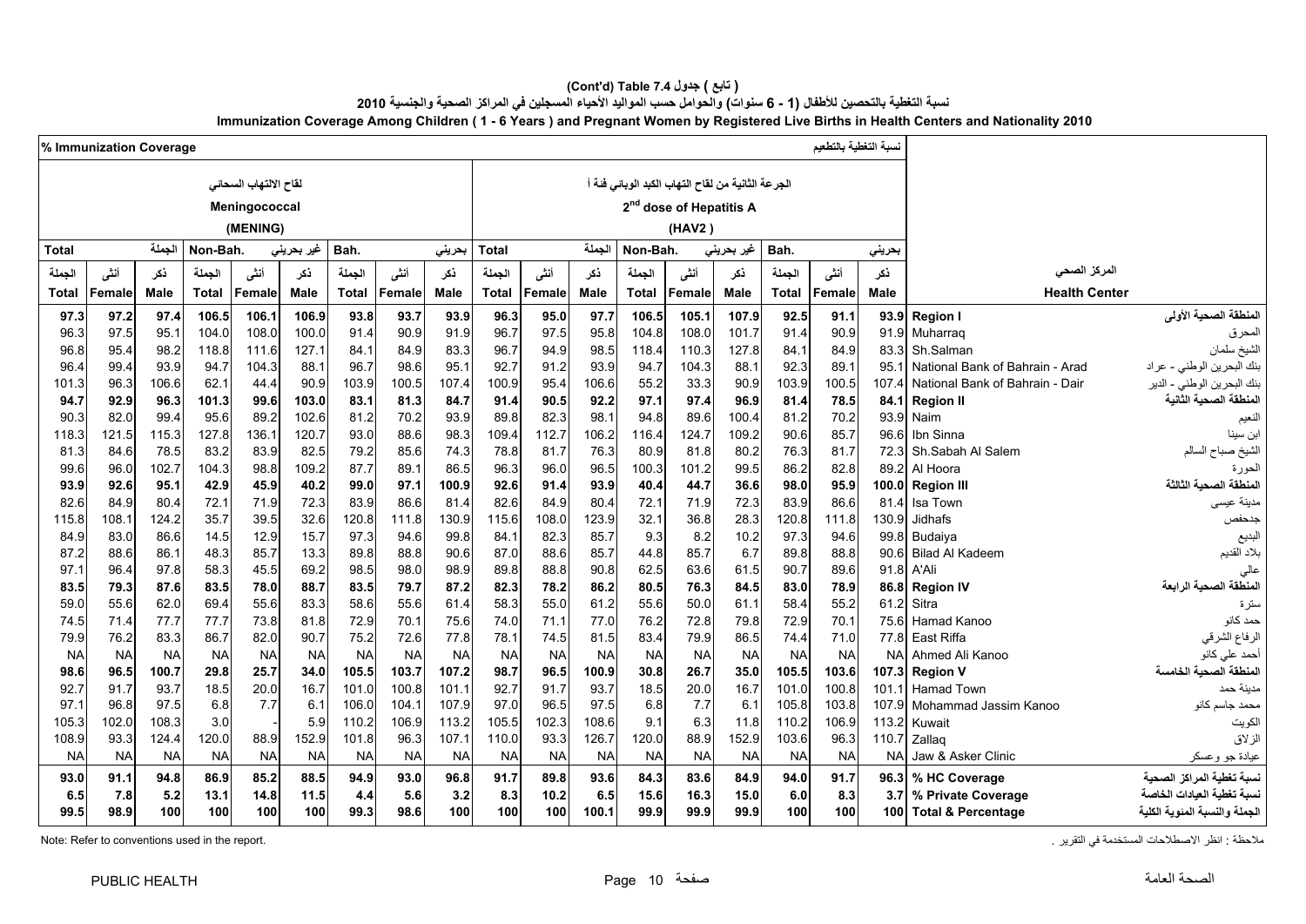## (Cont'd) Table 7.4 ( تابع ) جدول

## نسبة التغطية بالتحصين للأطفال (1 - 6 سنوات) والحوامل حسب المواليد الأحياء المسجلين في المراكز الصحية والجنسية 2010

## Immunization Coverage Among Children ( 1 - 6 Years ) and Pregnant Women by Registered Live Births in Health Centers and Nationality 2010

| % Immunization Coverage | | | | | | | | | | | | | | | | | | نسبة التغطية بالتطعيم | |
|---|---|---|---|---|---|---|---|---|---|---|---|---|---|---|---|---|---|---|---|
| لقاح الالتهاب السحائي Meningococcal (MENING) | | | | | | | | | الجرعة الثانية من لقاح التهاب الكبد الوبائي فئة أ 2nd dose of Hepatitis A (HAV2) | | | | | | | | | | |
| Total الجملة | | | Non-Bah. غير بحريني | | | Bah. بحريني | | | Total الجملة | | | Non-Bah. غير بحريني | | | Bah. بحريني | | | | |
| الجملة Total | أنثى Female | ذكر Male | الجملة Total | أنثى Female | ذكر Male | الجملة Total | أنثى Female | ذكر Male | الجملة Total | أنثى Female | ذكر Male | الجملة Total | أنثى Female | ذكر Male | الجملة Total | أنثى Female | ذكر Male | Health Center | المركز الصحي |
| **97.3** | **97.2** | **97.4** | **106.5** | **106.1** | **106.9** | **93.8** | **93.7** | **93.9** | **96.3** | **95.0** | **97.7** | **106.5** | **105.1** | **107.9** | **92.5** | **91.1** | **93.9** | **Region I** | **المنطقة الصحية الأولى** |
| 96.3 | 97.5 | 95.1 | 104.0 | 108.0 | 100.0 | 91.4 | 90.9 | 91.9 | 96.7 | 97.5 | 95.8 | 104.8 | 108.0 | 101.7 | 91.4 | 90.9 | 91.9 | Muharraq | المحرق |
| 96.8 | 95.4 | 98.2 | 118.8 | 111.6 | 127.1 | 84.1 | 84.9 | 83.3 | 96.7 | 94.9 | 98.5 | 118.4 | 110.3 | 127.8 | 84.1 | 84.9 | 83.3 | Sh.Salman | الشيخ سلمان |
| 96.4 | 99.4 | 93.9 | 94.7 | 104.3 | 88.1 | 96.7 | 98.6 | 95.1 | 92.7 | 91.2 | 93.9 | 94.7 | 104.3 | 88.1 | 92.3 | 89.1 | 95.1 | National Bank of Bahrain - Arad | بنك البحرين الوطني - عراد |
| 101.3 | 96.3 | 106.6 | 62.1 | 44.4 | 90.9 | 103.9 | 100.5 | 107.4 | 100.9 | 95.4 | 106.6 | 55.2 | 33.3 | 90.9 | 103.9 | 100.5 | 107.4 | National Bank of Bahrain - Dair | بنك البحرين الوطني - الدير |
| **94.7** | **92.9** | **96.3** | **101.3** | **99.6** | **103.0** | **83.1** | **81.3** | **84.7** | **91.4** | **90.5** | **92.2** | **97.1** | **97.4** | **96.9** | **81.4** | **78.5** | **84.1** | **Region II** | **المنطقة الصحية الثانية** |
| 90.3 | 82.0 | 99.4 | 95.6 | 89.2 | 102.6 | 81.2 | 70.2 | 93.9 | 89.8 | 82.3 | 98.1 | 94.8 | 89.6 | 100.4 | 81.2 | 70.2 | 93.9 | Naim | النعيم |
| 118.3 | 121.5 | 115.3 | 127.8 | 136.1 | 120.7 | 93.0 | 88.6 | 98.3 | 109.4 | 112.7 | 106.2 | 116.4 | 124.7 | 109.2 | 90.6 | 85.7 | 96.6 | Ibn Sinna | ابن سينا |
| 81.3 | 84.6 | 78.5 | 83.2 | 83.9 | 82.5 | 79.2 | 85.6 | 74.3 | 78.8 | 81.7 | 76.3 | 80.9 | 81.8 | 80.2 | 76.3 | 81.7 | 72.3 | Sh.Sabah Al Salem | الشيخ صباح السالم |
| 99.6 | 96.0 | 102.7 | 104.3 | 98.8 | 109.2 | 87.7 | 89.1 | 86.5 | 96.3 | 96.0 | 96.5 | 100.3 | 101.2 | 99.5 | 86.2 | 82.8 | 89.2 | Al Hoora | الحورة |
| **93.9** | **92.6** | **95.1** | **42.9** | **45.9** | **40.2** | **99.0** | **97.1** | **100.9** | **92.6** | **91.4** | **93.9** | **40.4** | **44.7** | **36.6** | **98.0** | **95.9** | **100.0** | **Region III** | **المنطقة الصحية الثالثة** |
| 82.6 | 84.9 | 80.4 | 72.1 | 71.9 | 72.3 | 83.9 | 86.6 | 81.4 | 82.6 | 84.9 | 80.4 | 72.1 | 71.9 | 72.3 | 83.9 | 86.6 | 81.4 | Isa Town | مدينة عيسى |
| 115.8 | 108.1 | 124.2 | 35.7 | 39.5 | 32.6 | 120.8 | 111.8 | 130.9 | 115.6 | 108.0 | 123.9 | 32.1 | 36.8 | 28.3 | 120.8 | 111.8 | 130.9 | Jidhafs | جدحفص |
| 84.9 | 83.0 | 86.6 | 14.5 | 12.9 | 15.7 | 97.3 | 94.6 | 99.8 | 84.1 | 82.3 | 85.7 | 9.3 | 8.2 | 10.2 | 97.3 | 94.6 | 99.8 | Budaiya | البديع |
| 87.2 | 88.6 | 86.1 | 48.3 | 85.7 | 13.3 | 89.8 | 88.8 | 90.6 | 87.0 | 88.6 | 85.7 | 44.8 | 85.7 | 6.7 | 89.8 | 88.8 | 90.6 | Bilad Al Kadeem | بلاد القديم |
| 97.1 | 96.4 | 97.8 | 58.3 | 45.5 | 69.2 | 98.5 | 98.0 | 98.9 | 89.8 | 88.8 | 90.8 | 62.5 | 63.6 | 61.5 | 90.7 | 89.6 | 91.8 | A'Ali | عالي |
| **83.5** | **79.3** | **87.6** | **83.5** | **78.0** | **88.7** | **83.5** | **79.7** | **87.2** | **82.3** | **78.2** | **86.2** | **80.5** | **76.3** | **84.5** | **83.0** | **78.9** | **86.8** | **Region IV** | **المنطقة الصحية الرابعة** |
| 59.0 | 55.6 | 62.0 | 69.4 | 55.6 | 83.3 | 58.6 | 55.6 | 61.4 | 58.3 | 55.0 | 61.2 | 55.6 | 50.0 | 61.1 | 58.4 | 55.2 | 61.2 | Sitra | سترة |
| 74.5 | 71.4 | 77.7 | 77.7 | 73.8 | 81.8 | 72.9 | 70.1 | 75.6 | 74.0 | 71.1 | 77.0 | 76.2 | 72.8 | 79.8 | 72.9 | 70.1 | 75.6 | Hamad Kanoo | حمد كانو |
| 79.9 | 76.2 | 83.3 | 86.7 | 82.0 | 90.7 | 75.2 | 72.6 | 77.8 | 78.1 | 74.5 | 81.5 | 83.4 | 79.9 | 86.5 | 74.4 | 71.0 | 77.8 | East Riffa | الرفاع الشرقي |
| NA | NA | NA | NA | NA | NA | NA | NA | NA | NA | NA | NA | NA | NA | NA | NA | NA | NA | Ahmed Ali Kanoo | أحمد علي كانو |
| **98.6** | **96.5** | **100.7** | **29.8** | **25.7** | **34.0** | **105.5** | **103.7** | **107.2** | **98.7** | **96.5** | **100.9** | **30.8** | **26.7** | **35.0** | **105.5** | **103.6** | **107.3** | **Region V** | **المنطقة الصحية الخامسة** |
| 92.7 | 91.7 | 93.7 | 18.5 | 20.0 | 16.7 | 101.0 | 100.8 | 101.1 | 92.7 | 91.7 | 93.7 | 18.5 | 20.0 | 16.7 | 101.0 | 100.8 | 101.1 | Hamad Town | مدينة حمد |
| 97.1 | 96.8 | 97.5 | 6.8 | 7.7 | 6.1 | 106.0 | 104.1 | 107.9 | 97.0 | 96.5 | 97.5 | 6.8 | 7.7 | 6.1 | 105.8 | 103.8 | 107.9 | Mohammad Jassim Kanoo | محمد جاسم كانو |
| 105.3 | 102.0 | 108.3 | 3.0 | - | 5.9 | 110.2 | 106.9 | 113.2 | 105.5 | 102.3 | 108.6 | 9.1 | 6.3 | 11.8 | 110.2 | 106.9 | 113.2 | Kuwait | الكويت |
| 108.9 | 93.3 | 124.4 | 120.0 | 88.9 | 152.9 | 101.8 | 96.3 | 107.1 | 110.0 | 93.3 | 126.7 | 120.0 | 88.9 | 152.9 | 103.6 | 96.3 | 110.7 | Zallaq | الزلاق |
| NA | NA | NA | NA | NA | NA | NA | NA | NA | NA | NA | NA | NA | NA | NA | NA | NA | NA | Jaw & Asker Clinic | عيادة جو وعسكر |
| **93.0** | **91.1** | **94.8** | **86.9** | **85.2** | **88.5** | **94.9** | **93.0** | **96.8** | **91.7** | **89.8** | **93.6** | **84.3** | **83.6** | **84.9** | **94.0** | **91.7** | **96.3** | **% HC Coverage** | **نسبة تغطية المراكز الصحية** |
| **6.5** | **7.8** | **5.2** | **13.1** | **14.8** | **11.5** | **4.4** | **5.6** | **3.2** | **8.3** | **10.2** | **6.5** | **15.6** | **16.3** | **15.0** | **6.0** | **8.3** | **3.7** | **% Private Coverage** | **نسبة تغطية العيادات الخاصة** |
| **99.5** | **98.9** | **100** | **100** | **100** | **100** | **99.3** | **98.6** | **100** | **100** | **100** | **100.1** | **99.9** | **99.9** | **99.9** | **100** | **100** | **100** | **Total & Percentage** | **الجملة والنسبة المئوية الكلية** |

Note: Refer to conventions used in the report.

ملاحظة : انظر الاصطلاحات المستخدمة في التقرير .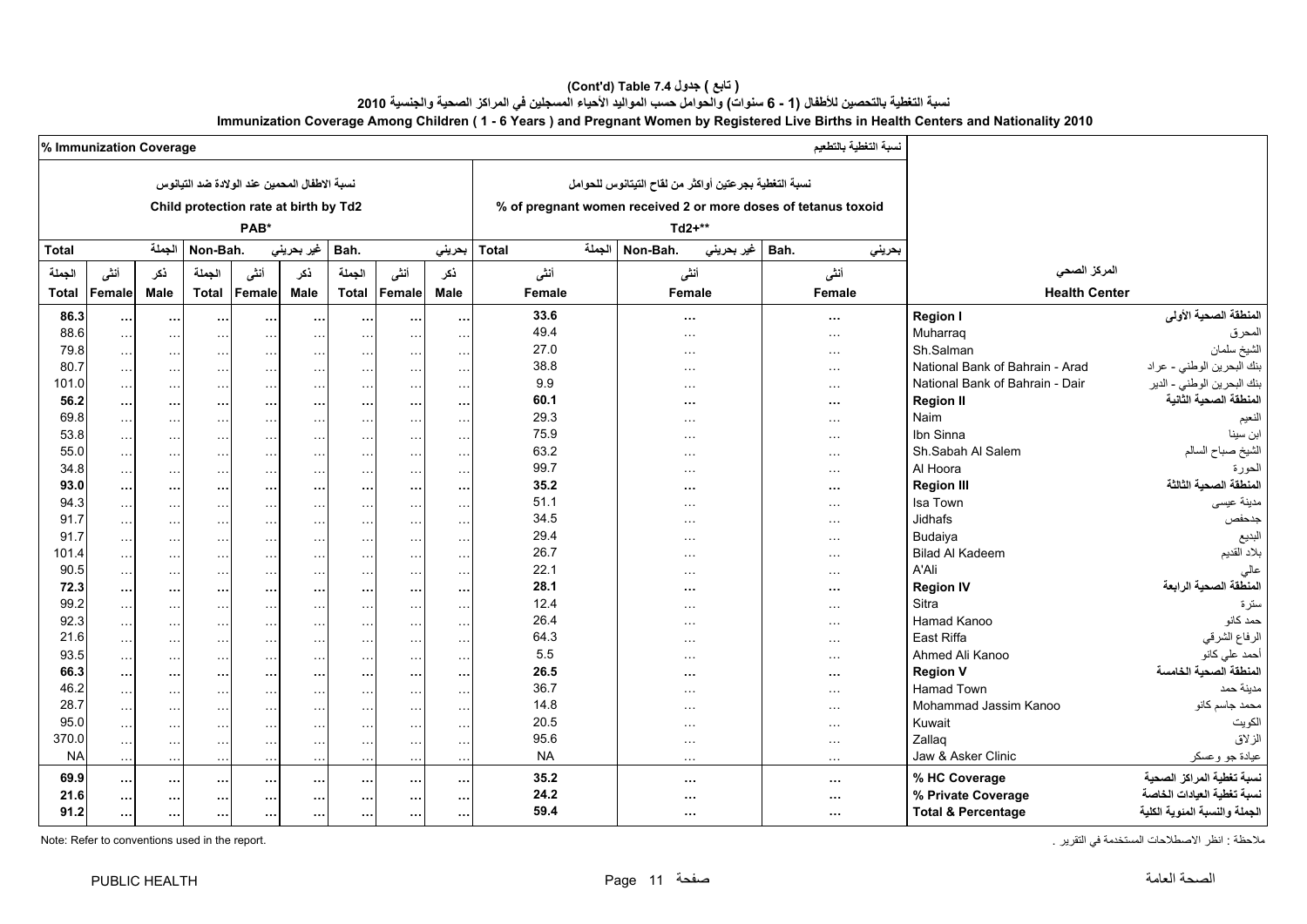**( تابع ) جدول 7.4 (Cont'd) Table**

**نسبة التغطية بالتحصين للأطفال (1 - 6 سنوات) والحوامل حسب المواليد الأحياء المسجلين في المراكز الصحية والجنسية 2010**

**Immunization Coverage Among Children ( 1 - 6 Years ) and Pregnant Women by Registered Live Births in Health Centers and Nationality 2010**

| % Immunization Coverage نسبة التغطية بالتطعيم | | | | | | | | | | | | | |
|---|---|---|---|---|---|---|---|---|---|---|---|---|---|
| نسبة الاطفال المحميين عند الولادة ضد التيانوس Child protection rate at birth by Td2 PAB* | | | | | | | | | نسبة التغطية بجرعتين أواكثر من لقاح التيتانوس للحوامل % of pregnant women received 2 or more doses of tetanus toxoid Td2+** | | | | |
| الجملة Total | | | غير بحريني Non-Bah. | | | بحريني Bah. | | | الجملة Total | غير بحريني Non-Bah. | بحريني Bah. | | |
| الجملة Total | أنثى Female | ذكر Male | الجملة Total | أنثى Female | ذكر Male | الجملة Total | أنثى Female | ذكر Male | أنثى Female | أنثى Female | أنثى Female | Health Center | المركز الصحي |
| **86.3** | **…** | **…** | **…** | **…** | **…** | **…** | **…** | **…** | **33.6** | **…** | **…** | **Region I** | **المنطقة الصحية الأولى** |
| 88.6 | … | … | … | … | … | … | … | … | 49.4 | … | … | Muharraq | المحرق |
| 79.8 | … | … | … | … | … | … | … | … | 27.0 | … | … | Sh.Salman | الشيخ سلمان |
| 80.7 | … | … | … | … | … | … | … | … | 38.8 | … | … | National Bank of Bahrain - Arad | بنك البحرين الوطني - عراد |
| 101.0 | … | … | … | … | … | … | … | … | 9.9 | … | … | National Bank of Bahrain - Dair | بنك البحرين الوطني - الدير |
| **56.2** | **…** | **…** | **…** | **…** | **…** | **…** | **…** | **…** | **60.1** | **…** | **…** | **Region II** | **المنطقة الصحية الثانية** |
| 69.8 | … | … | … | … | … | … | … | … | 29.3 | … | … | Naim | النعيم |
| 53.8 | … | … | … | … | … | … | … | … | 75.9 | … | … | Ibn Sinna | ابن سينا |
| 55.0 | … | … | … | … | … | … | … | … | 63.2 | … | … | Sh.Sabah Al Salem | الشيخ صباح السالم |
| 34.8 | … | … | … | … | … | … | … | … | 99.7 | … | … | Al Hoora | الحورة |
| **93.0** | **…** | **…** | **…** | **…** | **…** | **…** | **…** | **…** | **35.2** | **…** | **…** | **Region III** | **المنطقة الصحية الثالثة** |
| 94.3 | … | … | … | … | … | … | … | … | 51.1 | … | … | Isa Town | مدينة عيسى |
| 91.7 | … | … | … | … | … | … | … | … | 34.5 | … | … | Jidhafs | جدحفص |
| 91.7 | … | … | … | … | … | … | … | … | 29.4 | … | … | Budaiya | البديع |
| 101.4 | … | … | … | … | … | … | … | … | 26.7 | … | … | Bilad Al Kadeem | بلاد القديم |
| 90.5 | … | … | … | … | … | … | … | … | 22.1 | … | … | A'Ali | عالي |
| **72.3** | **…** | **…** | **…** | **…** | **…** | **…** | **…** | **…** | **28.1** | **…** | **…** | **Region IV** | **المنطقة الصحية الرابعة** |
| 99.2 | … | … | … | … | … | … | … | … | 12.4 | … | … | Sitra | سترة |
| 92.3 | … | … | … | … | … | … | … | … | 26.4 | … | … | Hamad Kanoo | حمد كانو |
| 21.6 | … | … | … | … | … | … | … | … | 64.3 | … | … | East Riffa | الرفاع الشرقي |
| 93.5 | … | … | … | … | … | … | … | … | 5.5 | … | … | Ahmed Ali Kanoo | أحمد علي كانو |
| **66.3** | **…** | **…** | **…** | **…** | **…** | **…** | **…** | **…** | **26.5** | **…** | **…** | **Region V** | **المنطقة الصحية الخامسة** |
| 46.2 | … | … | … | … | … | … | … | … | 36.7 | … | … | Hamad Town | مدينة حمد |
| 28.7 | … | … | … | … | … | … | … | … | 14.8 | … | … | Mohammad Jassim Kanoo | محمد جاسم كانو |
| 95.0 | … | … | … | … | … | … | … | … | 20.5 | … | … | Kuwait | الكويت |
| 370.0 | … | … | … | … | … | … | … | … | 95.6 | … | … | Zallaq | الزلاق |
| NA | … | … | … | … | … | … | … | … | NA | … | … | Jaw & Asker Clinic | عيادة جو وعسكر |
| **69.9** | **…** | **…** | **…** | **…** | **…** | **…** | **…** | **…** | **35.2** | **…** | **…** | **% HC Coverage** | **نسبة تغطية المراكز الصحية** |
| **21.6** | **…** | **…** | **…** | **…** | **…** | **…** | **…** | **…** | **24.2** | **…** | **…** | **% Private Coverage** | **نسبة تغطية العيادات الخاصة** |
| **91.2** | **…** | **…** | **…** | **…** | **…** | **…** | **…** | **…** | **59.4** | **…** | **…** | **Total & Percentage** | **الجملة والنسبة المئوية الكلية** |

Note: Refer to conventions used in the report.

ملاحظة : انظر الاصطلاحات المستخدمة في التقرير .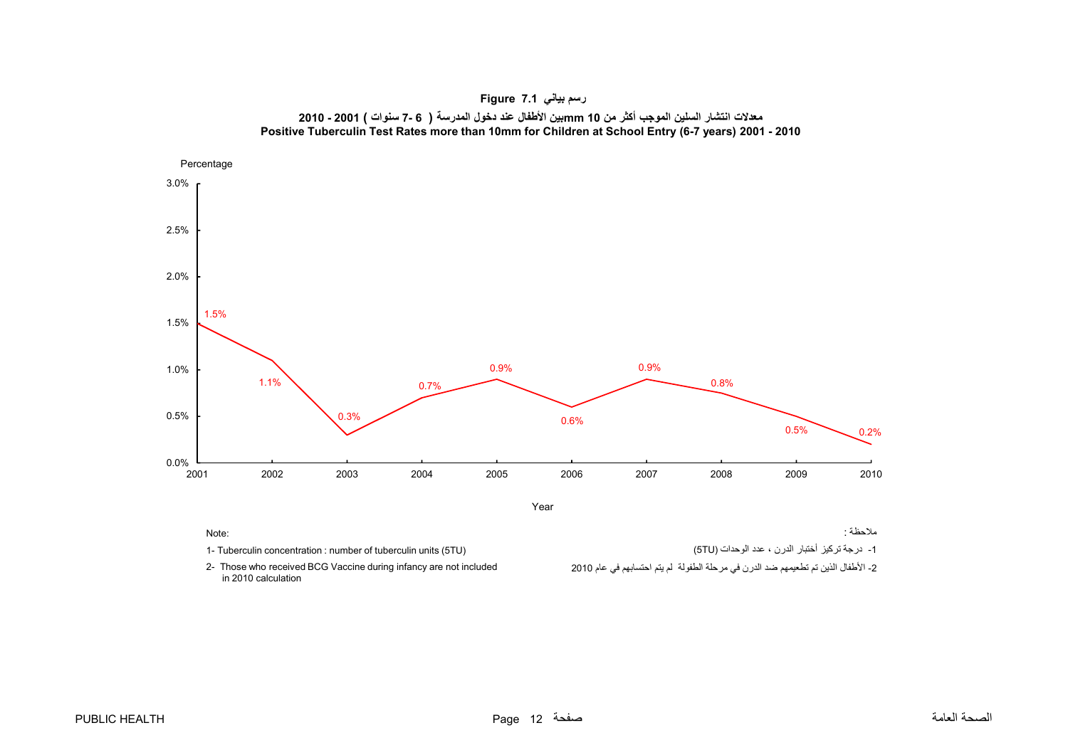**Figure 7.1 رسم بياني**

**معدلات انتشار السلين الموجب أكثر من 10 mmبين الأطفال عند دخول المدرسة ( 6 -7 سنوات ) 2001 - 2010**

**Positive Tuberculin Test Rates more than 10mm for Children at School Entry (6-7 years) 2001 - 2010**

| Year | Percentage |
|---|---|
| 2001 | 1.5% |
| 2002 | 1.1% |
| 2003 | 0.3% |
| 2004 | 0.7% |
| 2005 | 0.9% |
| 2006 | 0.6% |
| 2007 | 0.9% |
| 2008 | 0.8% |
| 2009 | 0.5% |
| 2010 | 0.2% |

Note:

1- Tuberculin concentration : number of tuberculin units (5TU)

2- Those who received BCG Vaccine during infancy are not included in 2010 calculation

ملاحظة :

1- درجة تركيز أختبار الدرن ، عدد الوحدات (5TU)

2- الأطفال الذين تم تطعيمهم ضد الدرن في مرحلة الطفولة لم يتم احتسابهم في عام 2010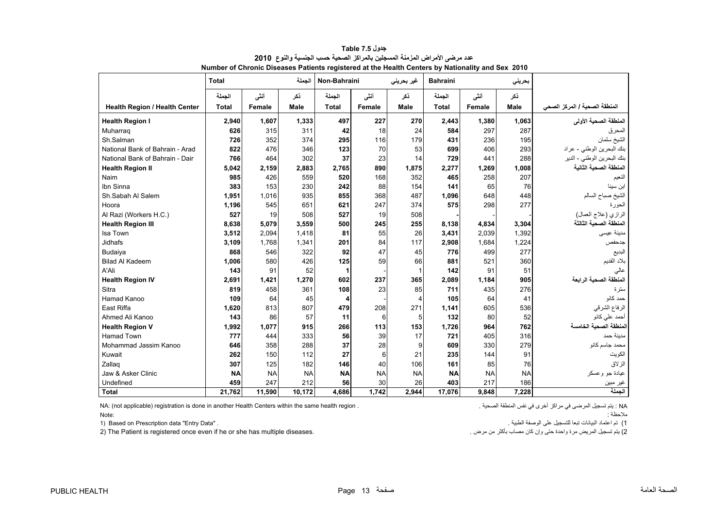# جدول 7.5 Table

## عدد مرضى الأمراض المزمنة المسجلين بالمراكز الصحية حسب الجنسية والنوع 2010

## Number of Chronic Diseases Patients registered at the Health Centers by Nationality and Sex 2010

| | Total الجملة | | | Non-Bahraini غير بحريني | | | Bahraini بحريني | | | |
|---|---|---|---|---|---|---|---|---|---|---|
| **Health Region / Health Center** | الجملة **Total** | أنثى **Female** | ذكر **Male** | الجملة **Total** | أنثى **Female** | ذكر **Male** | الجملة **Total** | أنثى **Female** | ذكر **Male** | **المنطقة الصحية / المركز الصحي** |
| **Health Region I** | **2,940** | **1,607** | **1,333** | **497** | **227** | **270** | **2,443** | **1,380** | **1,063** | **المنطقة الصحية الأولى** |
| Muharraq | **626** | 315 | 311 | **42** | 18 | 24 | **584** | 297 | 287 | المحرق |
| Sh.Salman | **726** | 352 | 374 | **295** | 116 | 179 | **431** | 236 | 195 | الشيخ سلمان |
| National Bank of Bahrain - Arad | **822** | 476 | 346 | **123** | 70 | 53 | **699** | 406 | 293 | بنك البحرين الوطني - عراد |
| National Bank of Bahrain - Dair | **766** | 464 | 302 | **37** | 23 | 14 | **729** | 441 | 288 | بنك البحرين الوطني - الدير |
| **Health Region II** | **5,042** | **2,159** | **2,883** | **2,765** | **890** | **1,875** | **2,277** | **1,269** | **1,008** | **المنطقة الصحية الثانية** |
| Naim | **985** | 426 | 559 | **520** | 168 | 352 | **465** | 258 | 207 | النعيم |
| Ibn Sinna | **383** | 153 | 230 | **242** | 88 | 154 | **141** | 65 | 76 | ابن سينا |
| Sh.Sabah Al Salem | **1,951** | 1,016 | 935 | **855** | 368 | 487 | **1,096** | 648 | 448 | الشيخ صباح السالم |
| Hoora | **1,196** | 545 | 651 | **621** | 247 | 374 | **575** | 298 | 277 | الحورة |
| Al Razi (Workers H.C.) | **527** | 19 | 508 | **527** | 19 | 508 | **-** | - | - | الرازي (علاج العمال) |
| **Health Region III** | **8,638** | **5,079** | **3,559** | **500** | **245** | **255** | **8,138** | **4,834** | **3,304** | **المنطقة الصحية الثالثة** |
| Isa Town | **3,512** | 2,094 | 1,418 | **81** | 55 | 26 | **3,431** | 2,039 | 1,392 | مدينة عيسى |
| Jidhafs | **3,109** | 1,768 | 1,341 | **201** | 84 | 117 | **2,908** | 1,684 | 1,224 | جدحفص |
| Budaiya | **868** | 546 | 322 | **92** | 47 | 45 | **776** | 499 | 277 | البديع |
| Bilad Al Kadeem | **1,006** | 580 | 426 | **125** | 59 | 66 | **881** | 521 | 360 | بلاد القديم |
| A'Ali | **143** | 91 | 52 | **1** | - | 1 | **142** | 91 | 51 | عالي |
| **Health Region IV** | **2,691** | **1,421** | **1,270** | **602** | **237** | **365** | **2,089** | **1,184** | **905** | **المنطقة الصحية الرابعة** |
| Sitra | **819** | 458 | 361 | **108** | 23 | 85 | **711** | 435 | 276 | سترة |
| Hamad Kanoo | **109** | 64 | 45 | **4** | - | 4 | **105** | 64 | 41 | حمد كانو |
| East Riffa | **1,620** | 813 | 807 | **479** | 208 | 271 | **1,141** | 605 | 536 | الرفاع الشرقي |
| Ahmed Ali Kanoo | **143** | 86 | 57 | **11** | 6 | 5 | **132** | 80 | 52 | أحمد علي كانو |
| **Health Region V** | **1,992** | **1,077** | **915** | **266** | **113** | **153** | **1,726** | **964** | **762** | **المنطقة الصحية الخامسة** |
| Hamad Town | **777** | 444 | 333 | **56** | 39 | 17 | **721** | 405 | 316 | مدينة حمد |
| Mohammad Jassim Kanoo | **646** | 358 | 288 | **37** | 28 | 9 | **609** | 330 | 279 | محمد جاسم كانو |
| Kuwait | **262** | 150 | 112 | **27** | 6 | 21 | **235** | 144 | 91 | الكويت |
| Zallaq | **307** | 125 | 182 | **146** | 40 | 106 | **161** | 85 | 76 | الزلاق |
| Jaw & Asker Clinic | **NA** | NA | NA | **NA** | NA | NA | **NA** | NA | NA | عيادة جو وعسكر |
| Undefined | **459** | 247 | 212 | **56** | 30 | 26 | **403** | 217 | 186 | غير مبين |
| **Total** | **21,762** | **11,590** | **10,172** | **4,686** | **1,742** | **2,944** | **17,076** | **9,848** | **7,228** | **الجملة** |

NA: (not applicable) registration is done in another Health Centers within the same health region .

NA : يتم تسجيل المرضى في مراكز أخرى في نفس المنطقة الصحية .

Note:

ملاحظة :

1) Based on Prescription data "Entry Data" .

1) تم اعتماد البيانات تبعا للتسجيل على الوصفة الطبية .

2) The Patient is registered once even if he or she has multiple diseases.

2) يتم تسجيل المريض مرة واحدة حتى وإن كان مصاب بأكثر من مرض .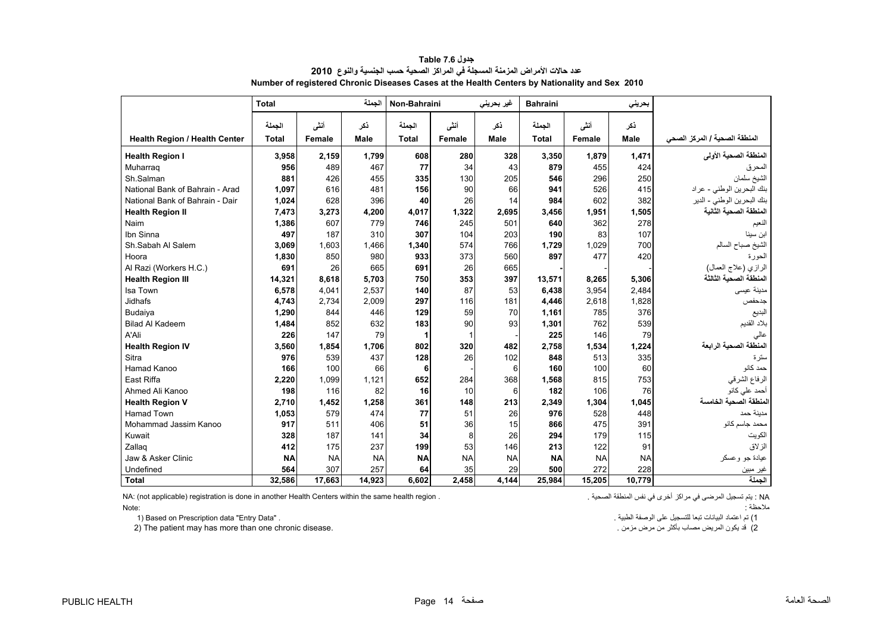# جدول 7.6 Table

## عدد حالات الأمراض المزمنة المسجلة في المراكز الصحية حسب الجنسية والنوع 2010

## Number of registered Chronic Diseases Cases at the Health Centers by Nationality and Sex 2010

| Health Region / Health Center | Total الجملة | | | Non-Bahraini غير بحريني | | | Bahraini بحريني | | | المنطقة الصحية / المركز الصحي |
|---|---|---|---|---|---|---|---|---|---|---|
| | الجملة Total | أنثى Female | ذكر Male | الجملة Total | أنثى Female | ذكر Male | الجملة Total | أنثى Female | ذكر Male | |
| **Health Region I** | **3,958** | **2,159** | **1,799** | **608** | **280** | **328** | **3,350** | **1,879** | **1,471** | **المنطقة الصحية الأولى** |
| Muharraq | **956** | 489 | 467 | **77** | 34 | 43 | **879** | 455 | 424 | المحرق |
| Sh.Salman | **881** | 426 | 455 | **335** | 130 | 205 | **546** | 296 | 250 | الشيخ سلمان |
| National Bank of Bahrain - Arad | **1,097** | 616 | 481 | **156** | 90 | 66 | **941** | 526 | 415 | بنك البحرين الوطني - عراد |
| National Bank of Bahrain - Dair | **1,024** | 628 | 396 | **40** | 26 | 14 | **984** | 602 | 382 | بنك البحرين الوطني - الدير |
| **Health Region II** | **7,473** | **3,273** | **4,200** | **4,017** | **1,322** | **2,695** | **3,456** | **1,951** | **1,505** | **المنطقة الصحية الثانية** |
| Naim | **1,386** | 607 | 779 | **746** | 245 | 501 | **640** | 362 | 278 | النعيم |
| Ibn Sinna | **497** | 187 | 310 | **307** | 104 | 203 | **190** | 83 | 107 | ابن سينا |
| Sh.Sabah Al Salem | **3,069** | 1,603 | 1,466 | **1,340** | 574 | 766 | **1,729** | 1,029 | 700 | الشيخ صباح السالم |
| Hoora | **1,830** | 850 | 980 | **933** | 373 | 560 | **897** | 477 | 420 | الحورة |
| Al Razi (Workers H.C.) | **691** | 26 | 665 | **691** | 26 | 665 | **-** | - | - | الرازي (علاج العمال) |
| **Health Region III** | **14,321** | **8,618** | **5,703** | **750** | **353** | **397** | **13,571** | **8,265** | **5,306** | **المنطقة الصحية الثالثة** |
| Isa Town | **6,578** | 4,041 | 2,537 | **140** | 87 | 53 | **6,438** | 3,954 | 2,484 | مدينة عيسى |
| Jidhafs | **4,743** | 2,734 | 2,009 | **297** | 116 | 181 | **4,446** | 2,618 | 1,828 | جدحفص |
| Budaiya | **1,290** | 844 | 446 | **129** | 59 | 70 | **1,161** | 785 | 376 | البديع |
| Bilad Al Kadeem | **1,484** | 852 | 632 | **183** | 90 | 93 | **1,301** | 762 | 539 | بلاد القديم |
| A'Ali | **226** | 147 | 79 | **1** | 1 | - | **225** | 146 | 79 | عالي |
| **Health Region IV** | **3,560** | **1,854** | **1,706** | **802** | **320** | **482** | **2,758** | **1,534** | **1,224** | **المنطقة الصحية الرابعة** |
| Sitra | **976** | 539 | 437 | **128** | 26 | 102 | **848** | 513 | 335 | سترة |
| Hamad Kanoo | **166** | 100 | 66 | **6** | - | 6 | **160** | 100 | 60 | حمد كانو |
| East Riffa | **2,220** | 1,099 | 1,121 | **652** | 284 | 368 | **1,568** | 815 | 753 | الرفاع الشرقي |
| Ahmed Ali Kanoo | **198** | 116 | 82 | **16** | 10 | 6 | **182** | 106 | 76 | أحمد علي كانو |
| **Health Region V** | **2,710** | **1,452** | **1,258** | **361** | **148** | **213** | **2,349** | **1,304** | **1,045** | **المنطقة الصحية الخامسة** |
| Hamad Town | **1,053** | 579 | 474 | **77** | 51 | 26 | **976** | 528 | 448 | مدينة حمد |
| Mohammad Jassim Kanoo | **917** | 511 | 406 | **51** | 36 | 15 | **866** | 475 | 391 | محمد جاسم كانو |
| Kuwait | **328** | 187 | 141 | **34** | 8 | 26 | **294** | 179 | 115 | الكويت |
| Zallaq | **412** | 175 | 237 | **199** | 53 | 146 | **213** | 122 | 91 | الزلاق |
| Jaw & Asker Clinic | **NA** | NA | NA | **NA** | NA | NA | **NA** | NA | NA | عيادة جو وعسكر |
| Undefined | **564** | 307 | 257 | **64** | 35 | 29 | **500** | 272 | 228 | غير مبين |
| **Total** | **32,586** | **17,663** | **14,923** | **6,602** | **2,458** | **4,144** | **25,984** | **15,205** | **10,779** | **الجملة** |

NA: (not applicable) registration is done in another Health Centers within the same health region .

NA : يتم تسجيل المرضى في مراكز أخرى في نفس المنطقة الصحية .

Note:

ملاحظة :

1) Based on Prescription data "Entry Data" .

1) تم اعتماد البيانات تبعا للتسجيل على الوصفة الطبية .

2) The patient may has more than one chronic disease.

2) قد يكون المريض مصاب بأكثر من مرض مزمن .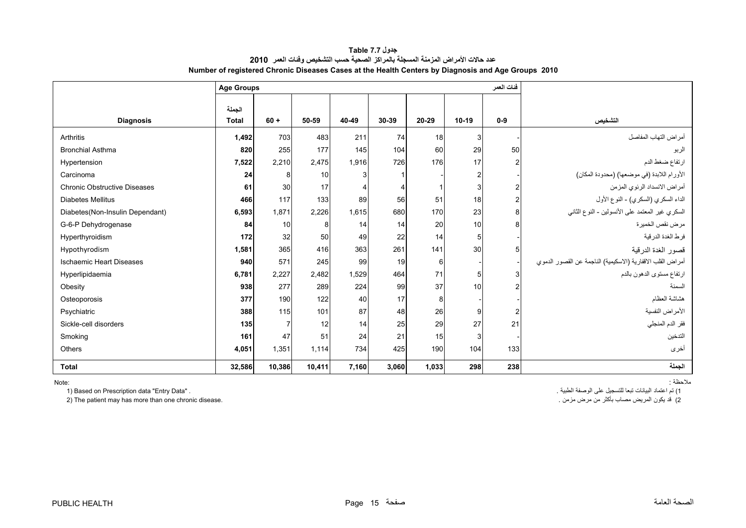**Table 7.7 جدول**

**عدد حالات الأمراض المزمنة المسجلة بالمراكز الصحية حسب التشخيص وفئات العمر 2010**

**Number of registered Chronic Diseases Cases at the Health Centers by Diagnosis and Age Groups 2010**

| | Age Groups | | | | | | | فئات العمر | |
|---|---|---|---|---|---|---|---|---|---|
| **Diagnosis** | **الجملة Total** | **60 +** | **50-59** | **40-49** | **30-39** | **20-29** | **10-19** | **0-9** | **التشخيص** |
| Arthritis | **1,492** | 703 | 483 | 211 | 74 | 18 | 3 | - | أمراض التهاب المفاصل |
| Bronchial Asthma | **820** | 255 | 177 | 145 | 104 | 60 | 29 | 50 | الربو |
| Hypertension | **7,522** | 2,210 | 2,475 | 1,916 | 726 | 176 | 17 | 2 | ارتفاع ضغط الدم |
| Carcinoma | **24** | 8 | 10 | 3 | 1 | - | 2 | - | الأورام اللابدة (في موضعها) (محدودة المكان) |
| Chronic Obstructive Diseases | **61** | 30 | 17 | 4 | 4 | 1 | 3 | 2 | أمراض الانسداد الرئوي المزمن |
| Diabetes Mellitus | **466** | 117 | 133 | 89 | 56 | 51 | 18 | 2 | الداء السكري (السكري) - النوع الأول |
| Diabetes(Non-Insulin Dependant) | **6,593** | 1,871 | 2,226 | 1,615 | 680 | 170 | 23 | 8 | السكري غير المعتمد على الأنسولين - النوع الثاني |
| G-6-P Dehydrogenase | **84** | 10 | 8 | 14 | 14 | 20 | 10 | 8 | مرض نقص الخميرة |
| Hyperthyroidism | **172** | 32 | 50 | 49 | 22 | 14 | 5 | - | فرط الغدة الدرقية |
| Hypothyrodism | **1,581** | 365 | 416 | 363 | 261 | 141 | 30 | 5 | قصور الغدة الدرقية |
| Ischaemic Heart Diseases | **940** | 571 | 245 | 99 | 19 | 6 | - | - | أمراض القلب الاقفارية (الاسكيمية) الناجمة عن القصور الدموي |
| Hyperlipidaemia | **6,781** | 2,227 | 2,482 | 1,529 | 464 | 71 | 5 | 3 | ارتفاع مستوى الدهون بالدم |
| Obesity | **938** | 277 | 289 | 224 | 99 | 37 | 10 | 2 | السمنة |
| Osteoporosis | **377** | 190 | 122 | 40 | 17 | 8 | - | - | هشاشة العظام |
| Psychiatric | **388** | 115 | 101 | 87 | 48 | 26 | 9 | 2 | الأمراض النفسية |
| Sickle-cell disorders | **135** | 7 | 12 | 14 | 25 | 29 | 27 | 21 | فقر الدم المنجلي |
| Smoking | **161** | 47 | 51 | 24 | 21 | 15 | 3 | - | التدخين |
| Others | **4,051** | 1,351 | 1,114 | 734 | 425 | 190 | 104 | 133 | أخرى |
| **Total** | **32,586** | **10,386** | **10,411** | **7,160** | **3,060** | **1,033** | **298** | **238** | **الجملة** |

Note:

1) Based on Prescription data "Entry Data" .

2) The patient may has more than one chronic disease.

ملاحظة :

1) تم اعتماد البيانات تبعا للتسجيل على الوصفة الطبية .

2) قد يكون المريض مصاب بأكثر من مرض مزمن .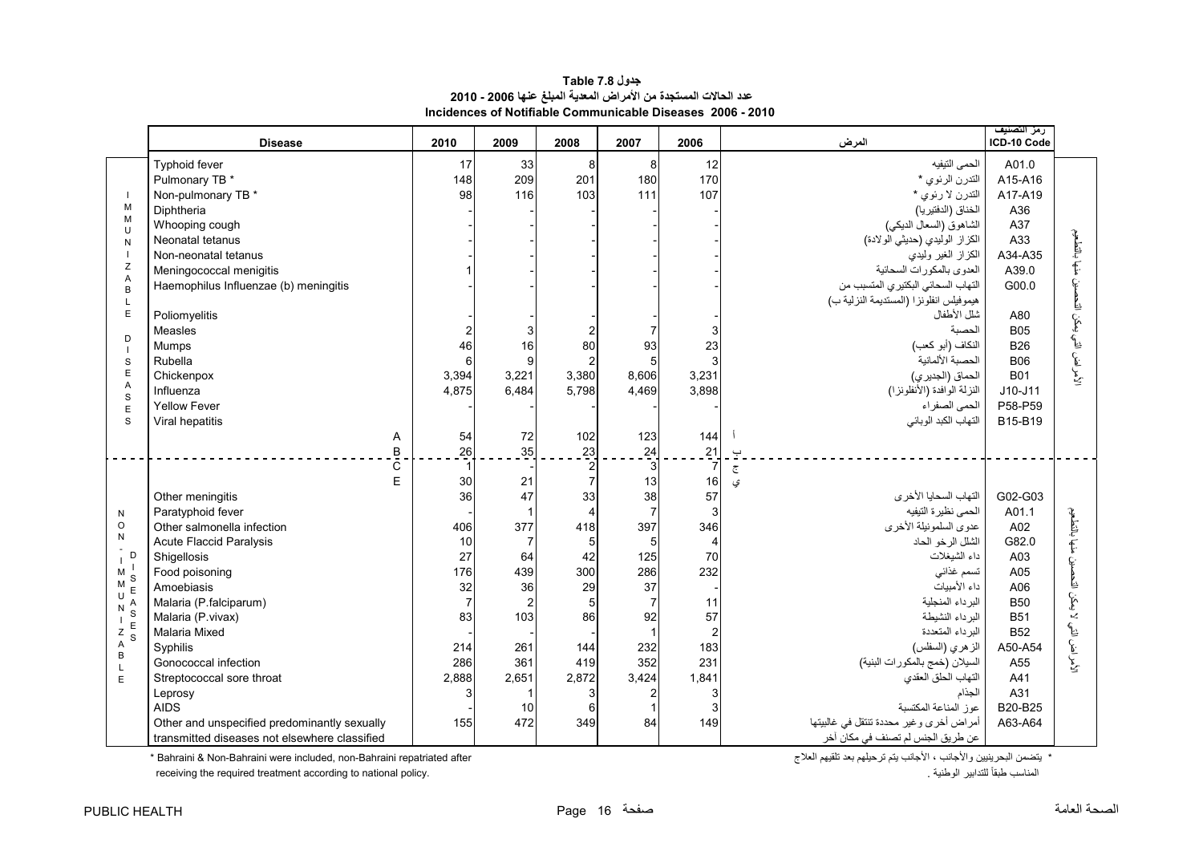# جدول Table 7.8

## عدد الحالات المستجدة من الأمراض المعدية المبلغ عنها 2006 - 2010

## Incidences of Notifiable Communicable Diseases 2006 - 2010

| | Disease | 2010 | 2009 | 2008 | 2007 | 2006 | المرض | رمز التصنيف ICD-10 Code | |
|---|---|---|---|---|---|---|---|---|---|
| IMMUNIZABLE DISEASES | Typhoid fever | 17 | 33 | 8 | 8 | 12 | الحمى التيفيه | A01.0 | الأمراض التي يمكن التحصين منها بالتطعيم |
| | Pulmonary TB * | 148 | 209 | 201 | 180 | 170 | التدرن الرئوي * | A15-A16 | |
| | Non-pulmonary TB * | 98 | 116 | 103 | 111 | 107 | التدرن لا رئوي * | A17-A19 | |
| | Diphtheria | - | - | - | - | - | الخناق (الدفتيريا) | A36 | |
| | Whooping cough | - | - | - | - | - | الشاهوق (السعال الديكي) | A37 | |
| | Neonatal tetanus | - | - | - | - | - | الكزاز الوليدي (حديثي الولادة) | A33 | |
| | Non-neonatal tetanus | - | - | - | - | - | الكزاز الغير وليدي | A34-A35 | |
| | Meningococcal menigitis | 1 | - | - | - | - | العدوى بالمكورات السحائية | A39.0 | |
| | Haemophilus Influenzae (b) meningitis | - | - | - | - | - | التهاب السحائي البكتيري المتسبب من هيموفيلس انفلونزا (المستديمة النزلية ب) | G00.0 | |
| | Poliomyelitis | - | - | - | - | - | شلل الأطفال | A80 | |
| | Measles | 2 | 3 | 2 | 7 | 3 | الحصبة | B05 | |
| | Mumps | 46 | 16 | 80 | 93 | 23 | النكاف (أبو كعب) | B26 | |
| | Rubella | 6 | 9 | 2 | 5 | 3 | الحصبة الألمانية | B06 | |
| | Chickenpox | 3,394 | 3,221 | 3,380 | 8,606 | 3,231 | الحماق (الجديري) | B01 | |
| | Influenza | 4,875 | 6,484 | 5,798 | 4,469 | 3,898 | النزلة الوافدة (الأنفلونزا) | J10-J11 | |
| | Yellow Fever | - | - | - | - | - | الحمى الصفراء | P58-P59 | |
| | Viral hepatitis | | | | | | التهاب الكبد الوبائي | B15-B19 | |
| | A | 54 | 72 | 102 | 123 | 144 | أ | | |
| | B | 26 | 35 | 23 | 24 | 21 | ب | | |
| NON-IMMUNIZABLE DISEASES | C | 1 | - | 2 | 3 | 7 | ج | | الأمراض التي لا يمكن التحصين منها بالتطعيم |
| | E | 30 | 21 | 7 | 13 | 16 | ي | | |
| | Other meningitis | 36 | 47 | 33 | 38 | 57 | التهاب السحايا الأخرى | G02-G03 | |
| | Paratyphoid fever | - | 1 | 4 | 7 | 3 | الحمى نظيرة التيفيه | A01.1 | |
| | Other salmonella infection | 406 | 377 | 418 | 397 | 346 | عدوى السلمونيلة الأخرى | A02 | |
| | Acute Flaccid Paralysis | 10 | 7 | 5 | 5 | 4 | الشلل الرخو الحاد | G82.0 | |
| | Shigellosis | 27 | 64 | 42 | 125 | 70 | داء الشيغلات | A03 | |
| | Food poisoning | 176 | 439 | 300 | 286 | 232 | تسمم غذائي | A05 | |
| | Amoebiasis | 32 | 36 | 29 | 37 | - | داء الأميبات | A06 | |
| | Malaria (P.falciparum) | 7 | 2 | 5 | 7 | 11 | البرداء المنجلية | B50 | |
| | Malaria (P.vivax) | 83 | 103 | 86 | 92 | 57 | البرداء النشيطة | B51 | |
| | Malaria Mixed | - | - | - | 1 | 2 | البرداء المتعددة | B52 | |
| | Syphilis | 214 | 261 | 144 | 232 | 183 | الزهري (السفلس) | A50-A54 | |
| | Gonococcal infection | 286 | 361 | 419 | 352 | 231 | السيلان (خمج بالمكورات البنية) | A55 | |
| | Streptococcal sore throat | 2,888 | 2,651 | 2,872 | 3,424 | 1,841 | التهاب الحلق العقدي | A41 | |
| | Leprosy | 3 | 1 | 3 | 2 | 3 | الجذام | A31 | |
| | AIDS | - | 10 | 6 | 1 | 3 | عوز المناعة المكتسبة | B20-B25 | |
| | Other and unspecified predominantly sexually transmitted diseases not elsewhere classified | 155 | 472 | 349 | 84 | 149 | أمراض أخرى وغير محددة تنتقل في غالبيتها عن طريق الجنس لم تصنف في مكان آخر | A63-A64 | |

\* Bahraini & Non-Bahraini were included, non-Bahraini repatriated after receiving the required treatment according to national policy.

\* يتضمن البحرينيين والأجانب ، الأجانب يتم ترحيلهم بعد تلقيهم العلاج المناسب طبقاً للتدابير الوطنية .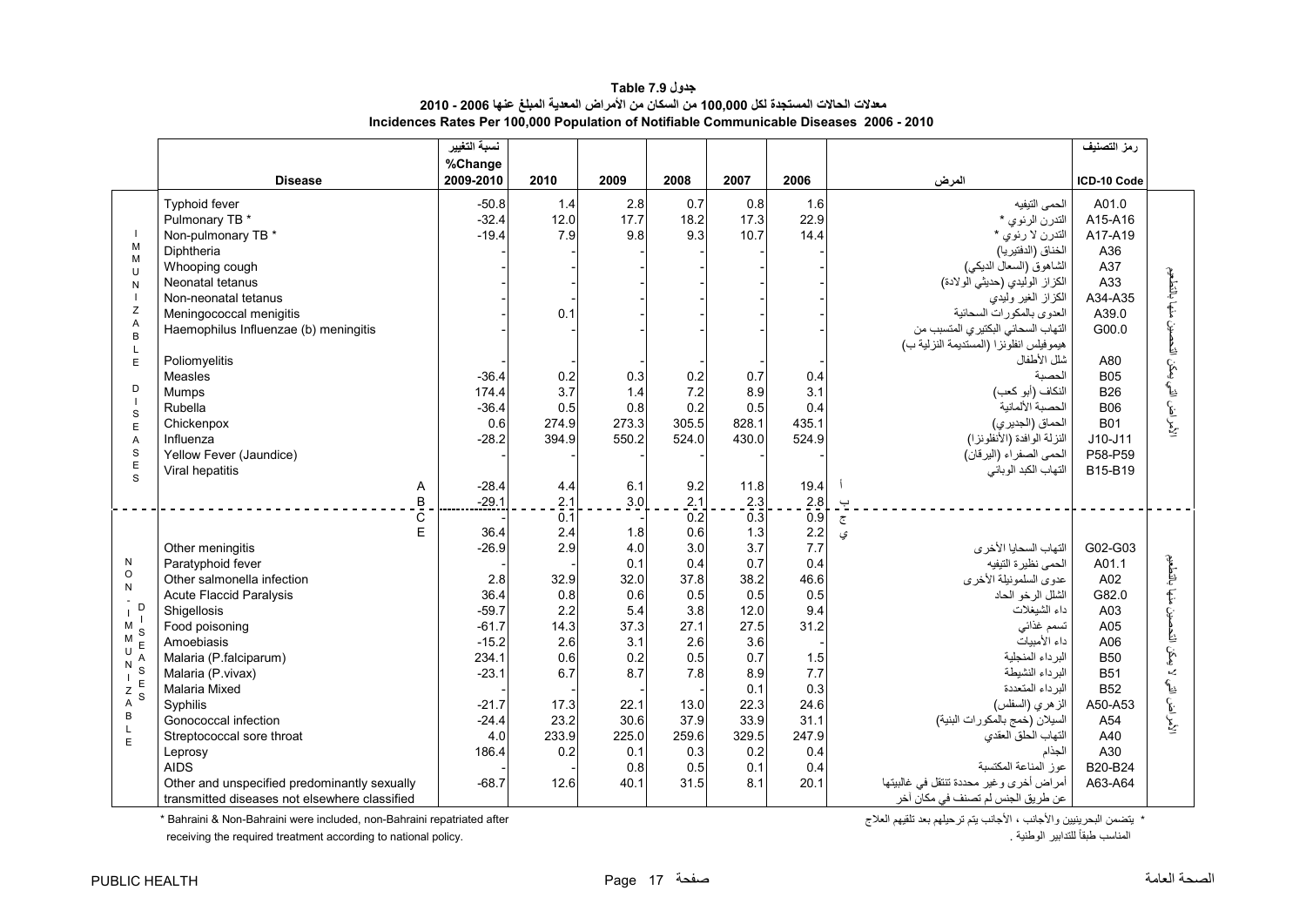# جدول 7.9 Table

## معدلات الحالات المستجدة لكل 100,000 من السكان من الأمراض المعدية المبلغ عنها 2006 - 2010

## Incidences Rates Per 100,000 Population of Notifiable Communicable Diseases 2006 - 2010

| | Disease | نسبة التغيير %Change 2009-2010 | 2010 | 2009 | 2008 | 2007 | 2006 | المرض | رمز التصنيف ICD-10 Code | |
|---|---|---|---|---|---|---|---|---|---|---|
| IMMUNIZABLE DISEASES | Typhoid fever | -50.8 | 1.4 | 2.8 | 0.7 | 0.8 | 1.6 | الحمى التيفيه | A01.0 | الأمراض التي يمكن التحصين منها بالتطعيم |
| | Pulmonary TB * | -32.4 | 12.0 | 17.7 | 18.2 | 17.3 | 22.9 | التدرن الرئوي * | A15-A16 | |
| | Non-pulmonary TB * | -19.4 | 7.9 | 9.8 | 9.3 | 10.7 | 14.4 | التدرن لا رئوي * | A17-A19 | |
| | Diphtheria | - | - | - | - | - | - | الخناق (الدفتيريا) | A36 | |
| | Whooping cough | - | - | - | - | - | - | الشاهوق (السعال الديكي) | A37 | |
| | Neonatal tetanus | - | - | - | - | - | - | الكزاز الوليدي (حديثي الولادة) | A33 | |
| | Non-neonatal tetanus | - | - | - | - | - | - | الكزاز الغير وليدي | A34-A35 | |
| | Meningococcal menigitis | - | 0.1 | - | - | - | - | العدوى بالمكورات السحائية | A39.0 | |
| | Haemophilus Influenzae (b) meningitis | - | - | - | - | - | - | التهاب السحائي البكتيري المتسبب من هيموفيلس انفلونزا (المستديمة النزلية ب) | G00.0 | |
| | Poliomyelitis | - | - | - | - | - | - | شلل الأطفال | A80 | |
| | Measles | -36.4 | 0.2 | 0.3 | 0.2 | 0.7 | 0.4 | الحصبة | B05 | |
| | Mumps | 174.4 | 3.7 | 1.4 | 7.2 | 8.9 | 3.1 | النكاف (أبو كعب) | B26 | |
| | Rubella | -36.4 | 0.5 | 0.8 | 0.2 | 0.5 | 0.4 | الحصبة الألمانية | B06 | |
| | Chickenpox | 0.6 | 274.9 | 273.3 | 305.5 | 828.1 | 435.1 | الحماق (الجديري) | B01 | |
| | Influenza | -28.2 | 394.9 | 550.2 | 524.0 | 430.0 | 524.9 | النزلة الوافدة (الأنفلونزا) | J10-J11 | |
| | Yellow Fever (Jaundice) | - | - | - | - | - | - | الحمى الصفراء (اليرقان) | P58-P59 | |
| | Viral hepatitis | | | | | | | التهاب الكبد الوبائي | B15-B19 | |
| | A | -28.4 | 4.4 | 6.1 | 9.2 | 11.8 | 19.4 | أ | | |
| | B | -29.1 | 2.1 | 3.0 | 2.1 | 2.3 | 2.8 | ب | | |
| NON-IMMUNIZABLE DISEASES | C | - | 0.1 | - | 0.2 | 0.3 | 0.9 | ج | | الأمراض التي لا يمكن التحصين منها بالتطعيم |
| | E | 36.4 | 2.4 | 1.8 | 0.6 | 1.3 | 2.2 | ي | | |
| | Other meningitis | -26.9 | 2.9 | 4.0 | 3.0 | 3.7 | 7.7 | التهاب السحايا الأخرى | G02-G03 | |
| | Paratyphoid fever | - | - | 0.1 | 0.4 | 0.7 | 0.4 | الحمى نظيرة التيفيه | A01.1 | |
| | Other salmonella infection | 2.8 | 32.9 | 32.0 | 37.8 | 38.2 | 46.6 | عدوى السلمونيلة الأخرى | A02 | |
| | Acute Flaccid Paralysis | 36.4 | 0.8 | 0.6 | 0.5 | 0.5 | 0.5 | الشلل الرخو الحاد | G82.0 | |
| | Shigellosis | -59.7 | 2.2 | 5.4 | 3.8 | 12.0 | 9.4 | داء الشيغلات | A03 | |
| | Food poisoning | -61.7 | 14.3 | 37.3 | 27.1 | 27.5 | 31.2 | تسمم غذائي | A05 | |
| | Amoebiasis | -15.2 | 2.6 | 3.1 | 2.6 | 3.6 | - | داء الأميبات | A06 | |
| | Malaria (P.falciparum) | 234.1 | 0.6 | 0.2 | 0.5 | 0.7 | 1.5 | البرداء المنجلية | B50 | |
| | Malaria (P.vivax) | -23.1 | 6.7 | 8.7 | 7.8 | 8.9 | 7.7 | البرداء النشيطة | B51 | |
| | Malaria Mixed | - | - | - | - | 0.1 | 0.3 | البرداء المتعددة | B52 | |
| | Syphilis | -21.7 | 17.3 | 22.1 | 13.0 | 22.3 | 24.6 | الزهري (السفلس) | A50-A53 | |
| | Gonococcal infection | -24.4 | 23.2 | 30.6 | 37.9 | 33.9 | 31.1 | السيلان (خمج بالمكورات البنية) | A54 | |
| | Streptococcal sore throat | 4.0 | 233.9 | 225.0 | 259.6 | 329.5 | 247.9 | التهاب الحلق العقدي | A40 | |
| | Leprosy | 186.4 | 0.2 | 0.1 | 0.3 | 0.2 | 0.4 | الجذام | A30 | |
| | AIDS | - | - | 0.8 | 0.5 | 0.1 | 0.4 | عوز المناعة المكتسبة | B20-B24 | |
| | Other and unspecified predominantly sexually transmitted diseases not elsewhere classified | -68.7 | 12.6 | 40.1 | 31.5 | 8.1 | 20.1 | أمراض أخرى وغير محددة تنتقل في غالبيتها عن طريق الجنس لم تصنف في مكان آخر | A63-A64 | |

\* Bahraini & Non-Bahraini were included, non-Bahraini repatriated after receiving the required treatment according to national policy.

\* يتضمن البحرينيين والأجانب ، الأجانب يتم ترحيلهم بعد تلقيهم العلاج المناسب طبقاً للتدابير الوطنية .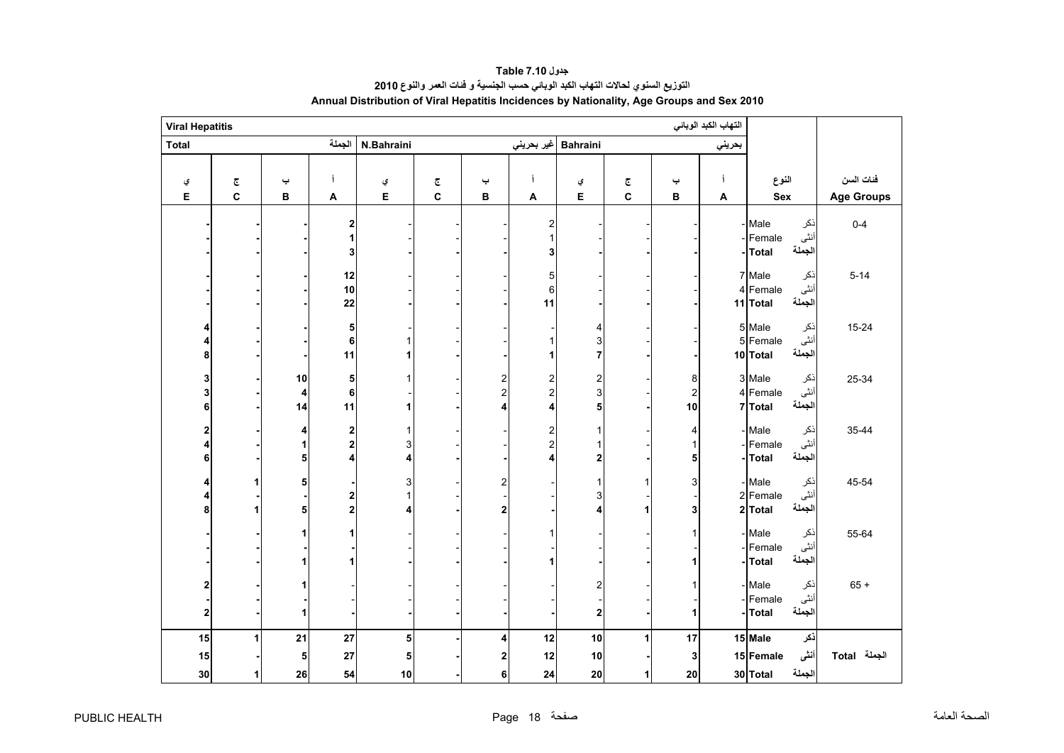**جدول Table 7.10**

**التوزيع السنوي لحالات التهاب الكبد الوبائي حسب الجنسية و فئات العمر والنوع 2010**

**Annual Distribution of Viral Hepatitis Incidences by Nationality, Age Groups and Sex 2010**

| Viral Hepatitis | | | | | | | | | | | التهاب الكبد الوبائي | | |
|---|---|---|---|---|---|---|---|---|---|---|---|---|---|
| Total | | | الجملة | N.Bahraini | | | غير بحريني | Bahraini | | | بحريني | | |
| ي E | ج C | ب B | أ A | ي E | ج C | ب B | أ A | ي E | ج C | ب B | أ A | النوع Sex | فئات السن Age Groups |
| - | - | - | 2 | - | - | - | 2 | - | - | - | - | ذكر Male | 0-4 |
| - | - | - | 1 | - | - | - | 1 | - | - | - | - | أنثى Female | |
| - | - | - | 3 | - | - | - | 3 | - | - | - | - | الجملة Total | |
| - | - | - | 12 | - | - | - | 5 | - | - | - | 7 | ذكر Male | 5-14 |
| - | - | - | 10 | - | - | - | 6 | - | - | - | 4 | أنثى Female | |
| - | - | - | 22 | - | - | - | 11 | - | - | - | 11 | الجملة Total | |
| 4 | - | - | 5 | - | - | - | - | 4 | - | - | 5 | ذكر Male | 15-24 |
| 4 | - | - | 6 | 1 | - | - | 1 | 3 | - | - | 5 | أنثى Female | |
| 8 | - | - | 11 | 1 | - | - | 1 | 7 | - | - | 10 | الجملة Total | |
| 3 | - | 10 | 5 | 1 | - | 2 | 2 | 2 | - | 8 | 3 | ذكر Male | 25-34 |
| 3 | - | 4 | 6 | - | - | 2 | 2 | 3 | - | 2 | 4 | أنثى Female | |
| 6 | - | 14 | 11 | 1 | - | 4 | 4 | 5 | - | 10 | 7 | الجملة Total | |
| 2 | - | 4 | 2 | 1 | - | - | 2 | 1 | - | 4 | - | ذكر Male | 35-44 |
| 4 | - | 1 | 2 | 3 | - | - | 2 | 1 | - | 1 | - | أنثى Female | |
| 6 | - | 5 | 4 | 4 | - | - | 4 | 2 | - | 5 | - | الجملة Total | |
| 4 | 1 | 5 | - | 3 | - | 2 | - | 1 | 1 | 3 | - | ذكر Male | 45-54 |
| 4 | - | - | 2 | 1 | - | - | - | 3 | - | - | 2 | أنثى Female | |
| 8 | 1 | 5 | 2 | 4 | - | 2 | - | 4 | 1 | 3 | 2 | الجملة Total | |
| - | - | 1 | 1 | - | - | - | 1 | - | - | 1 | - | ذكر Male | 55-64 |
| - | - | - | - | - | - | - | - | - | - | - | - | أنثى Female | |
| - | - | 1 | 1 | - | - | - | 1 | - | - | 1 | - | الجملة Total | |
| 2 | - | 1 | - | - | - | - | - | 2 | - | 1 | - | ذكر Male | 65 + |
| - | - | - | - | - | - | - | - | - | - | - | - | أنثى Female | |
| 2 | - | 1 | - | - | - | - | - | 2 | - | 1 | - | الجملة Total | |
| 15 | 1 | 21 | 27 | 5 | - | 4 | 12 | 10 | 1 | 17 | 15 | ذكر Male | الجملة Total |
| 15 | - | 5 | 27 | 5 | - | 2 | 12 | 10 | - | 3 | 15 | أنثى Female | |
| 30 | 1 | 26 | 54 | 10 | - | 6 | 24 | 20 | 1 | 20 | 30 | الجملة Total | |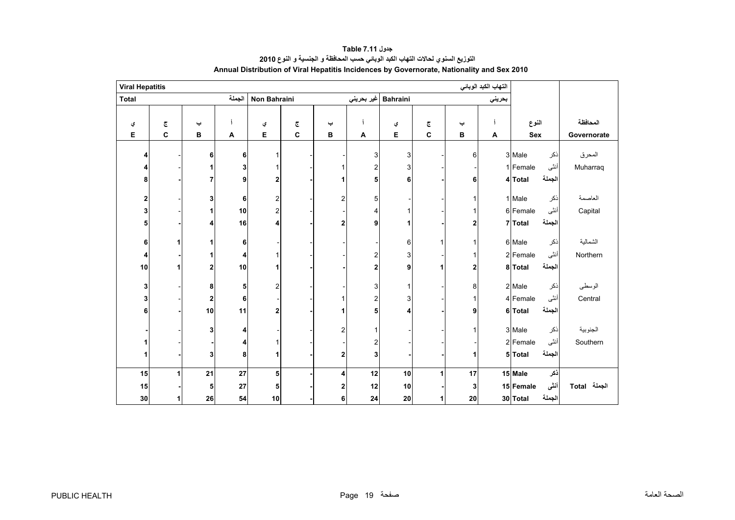# جدول Table 7.11

## التوزيع السنوي لحالات التهاب الكبد الوبائي حسب المحافظة و الجنسية و النوع 2010

## Annual Distribution of Viral Hepatitis Incidences by Governorate, Nationality and Sex 2010

| Viral Hepatitis | | | | | | | | | | | التهاب الكبد الوبائي | | |
|---|---|---|---|---|---|---|---|---|---|---|---|---|---|
| Total | | | الجملة | Non Bahraini | | | غير بحريني | Bahraini | | | بحريني | | |
| ي E | ج C | ب B | أ A | ي E | ج C | ب B | أ A | ي E | ج C | ب B | أ A | النوع Sex | المحافظة Governorate |
| 4 | - | 6 | 6 | 1 | - | - | 3 | 3 | - | 6 | 3 | ذكر Male | المحرق Muharraq |
| 4 | - | 1 | 3 | 1 | - | 1 | 2 | 3 | - | - | 1 | أنثى Female | |
| **8** | **-** | **7** | **9** | **2** | **-** | **1** | **5** | **6** | **-** | **6** | **4** | **الجملة Total** | |
| 2 | - | 3 | 6 | 2 | - | 2 | 5 | - | - | 1 | 1 | ذكر Male | العاصمة Capital |
| 3 | - | 1 | 10 | 2 | - | - | 4 | 1 | - | 1 | 6 | أنثى Female | |
| **5** | **-** | **4** | **16** | **4** | **-** | **2** | **9** | **1** | **-** | **2** | **7** | **الجملة Total** | |
| 6 | 1 | 1 | 6 | - | - | - | - | 6 | 1 | 1 | 6 | ذكر Male | الشمالية Northern |
| 4 | - | 1 | 4 | 1 | - | - | 2 | 3 | - | 1 | 2 | أنثى Female | |
| **10** | **1** | **2** | **10** | **1** | **-** | **-** | **2** | **9** | **1** | **2** | **8** | **الجملة Total** | |
| 3 | - | 8 | 5 | 2 | - | - | 3 | 1 | - | 8 | 2 | ذكر Male | الوسطى Central |
| 3 | - | 2 | 6 | - | - | 1 | 2 | 3 | - | 1 | 4 | أنثى Female | |
| **6** | **-** | **10** | **11** | **2** | **-** | **1** | **5** | **4** | **-** | **9** | **6** | **الجملة Total** | |
| - | - | 3 | 4 | - | - | 2 | 1 | - | - | 1 | 3 | ذكر Male | الجنوبية Southern |
| 1 | - | - | 4 | 1 | - | - | 2 | - | - | - | 2 | أنثى Female | |
| **1** | **-** | **3** | **8** | **1** | **-** | **2** | **3** | **-** | **-** | **1** | **5** | **الجملة Total** | |
| **15** | **1** | **21** | **27** | **5** | **-** | **4** | **12** | **10** | **1** | **17** | **15** | **ذكر Male** | **الجملة Total** |
| **15** | **-** | **5** | **27** | **5** | **-** | **2** | **12** | **10** | **-** | **3** | **15** | **أنثى Female** | |
| **30** | **1** | **26** | **54** | **10** | **-** | **6** | **24** | **20** | **1** | **20** | **30** | **الجملة Total** | |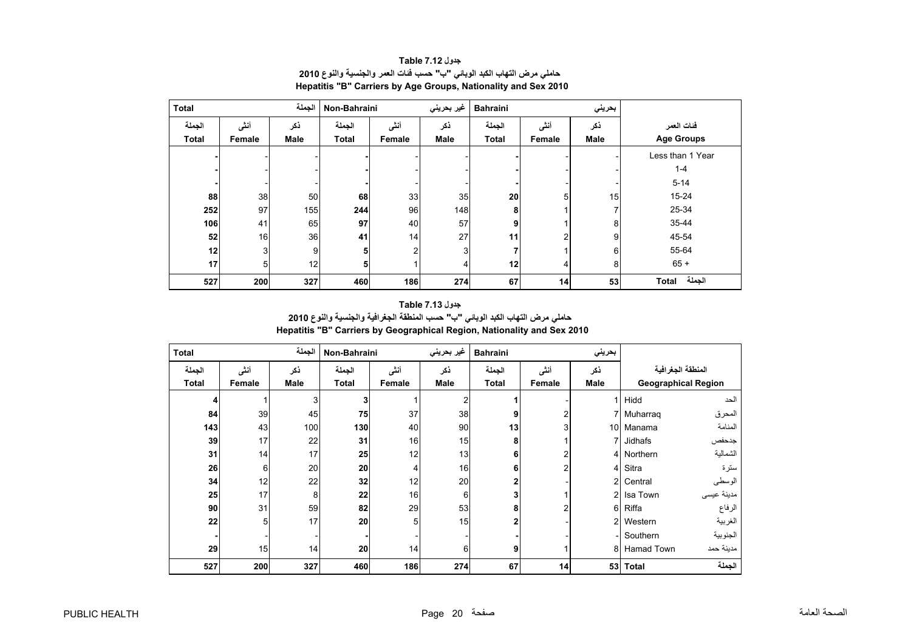## جدول Table 7.12

### حاملي مرض التهاب الكبد الوبائي "ب" حسب فئات العمر والجنسية والنوع 2010

### Hepatitis "B" Carriers by Age Groups, Nationality and Sex 2010

| Total | | الجملة | Non-Bahraini | | غير بحريني | Bahraini | | بحريني | |
|---|---|---|---|---|---|---|---|---|---|
| الجملة Total | أنثى Female | ذكر Male | الجملة Total | أنثى Female | ذكر Male | الجملة Total | أنثى Female | ذكر Male | فئات العمر Age Groups |
| - | - | - | - | - | - | - | - | - | Less than 1 Year |
| - | - | - | - | - | - | - | - | - | 1-4 |
| - | - | - | - | - | - | - | - | - | 5-14 |
| 88 | 38 | 50 | 68 | 33 | 35 | 20 | 5 | 15 | 15-24 |
| 252 | 97 | 155 | 244 | 96 | 148 | 8 | 1 | 7 | 25-34 |
| 106 | 41 | 65 | 97 | 40 | 57 | 9 | 1 | 8 | 35-44 |
| 52 | 16 | 36 | 41 | 14 | 27 | 11 | 2 | 9 | 45-54 |
| 12 | 3 | 9 | 5 | 2 | 3 | 7 | 1 | 6 | 55-64 |
| 17 | 5 | 12 | 5 | 1 | 4 | 12 | 4 | 8 | 65 + |
| 527 | 200 | 327 | 460 | 186 | 274 | 67 | 14 | 53 | Total الجملة |

## جدول Table 7.13

### حاملي مرض التهاب الكبد الوبائي "ب" حسب المنطقة الجغرافية والجنسية والنوع 2010

### Hepatitis "B" Carriers by Geographical Region, Nationality and Sex 2010

| Total | | الجملة | Non-Bahraini | | غير بحريني | Bahraini | | بحريني | |
|---|---|---|---|---|---|---|---|---|---|
| الجملة Total | أنثى Female | ذكر Male | الجملة Total | أنثى Female | ذكر Male | الجملة Total | أنثى Female | ذكر Male | المنطقة الجغرافية Geographical Region |
| 4 | 1 | 3 | 3 | 1 | 2 | 1 | - | 1 | Hidd الحد |
| 84 | 39 | 45 | 75 | 37 | 38 | 9 | 2 | 7 | Muharraq المحرق |
| 143 | 43 | 100 | 130 | 40 | 90 | 13 | 3 | 10 | Manama المنامة |
| 39 | 17 | 22 | 31 | 16 | 15 | 8 | 1 | 7 | Jidhafs جدحفص |
| 31 | 14 | 17 | 25 | 12 | 13 | 6 | 2 | 4 | Northern الشمالية |
| 26 | 6 | 20 | 20 | 4 | 16 | 6 | 2 | 4 | Sitra سترة |
| 34 | 12 | 22 | 32 | 12 | 20 | 2 | - | 2 | Central الوسطى |
| 25 | 17 | 8 | 22 | 16 | 6 | 3 | 1 | 2 | Isa Town مدينة عيسى |
| 90 | 31 | 59 | 82 | 29 | 53 | 8 | 2 | 6 | Riffa الرفاع |
| 22 | 5 | 17 | 20 | 5 | 15 | 2 | - | 2 | Western الغربية |
| - | - | - | - | - | - | - | - | - | Southern الجنوبية |
| 29 | 15 | 14 | 20 | 14 | 6 | 9 | 1 | 8 | Hamad Town مدينة حمد |
| 527 | 200 | 327 | 460 | 186 | 274 | 67 | 14 | 53 | Total الجملة |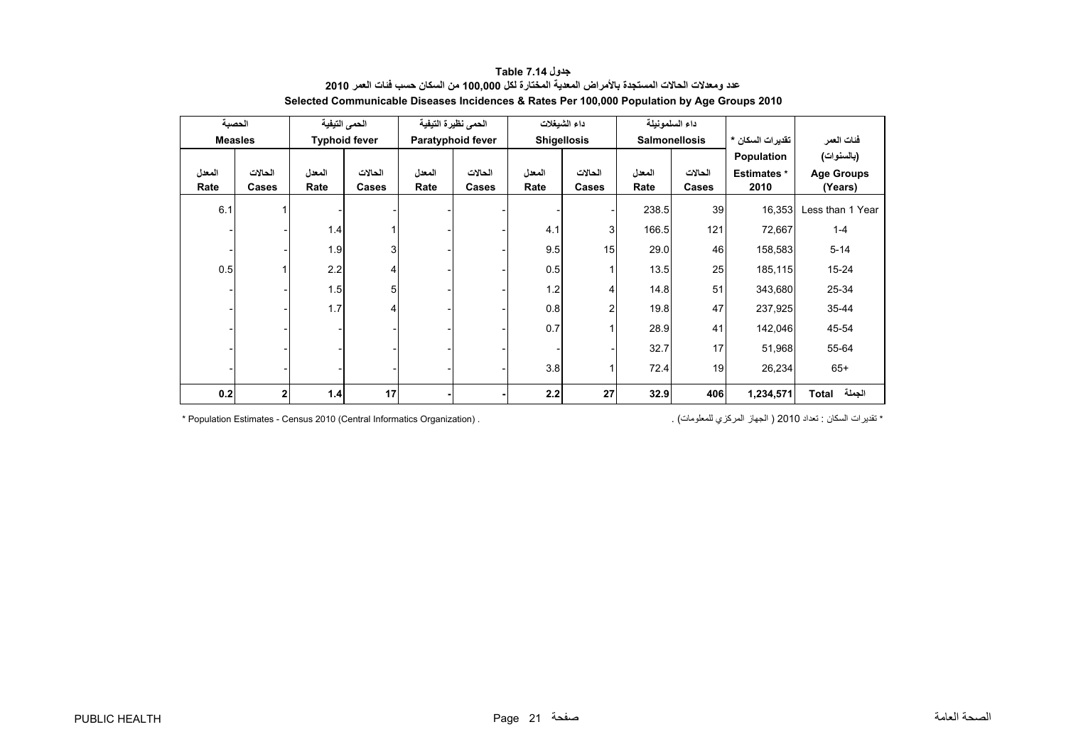# جدول Table 7.14

## عدد ومعدلات الحالات المستجدة بالأمراض المعدية المختارة لكل 100,000 من السكان حسب فئات العمر 2010

## Selected Communicable Diseases Incidences & Rates Per 100,000 Population by Age Groups 2010

| الحصبة Measles | | الحمى التيفية Typhoid fever | | الحمى نظيرة التيفية Paratyphoid fever | | داء الشيغلات Shigellosis | | داء السلمونيلة Salmonellosis | | تقديرات السكان * Population Estimates * 2010 | فئات العمر (بالسنوات) Age Groups (Years) |
|---|---|---|---|---|---|---|---|---|---|---|---|
| المعدل Rate | الحالات Cases | المعدل Rate | الحالات Cases | المعدل Rate | الحالات Cases | المعدل Rate | الحالات Cases | المعدل Rate | الحالات Cases | | |
| 6.1 | 1 | - | - | - | - | - | - | 238.5 | 39 | 16,353 | Less than 1 Year |
| - | - | 1.4 | 1 | - | - | 4.1 | 3 | 166.5 | 121 | 72,667 | 1-4 |
| - | - | 1.9 | 3 | - | - | 9.5 | 15 | 29.0 | 46 | 158,583 | 5-14 |
| 0.5 | 1 | 2.2 | 4 | - | - | 0.5 | 1 | 13.5 | 25 | 185,115 | 15-24 |
| - | - | 1.5 | 5 | - | - | 1.2 | 4 | 14.8 | 51 | 343,680 | 25-34 |
| - | - | 1.7 | 4 | - | - | 0.8 | 2 | 19.8 | 47 | 237,925 | 35-44 |
| - | - | - | - | - | - | 0.7 | 1 | 28.9 | 41 | 142,046 | 45-54 |
| - | - | - | - | - | - | - | - | 32.7 | 17 | 51,968 | 55-64 |
| - | - | - | - | - | - | 3.8 | 1 | 72.4 | 19 | 26,234 | 65+ |
| **0.2** | **2** | **1.4** | **17** | **-** | **-** | **2.2** | **27** | **32.9** | **406** | **1,234,571** | **Total الجملة** |

\* Population Estimates - Census 2010 (Central Informatics Organization) .

\* تقديرات السكان : تعداد 2010 ( الجهاز المركزي للمعلومات) .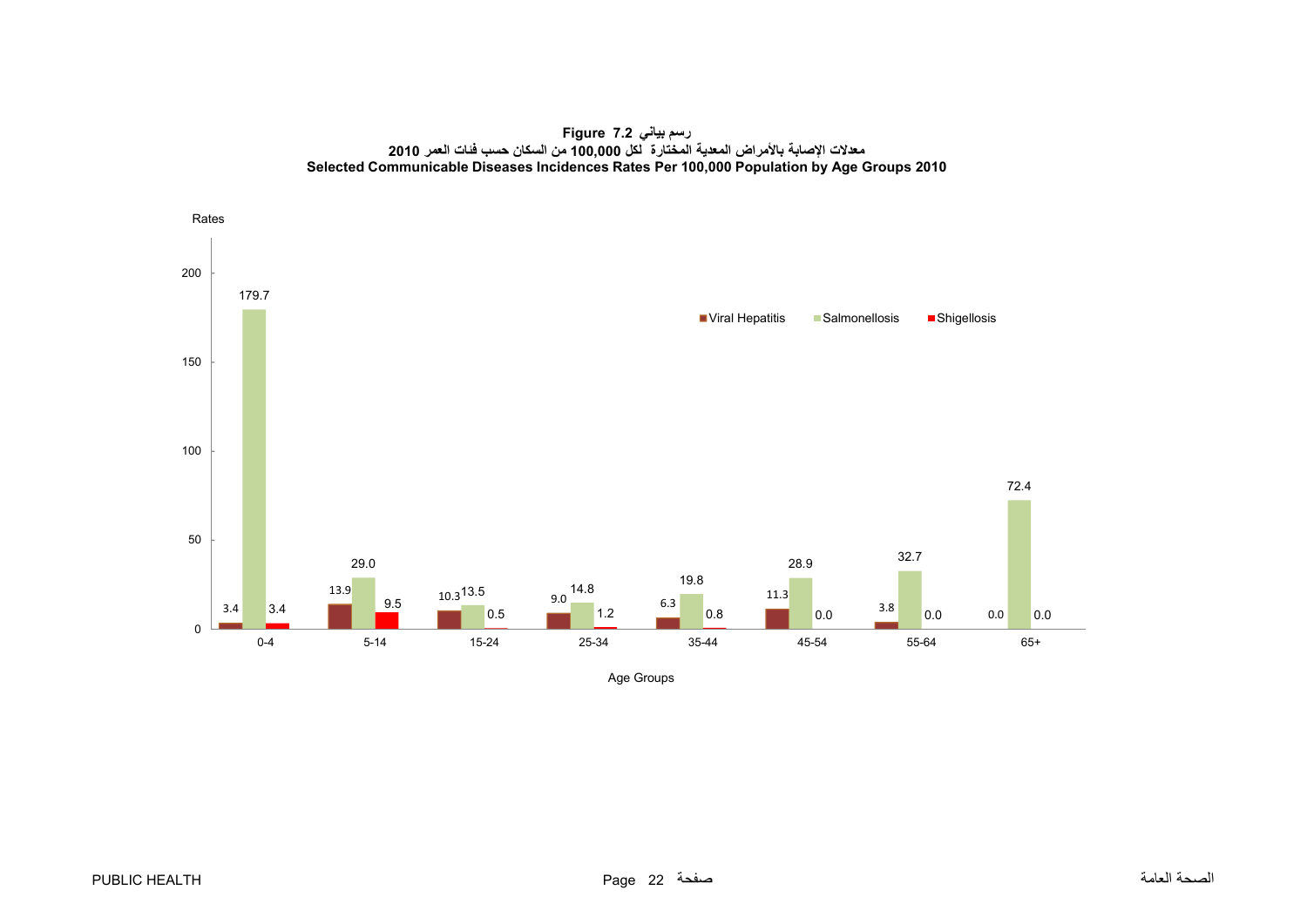**Figure 7.2 رسم بياني**

**معدلات الإصابة بالأمراض المعدية المختارة لكل 100,000 من السكان حسب فئات العمر 2010**

**Selected Communicable Diseases Incidences Rates Per 100,000 Population by Age Groups 2010**

| Age Groups | Viral Hepatitis | Salmonellosis | Shigellosis |
|---|---|---|---|
| 0-4 | 3.4 | 179.7 | 3.4 |
| 5-14 | 13.9 | 29.0 | 9.5 |
| 15-24 | 10.3 | 13.5 | 0.5 |
| 25-34 | 9.0 | 14.8 | 1.2 |
| 35-44 | 6.3 | 19.8 | 0.8 |
| 45-54 | 11.3 | 28.9 | 0.0 |
| 55-64 | 3.8 | 32.7 | 0.0 |
| 65+ | 0.0 | 72.4 | 0.0 |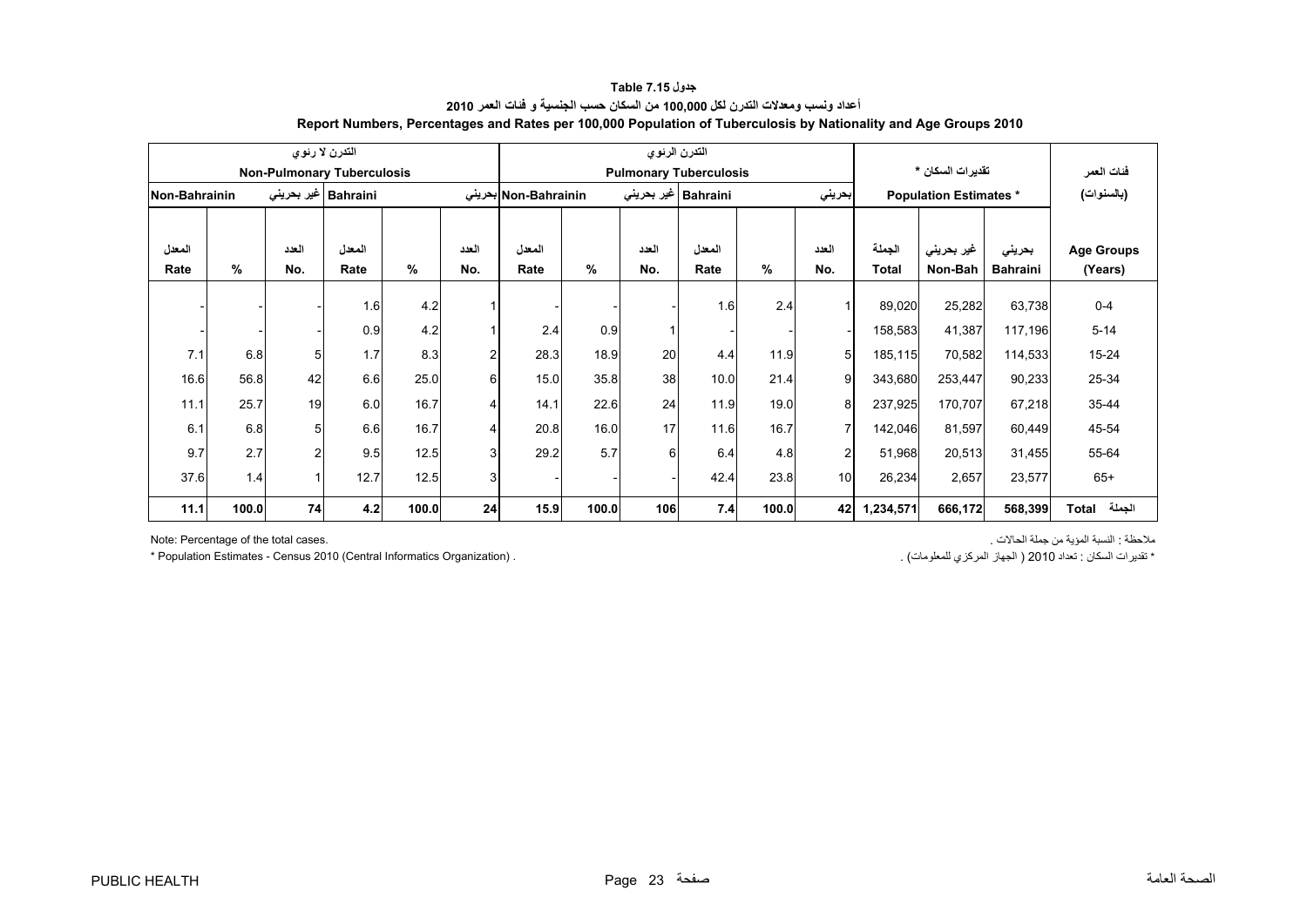**جدول Table 7.15**

**أعداد ونسب ومعدلات التدرن لكل 100,000 من السكان حسب الجنسية و فئات العمر 2010**

**Report Numbers, Percentages and Rates per 100,000 Population of Tuberculosis by Nationality and Age Groups 2010**

| التدرن لا رئوي Non-Pulmonary Tuberculosis | | | | | | التدرن الرئوي Pulmonary Tuberculosis | | | | | | تقديرات السكان * Population Estimates * | | | فئات العمر (بالسنوات) |
|---|---|---|---|---|---|---|---|---|---|---|---|---|---|---|---|
| غير بحريني Non-Bahrainin | | | بحريني Bahraini | | | غير بحريني Non-Bahrainin | | | بحريني Bahraini | | | | | | |
| المعدل Rate | % | العدد No. | المعدل Rate | % | العدد No. | المعدل Rate | % | العدد No. | المعدل Rate | % | العدد No. | الجملة Total | غير بحريني Non-Bah | بحريني Bahraini | Age Groups (Years) |
| - | - | - | 1.6 | 4.2 | 1 | - | - | - | 1.6 | 2.4 | 1 | 89,020 | 25,282 | 63,738 | 0-4 |
| - | - | - | 0.9 | 4.2 | 1 | 2.4 | 0.9 | 1 | - | - | - | 158,583 | 41,387 | 117,196 | 5-14 |
| 7.1 | 6.8 | 5 | 1.7 | 8.3 | 2 | 28.3 | 18.9 | 20 | 4.4 | 11.9 | 5 | 185,115 | 70,582 | 114,533 | 15-24 |
| 16.6 | 56.8 | 42 | 6.6 | 25.0 | 6 | 15.0 | 35.8 | 38 | 10.0 | 21.4 | 9 | 343,680 | 253,447 | 90,233 | 25-34 |
| 11.1 | 25.7 | 19 | 6.0 | 16.7 | 4 | 14.1 | 22.6 | 24 | 11.9 | 19.0 | 8 | 237,925 | 170,707 | 67,218 | 35-44 |
| 6.1 | 6.8 | 5 | 6.6 | 16.7 | 4 | 20.8 | 16.0 | 17 | 11.6 | 16.7 | 7 | 142,046 | 81,597 | 60,449 | 45-54 |
| 9.7 | 2.7 | 2 | 9.5 | 12.5 | 3 | 29.2 | 5.7 | 6 | 6.4 | 4.8 | 2 | 51,968 | 20,513 | 31,455 | 55-64 |
| 37.6 | 1.4 | 1 | 12.7 | 12.5 | 3 | - | - | - | 42.4 | 23.8 | 10 | 26,234 | 2,657 | 23,577 | 65+ |
| **11.1** | **100.0** | **74** | **4.2** | **100.0** | **24** | **15.9** | **100.0** | **106** | **7.4** | **100.0** | **42** | **1,234,571** | **666,172** | **568,399** | **Total الجملة** |

Note: Percentage of the total cases.

ملاحظة : النسبة المؤية من جملة الحالات .

* Population Estimates - Census 2010 (Central Informatics Organization) .

* تقديرات السكان : تعداد 2010 ( الجهاز المركزي للمعلومات) .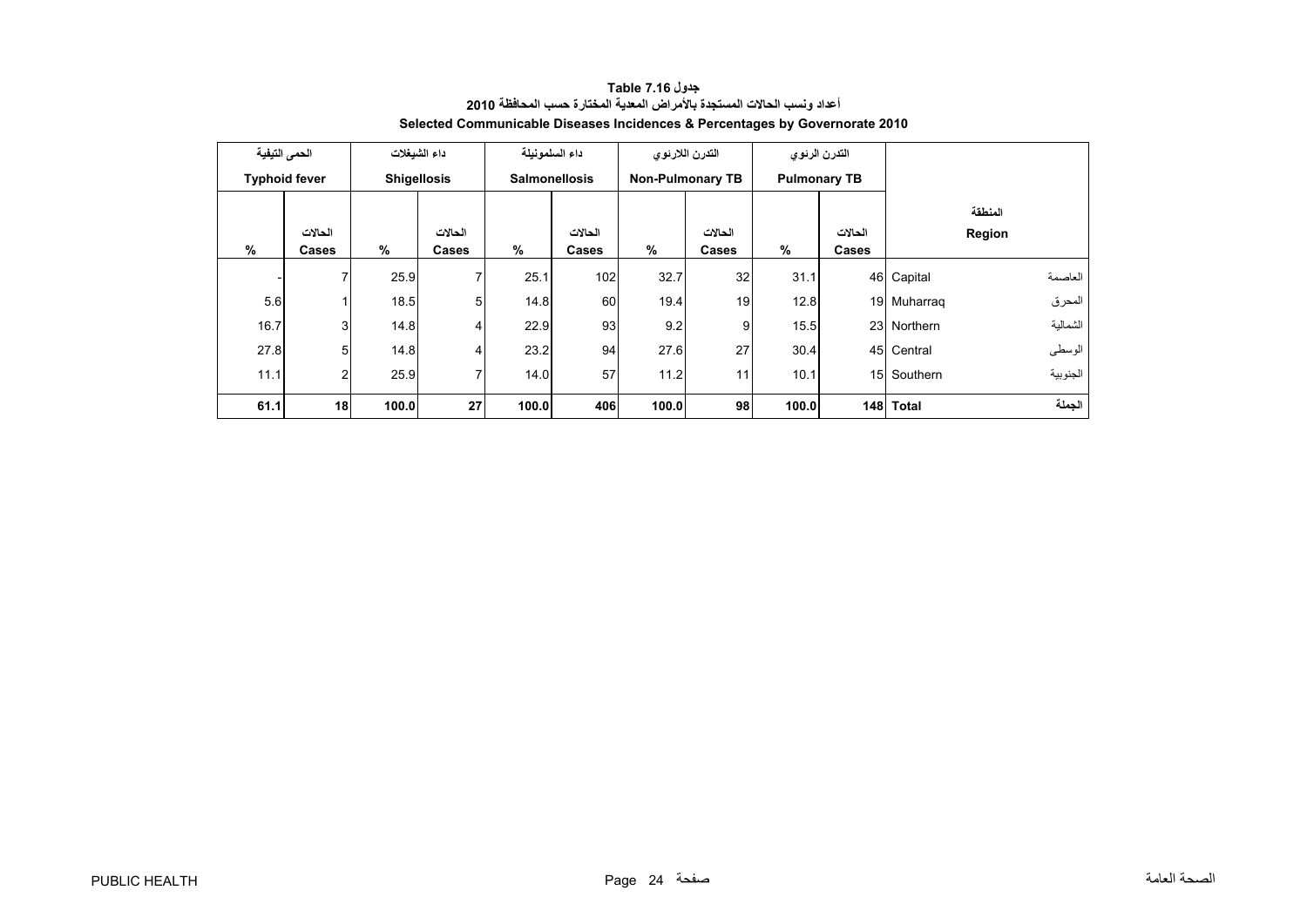**جدول Table 7.16**

**أعداد ونسب الحالات المستجدة بالأمراض المعدية المختارة حسب المحافظة 2010**

**Selected Communicable Diseases Incidences & Percentages by Governorate 2010**

| الحمى التيفية Typhoid fever | | داء الشيغلات Shigellosis | | داء السلمونيلة Salmonellosis | | التدرن اللارئوي Non-Pulmonary TB | | التدرن الرئوي Pulmonary TB | | المنطقة Region | |
|---|---|---|---|---|---|---|---|---|---|---|---|
| % | الحالات Cases | % | الحالات Cases | % | الحالات Cases | % | الحالات Cases | % | الحالات Cases | | |
| - | 7 | 25.9 | 7 | 25.1 | 102 | 32.7 | 32 | 31.1 | 46 | Capital | العاصمة |
| 5.6 | 1 | 18.5 | 5 | 14.8 | 60 | 19.4 | 19 | 12.8 | 19 | Muharraq | المحرق |
| 16.7 | 3 | 14.8 | 4 | 22.9 | 93 | 9.2 | 9 | 15.5 | 23 | Northern | الشمالية |
| 27.8 | 5 | 14.8 | 4 | 23.2 | 94 | 27.6 | 27 | 30.4 | 45 | Central | الوسطى |
| 11.1 | 2 | 25.9 | 7 | 14.0 | 57 | 11.2 | 11 | 10.1 | 15 | Southern | الجنوبية |
| **61.1** | **18** | **100.0** | **27** | **100.0** | **406** | **100.0** | **98** | **100.0** | **148** | **Total** | **الجملة** |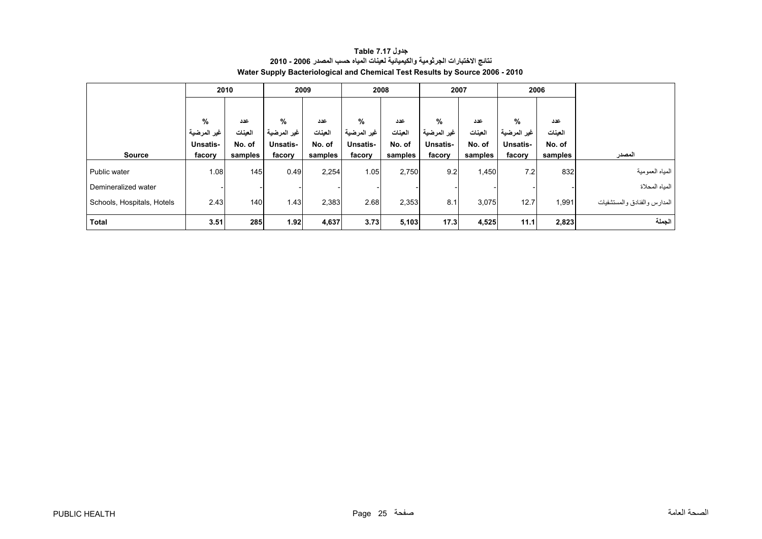**جدول Table 7.17**

**نتائج الاختبارات الجرثومية والكيميائية لعينات المياه حسب المصدر 2006 - 2010**

**Water Supply Bacteriological and Chemical Test Results by Source 2006 - 2010**

| | 2010 | | 2009 | | 2008 | | 2007 | | 2006 | | |
|---|---|---|---|---|---|---|---|---|---|---|---|
| **Source** | **% غير المرضية Unsatis-facory** | **عدد العينات No. of samples** | **% غير المرضية Unsatis-facory** | **عدد العينات No. of samples** | **% غير المرضية Unsatis-facory** | **عدد العينات No. of samples** | **% غير المرضية Unsatis-facory** | **عدد العينات No. of samples** | **% غير المرضية Unsatis-facory** | **عدد العينات No. of samples** | **المصدر** |
| Public water | 1.08 | 145 | 0.49 | 2,254 | 1.05 | 2,750 | 9.2 | 1,450 | 7.2 | 832 | المياه العمومية |
| Demineralized water | - | - | - | - | - | - | - | - | - | - | المياه المحلاة |
| Schools, Hospitals, Hotels | 2.43 | 140 | 1.43 | 2,383 | 2.68 | 2,353 | 8.1 | 3,075 | 12.7 | 1,991 | المدارس والفنادق والمستشفيات |
| **Total** | **3.51** | **285** | **1.92** | **4,637** | **3.73** | **5,103** | **17.3** | **4,525** | **11.1** | **2,823** | **الجملة** |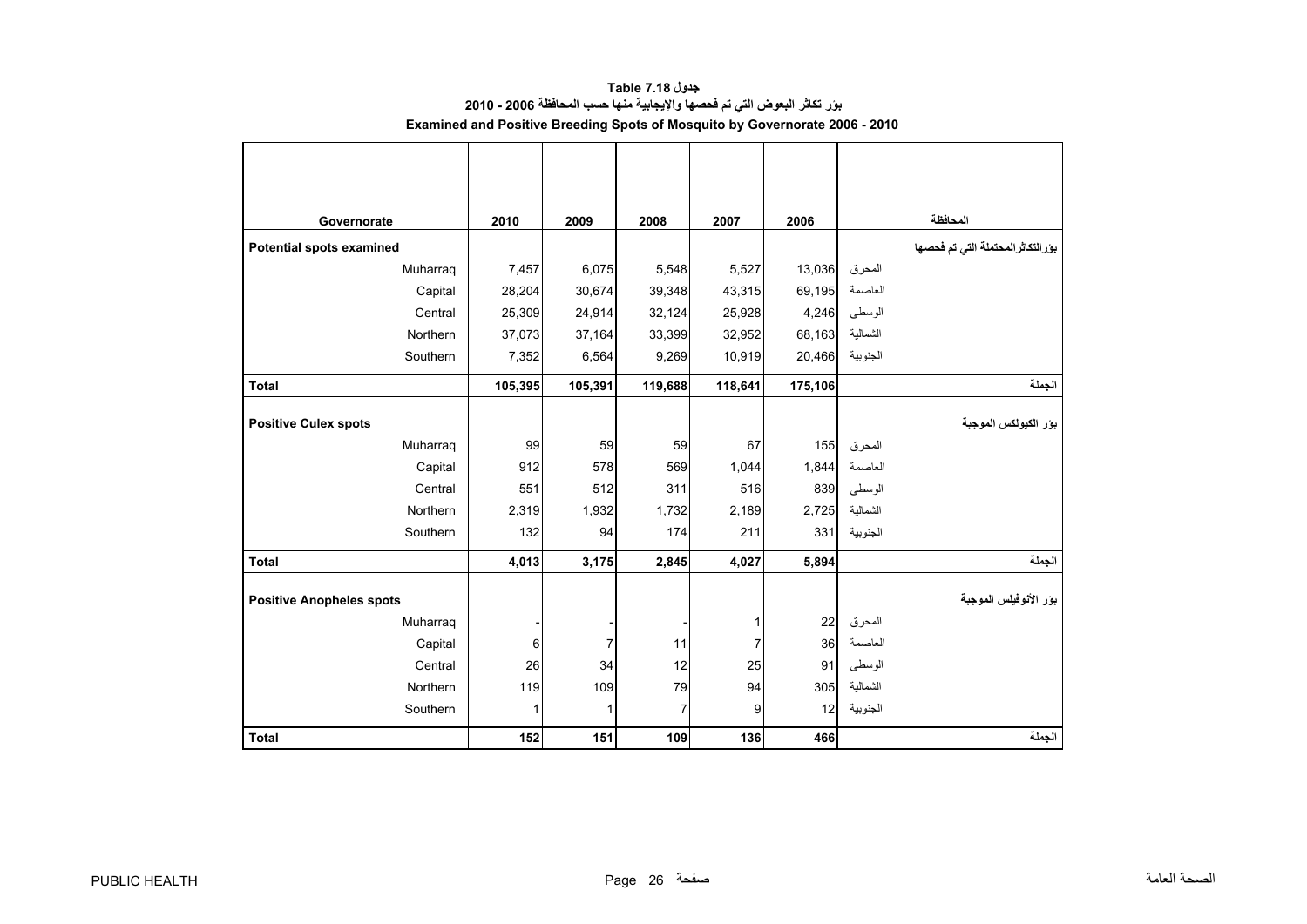# جدول Table 7.18

## بؤر تكاثر البعوض التي تم فحصها والإيجابية منها حسب المحافظة 2006 - 2010

## Examined and Positive Breeding Spots of Mosquito by Governorate 2006 - 2010

| Governorate | 2010 | 2009 | 2008 | 2007 | 2006 | المحافظة |
|---|---|---|---|---|---|---|
| **Potential spots examined** | | | | | | **بؤرالتكاثرالمحتملة التي تم فحصها** |
| Muharraq | 7,457 | 6,075 | 5,548 | 5,527 | 13,036 | المحرق |
| Capital | 28,204 | 30,674 | 39,348 | 43,315 | 69,195 | العاصمة |
| Central | 25,309 | 24,914 | 32,124 | 25,928 | 4,246 | الوسطى |
| Northern | 37,073 | 37,164 | 33,399 | 32,952 | 68,163 | الشمالية |
| Southern | 7,352 | 6,564 | 9,269 | 10,919 | 20,466 | الجنوبية |
| **Total** | **105,395** | **105,391** | **119,688** | **118,641** | **175,106** | **الجملة** |
| **Positive Culex spots** | | | | | | **بؤر الكيولكس الموجبة** |
| Muharraq | 99 | 59 | 59 | 67 | 155 | المحرق |
| Capital | 912 | 578 | 569 | 1,044 | 1,844 | العاصمة |
| Central | 551 | 512 | 311 | 516 | 839 | الوسطى |
| Northern | 2,319 | 1,932 | 1,732 | 2,189 | 2,725 | الشمالية |
| Southern | 132 | 94 | 174 | 211 | 331 | الجنوبية |
| **Total** | **4,013** | **3,175** | **2,845** | **4,027** | **5,894** | **الجملة** |
| **Positive Anopheles spots** | | | | | | **بؤر الأنوفيلس الموجبة** |
| Muharraq | - | - | - | 1 | 22 | المحرق |
| Capital | 6 | 7 | 11 | 7 | 36 | العاصمة |
| Central | 26 | 34 | 12 | 25 | 91 | الوسطى |
| Northern | 119 | 109 | 79 | 94 | 305 | الشمالية |
| Southern | 1 | 1 | 7 | 9 | 12 | الجنوبية |
| **Total** | **152** | **151** | **109** | **136** | **466** | **الجملة** |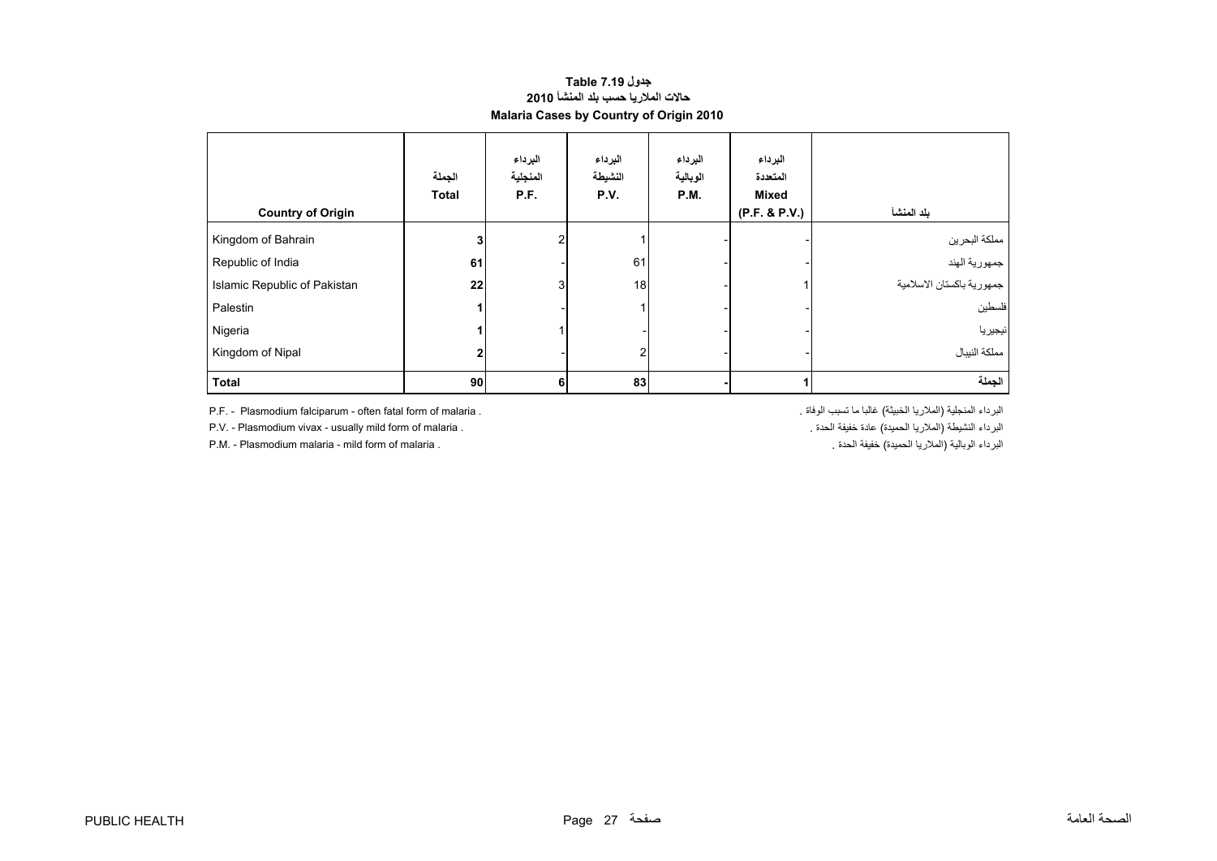**جدول Table 7.19**

**حالات الملاريا حسب بلد المنشأ 2010**

**Malaria Cases by Country of Origin 2010**

| Country of Origin | الجملة Total | البرداء المنجلية P.F. | البرداء النشيطة P.V. | البرداء الوبالية P.M. | البرداء المتعددة Mixed (P.F. & P.V.) | بلد المنشأ |
|---|---|---|---|---|---|---|
| Kingdom of Bahrain | **3** | 2 | 1 | - | - | مملكة البحرين |
| Republic of India | **61** | - | 61 | - | - | جمهورية الهند |
| Islamic Republic of Pakistan | **22** | 3 | 18 | - | 1 | جمهورية باكستان الاسلامية |
| Palestin | **1** | - | 1 | - | - | فلسطين |
| Nigeria | **1** | 1 | - | - | - | نيجيريا |
| Kingdom of Nipal | **2** | - | 2 | - | - | مملكة النيبال |
| **Total** | **90** | **6** | **83** | **-** | **1** | **الجملة** |

P.F. - Plasmodium falciparum - often fatal form of malaria .

P.V. - Plasmodium vivax - usually mild form of malaria .

P.M. - Plasmodium malaria - mild form of malaria .

البرداء المنجلية (الملاريا الخبيثة) غالبا ما تسبب الوفاة .

البرداء النشيطة (الملاريا الحميدة) عادة خفيفة الحدة .

البرداء الوبالية (الملاريا الحميدة) خفيفة الحدة .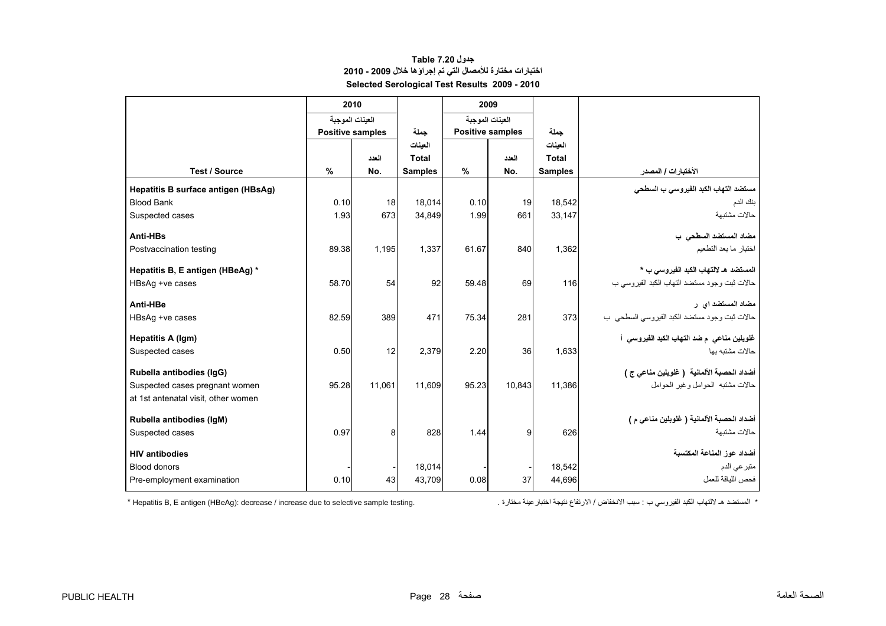**جدول Table 7.20**

**اختبارات مختارة للأمصال التي تم إجراؤها خلال 2009 - 2010**

**Selected Serological Test Results 2009 - 2010**

| | 2010 | | | 2009 | | | |
|---|---|---|---|---|---|---|---|
| | العينات الموجبة Positive samples | | جملة العينات | العينات الموجبة Positive samples | | جملة العينات | |
| **Test / Source** | **%** | العدد **No.** | **Total Samples** | **%** | العدد **No.** | **Total Samples** | **الأختبارات / المصدر** |
| **Hepatitis B surface antigen (HBsAg)** | | | | | | | **مستضد التهاب الكبد الفيروسي ب السطحي** |
| Blood Bank | 0.10 | 18 | 18,014 | 0.10 | 19 | 18,542 | بنك الدم |
| Suspected cases | 1.93 | 673 | 34,849 | 1.99 | 661 | 33,147 | حالات مشتبهة |
| **Anti-HBs** | | | | | | | **مضاد المستضد السطحي ب** |
| Postvaccination testing | 89.38 | 1,195 | 1,337 | 61.67 | 840 | 1,362 | اختبار ما بعد التطعيم |
| **Hepatitis B, E antigen (HBeAg) \*** | | | | | | | **المستضد هـ لالتهاب الكبد الفيروسي ب \*** |
| HBsAg +ve cases | 58.70 | 54 | 92 | 59.48 | 69 | 116 | حالات ثبت وجود مستضد التهاب الكبد الفيروسي ب |
| **Anti-HBe** | | | | | | | **مضاد المستضد اي ر** |
| HBsAg +ve cases | 82.59 | 389 | 471 | 75.34 | 281 | 373 | حالات ثبت وجود مستضد الكبد الفيروسي السطحي ب |
| **Hepatitis A (Igm)** | | | | | | | **غلوبلين مناعي م ضد التهاب الكبد الفيروسي أ** |
| Suspected cases | 0.50 | 12 | 2,379 | 2.20 | 36 | 1,633 | حالات مشتبه بها |
| **Rubella antibodies (IgG)** | | | | | | | **أضداد الحصبة الألمانية ( غلوبلين مناعي ج )** |
| Suspected cases pregnant women at 1st antenatal visit, other women | 95.28 | 11,061 | 11,609 | 95.23 | 10,843 | 11,386 | حالات مشتبه الحوامل وغير الحوامل |
| **Rubella antibodies (IgM)** | | | | | | | **أضداد الحصبة الألمانية ( غلوبلين مناعي م )** |
| Suspected cases | 0.97 | 8 | 828 | 1.44 | 9 | 626 | حالات مشتبهة |
| **HIV antibodies** | | | | | | | **أضداد عوز المناعة المكتسبة** |
| Blood donors | - | - | 18,014 | - | - | 18,542 | متبرعي الدم |
| Pre-employment examination | 0.10 | 43 | 43,709 | 0.08 | 37 | 44,696 | فحص اللياقة للعمل |

\* Hepatitis B, E antigen (HBeAg): decrease / increase due to selective sample testing.

\* المستضد هـ لالتهاب الكبد الفيروسي ب : سبب الانخفاض / الارتفاع نتيجة اختبار عينة مختارة .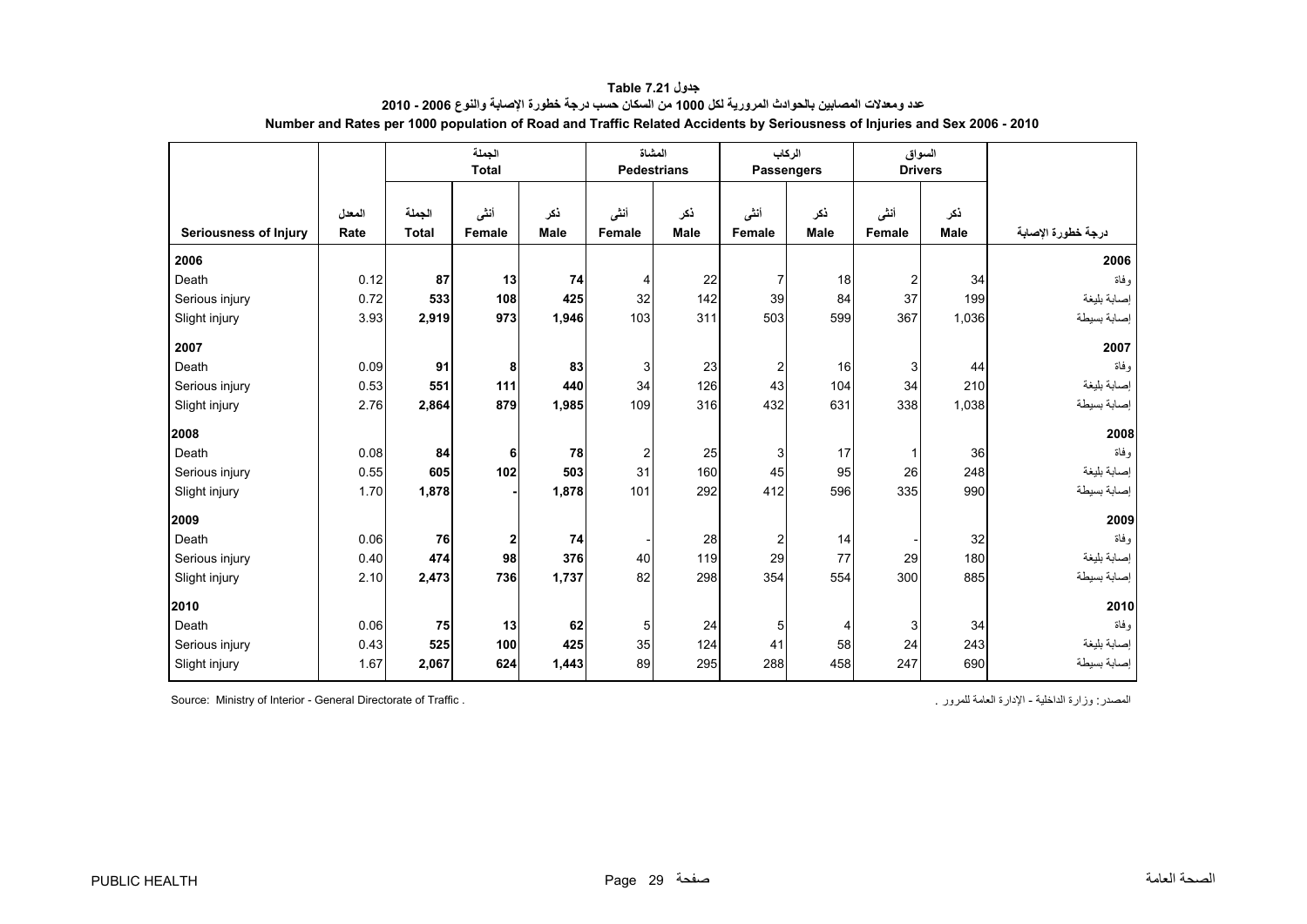# جدول Table 7.21

## عدد ومعدلات المصابين بالحوادث المرورية لكل 1000 من السكان حسب درجة خطورة الإصابة والنوع 2006 - 2010

## Number and Rates per 1000 population of Road and Traffic Related Accidents by Seriousness of Injuries and Sex 2006 - 2010

| | | الجملة Total | | | المشاة Pedestrians | | الركاب Passengers | | السواق Drivers | | |
|---|---|---|---|---|---|---|---|---|---|---|---|
| Seriousness of Injury | المعدل Rate | الجملة Total | أنثى Female | ذكر Male | أنثى Female | ذكر Male | أنثى Female | ذكر Male | أنثى Female | ذكر Male | درجة خطورة الإصابة |
| **2006** | | | | | | | | | | | **2006** |
| Death | 0.12 | **87** | **13** | **74** | 4 | 22 | 7 | 18 | 2 | 34 | وفاة |
| Serious injury | 0.72 | **533** | **108** | **425** | 32 | 142 | 39 | 84 | 37 | 199 | إصابة بليغة |
| Slight injury | 3.93 | **2,919** | **973** | **1,946** | 103 | 311 | 503 | 599 | 367 | 1,036 | إصابة بسيطة |
| **2007** | | | | | | | | | | | **2007** |
| Death | 0.09 | **91** | **8** | **83** | 3 | 23 | 2 | 16 | 3 | 44 | وفاة |
| Serious injury | 0.53 | **551** | **111** | **440** | 34 | 126 | 43 | 104 | 34 | 210 | إصابة بليغة |
| Slight injury | 2.76 | **2,864** | **879** | **1,985** | 109 | 316 | 432 | 631 | 338 | 1,038 | إصابة بسيطة |
| **2008** | | | | | | | | | | | **2008** |
| Death | 0.08 | **84** | **6** | **78** | 2 | 25 | 3 | 17 | 1 | 36 | وفاة |
| Serious injury | 0.55 | **605** | **102** | **503** | 31 | 160 | 45 | 95 | 26 | 248 | إصابة بليغة |
| Slight injury | 1.70 | **1,878** | **-** | **1,878** | 101 | 292 | 412 | 596 | 335 | 990 | إصابة بسيطة |
| **2009** | | | | | | | | | | | **2009** |
| Death | 0.06 | **76** | **2** | **74** | - | 28 | 2 | 14 | - | 32 | وفاة |
| Serious injury | 0.40 | **474** | **98** | **376** | 40 | 119 | 29 | 77 | 29 | 180 | إصابة بليغة |
| Slight injury | 2.10 | **2,473** | **736** | **1,737** | 82 | 298 | 354 | 554 | 300 | 885 | إصابة بسيطة |
| **2010** | | | | | | | | | | | **2010** |
| Death | 0.06 | **75** | **13** | **62** | 5 | 24 | 5 | 4 | 3 | 34 | وفاة |
| Serious injury | 0.43 | **525** | **100** | **425** | 35 | 124 | 41 | 58 | 24 | 243 | إصابة بليغة |
| Slight injury | 1.67 | **2,067** | **624** | **1,443** | 89 | 295 | 288 | 458 | 247 | 690 | إصابة بسيطة |

Source: Ministry of Interior - General Directorate of Traffic .

المصدر: وزارة الداخلية - الإدارة العامة للمرور .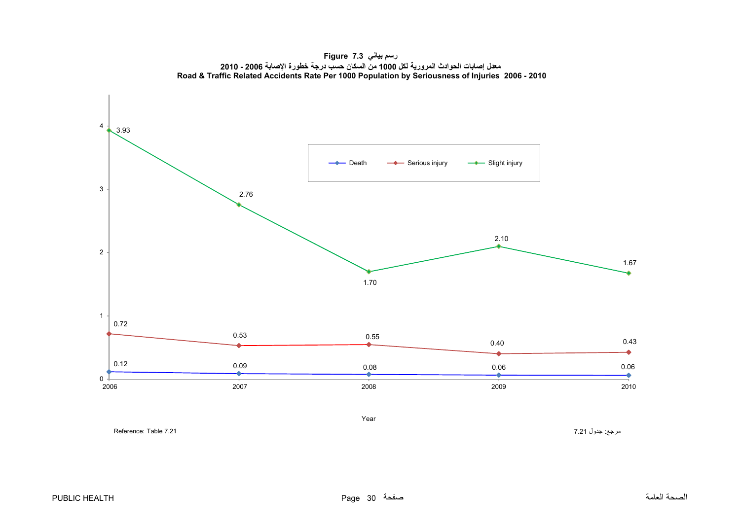**Figure 7.3 رسم بياني**

**معدل إصابات الحوادث المرورية لكل 1000 من السكان حسب درجة خطورة الإصابة 2006 - 2010**

**Road & Traffic Related Accidents Rate Per 1000 Population by Seriousness of Injuries 2006 - 2010**

| Year | Death | Serious injury | Slight injury |
|---|---|---|---|
| 2006 | 0.12 | 0.72 | 3.93 |
| 2007 | 0.09 | 0.53 | 2.76 |
| 2008 | 0.08 | 0.55 | 1.70 |
| 2009 | 0.06 | 0.40 | 2.10 |
| 2010 | 0.06 | 0.43 | 1.67 |

Reference: Table 7.21

مرجع: جدول 7.21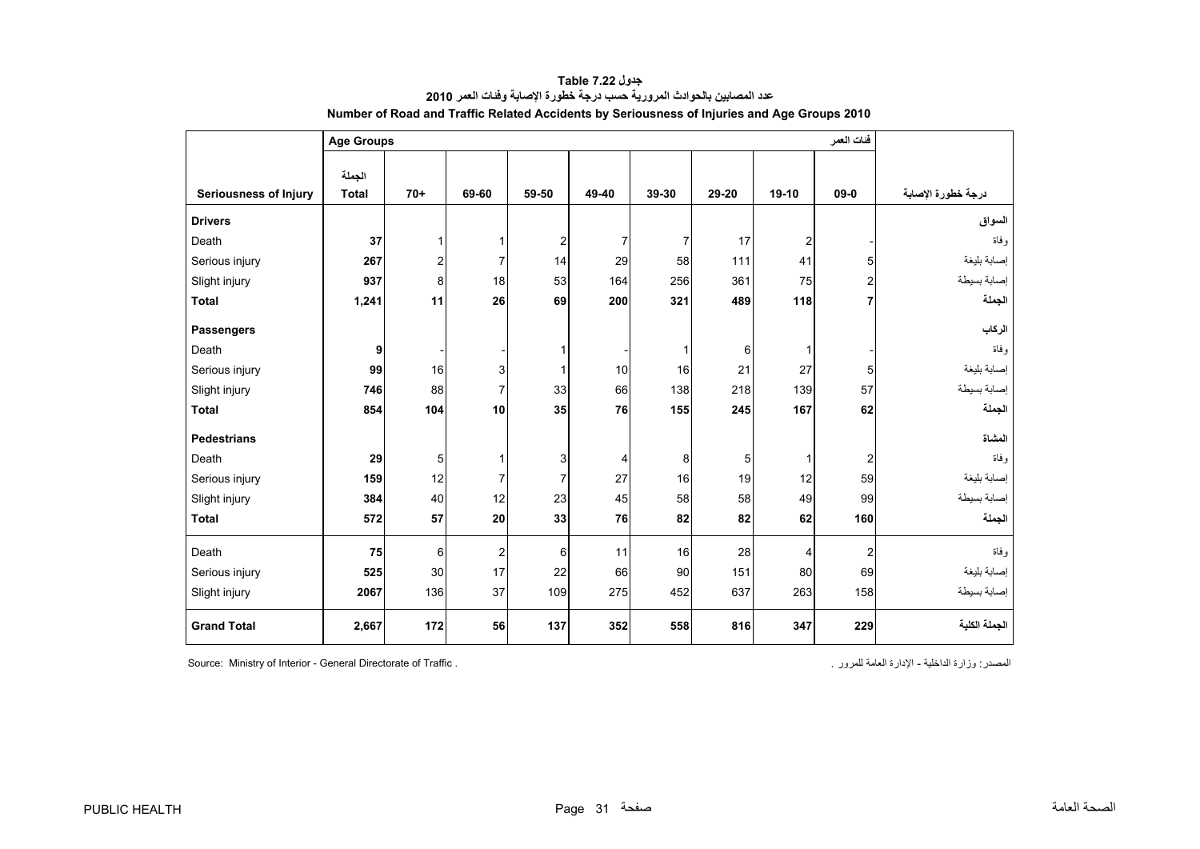**جدول Table 7.22**

**عدد المصابين بالحوادث المرورية حسب درجة خطورة الإصابة وفئات العمر 2010**

**Number of Road and Traffic Related Accidents by Seriousness of Injuries and Age Groups 2010**

| | Age Groups | | | | | | | | فئات العمر | |
|---|---|---|---|---|---|---|---|---|---|---|
| **Seriousness of Injury** | **الجملة Total** | **70+** | **69-60** | **59-50** | **49-40** | **39-30** | **29-20** | **19-10** | **09-0** | **درجة خطورة الإصابة** |
| **Drivers** | | | | | | | | | | **السواق** |
| Death | **37** | 1 | 1 | 2 | 7 | 7 | 17 | 2 | - | وفاة |
| Serious injury | **267** | 2 | 7 | 14 | 29 | 58 | 111 | 41 | 5 | إصابة بليغة |
| Slight injury | **937** | 8 | 18 | 53 | 164 | 256 | 361 | 75 | 2 | إصابة بسيطة |
| **Total** | **1,241** | **11** | **26** | **69** | **200** | **321** | **489** | **118** | **7** | **الجملة** |
| **Passengers** | | | | | | | | | | **الركاب** |
| Death | **9** | - | - | 1 | - | 1 | 6 | 1 | - | وفاة |
| Serious injury | **99** | 16 | 3 | 1 | 10 | 16 | 21 | 27 | 5 | إصابة بليغة |
| Slight injury | **746** | 88 | 7 | 33 | 66 | 138 | 218 | 139 | 57 | إصابة بسيطة |
| **Total** | **854** | **104** | **10** | **35** | **76** | **155** | **245** | **167** | **62** | **الجملة** |
| **Pedestrians** | | | | | | | | | | **المشاة** |
| Death | **29** | 5 | 1 | 3 | 4 | 8 | 5 | 1 | 2 | وفاة |
| Serious injury | **159** | 12 | 7 | 7 | 27 | 16 | 19 | 12 | 59 | إصابة بليغة |
| Slight injury | **384** | 40 | 12 | 23 | 45 | 58 | 58 | 49 | 99 | إصابة بسيطة |
| **Total** | **572** | **57** | **20** | **33** | **76** | **82** | **82** | **62** | **160** | **الجملة** |
| Death | **75** | 6 | 2 | 6 | 11 | 16 | 28 | 4 | 2 | وفاة |
| Serious injury | **525** | 30 | 17 | 22 | 66 | 90 | 151 | 80 | 69 | إصابة بليغة |
| Slight injury | **2067** | 136 | 37 | 109 | 275 | 452 | 637 | 263 | 158 | إصابة بسيطة |
| **Grand Total** | **2,667** | **172** | **56** | **137** | **352** | **558** | **816** | **347** | **229** | **الجملة الكلية** |

Source: Ministry of Interior - General Directorate of Traffic .

المصدر: وزارة الداخلية - الإدارة العامة للمرور .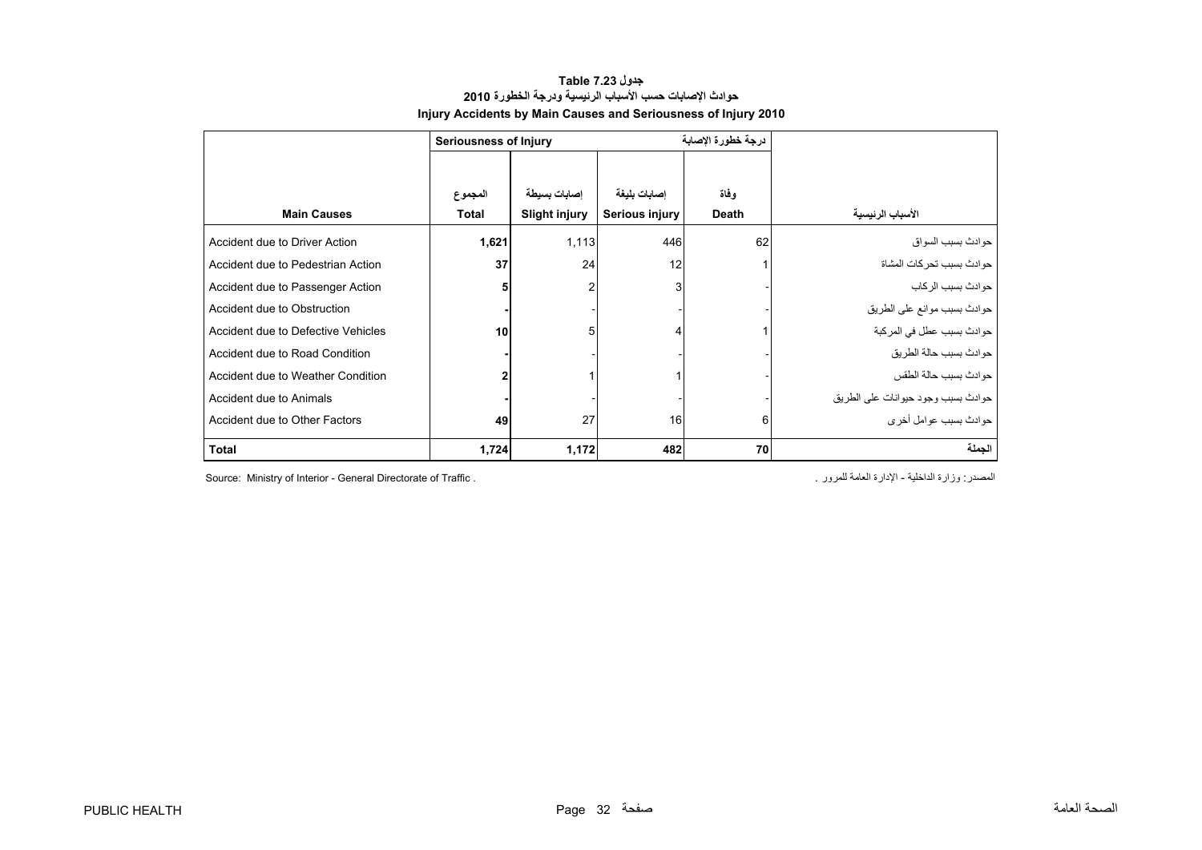**جدول Table 7.23**

**حوادث الإصابات حسب الأسباب الرئيسية ودرجة الخطورة 2010**

**Injury Accidents by Main Causes and Seriousness of Injury 2010**

| | Seriousness of Injury | | درجة خطورة الإصابة | | |
|---|---|---|---|---|---|
| **Main Causes** | المجموع **Total** | إصابات بسيطة **Slight injury** | إصابات بليغة **Serious injury** | وفاة **Death** | **الأسباب الرئيسية** |
| Accident due to Driver Action | **1,621** | 1,113 | 446 | 62 | حوادث بسبب السواق |
| Accident due to Pedestrian Action | **37** | 24 | 12 | 1 | حوادث بسبب تحركات المشاة |
| Accident due to Passenger Action | **5** | 2 | 3 | - | حوادث بسبب الركاب |
| Accident due to Obstruction | **-** | - | - | - | حوادث بسبب موانع على الطريق |
| Accident due to Defective Vehicles | **10** | 5 | 4 | 1 | حوادث بسبب عطل في المركبة |
| Accident due to Road Condition | **-** | - | - | - | حوادث بسبب حالة الطريق |
| Accident due to Weather Condition | **2** | 1 | 1 | - | حوادث بسبب حالة الطقس |
| Accident due to Animals | **-** | - | - | - | حوادث بسبب وجود حيوانات على الطريق |
| Accident due to Other Factors | **49** | 27 | 16 | 6 | حوادث بسبب عوامل أخرى |
| **Total** | **1,724** | **1,172** | **482** | **70** | **الجملة** |

Source: Ministry of Interior - General Directorate of Traffic .

المصدر: وزارة الداخلية - الإدارة العامة للمرور .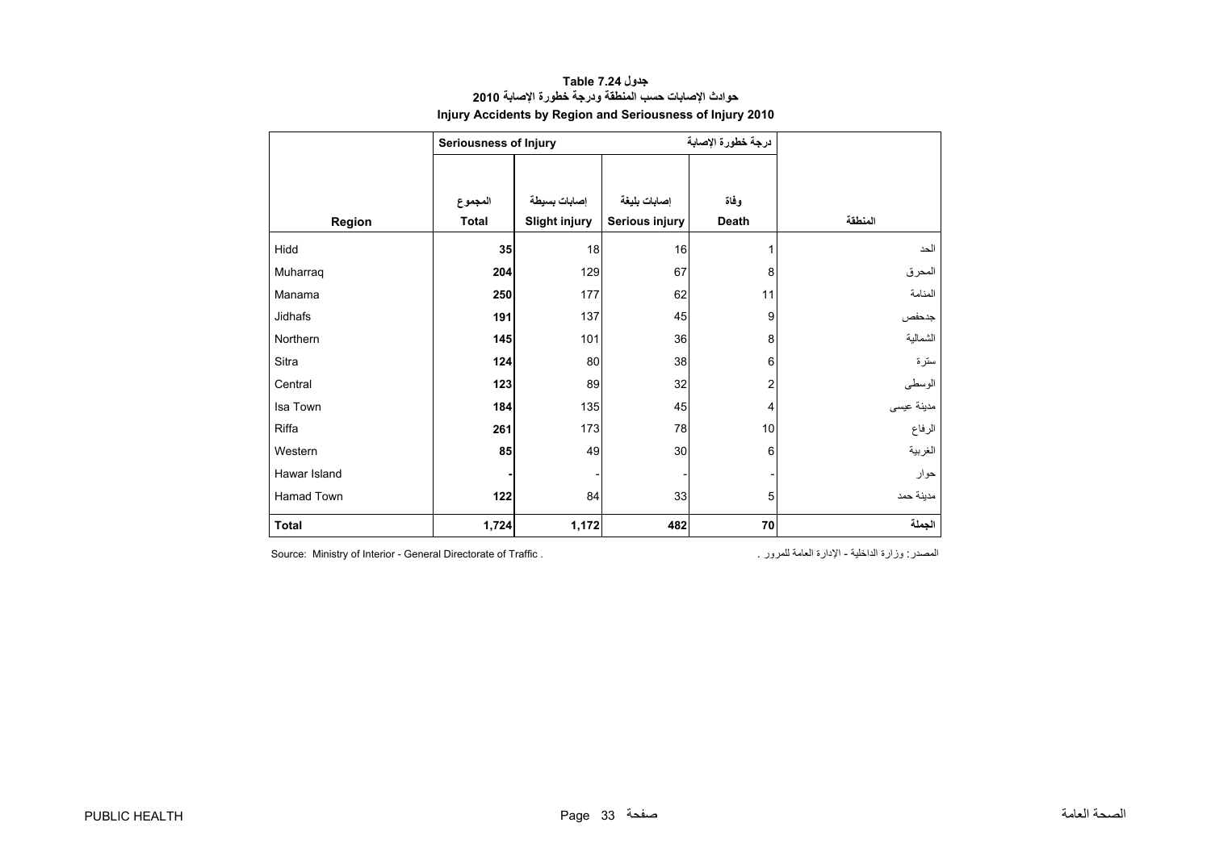**جدول Table 7.24**

**حوادث الإصابات حسب المنطقة ودرجة خطورة الإصابة 2010**

**Injury Accidents by Region and Seriousness of Injury 2010**

| | Seriousness of Injury | | | درجة خطورة الإصابة | |
|---|---|---|---|---|---|
| **Region** | المجموع **Total** | إصابات بسيطة **Slight injury** | إصابات بليغة **Serious injury** | وفاة **Death** | **المنطقة** |
| Hidd | **35** | 18 | 16 | 1 | الحد |
| Muharraq | **204** | 129 | 67 | 8 | المحرق |
| Manama | **250** | 177 | 62 | 11 | المنامة |
| Jidhafs | **191** | 137 | 45 | 9 | جدحفص |
| Northern | **145** | 101 | 36 | 8 | الشمالية |
| Sitra | **124** | 80 | 38 | 6 | سترة |
| Central | **123** | 89 | 32 | 2 | الوسطى |
| Isa Town | **184** | 135 | 45 | 4 | مدينة عيسى |
| Riffa | **261** | 173 | 78 | 10 | الرفاع |
| Western | **85** | 49 | 30 | 6 | الغربية |
| Hawar Island | **-** | - | - | - | حوار |
| Hamad Town | **122** | 84 | 33 | 5 | مدينة حمد |
| **Total** | **1,724** | **1,172** | **482** | **70** | **الجملة** |

Source: Ministry of Interior - General Directorate of Traffic .

المصدر: وزارة الداخلية - الإدارة العامة للمرور .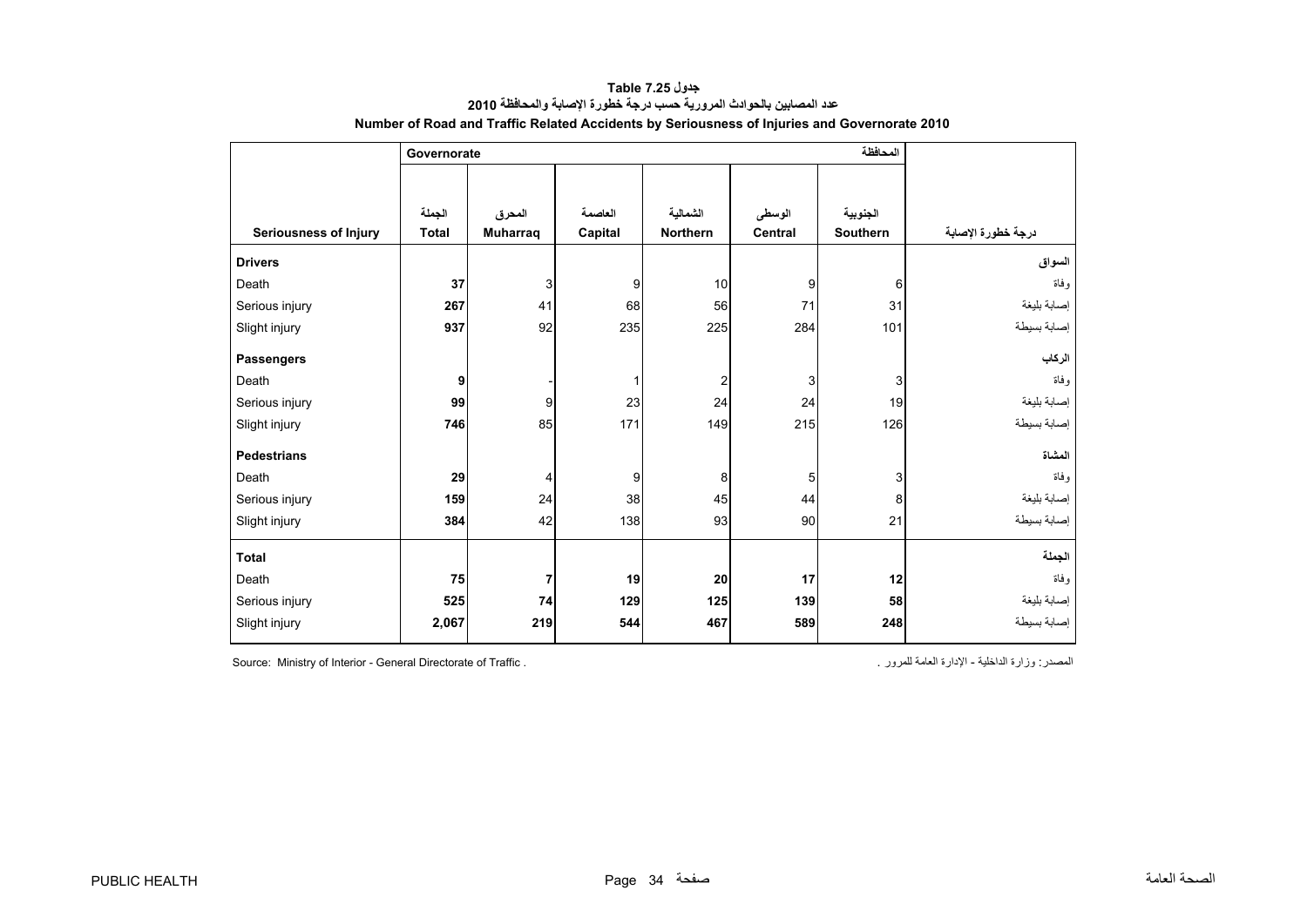# جدول 7.25 Table
## عدد المصابين بالحوادث المرورية حسب درجة خطورة الإصابة والمحافظة 2010
## Number of Road and Traffic Related Accidents by Seriousness of Injuries and Governorate 2010

| | Governorate | | | | | المحافظة | |
|---|---|---|---|---|---|---|---|
| Seriousness of Injury | الجملة Total | المحرق Muharraq | العاصمة Capital | الشمالية Northern | الوسطى Central | الجنوبية Southern | درجة خطورة الإصابة |
| **Drivers** | | | | | | | **السواق** |
| Death | **37** | 3 | 9 | 10 | 9 | 6 | وفاة |
| Serious injury | **267** | 41 | 68 | 56 | 71 | 31 | إصابة بليغة |
| Slight injury | **937** | 92 | 235 | 225 | 284 | 101 | إصابة بسيطة |
| **Passengers** | | | | | | | **الركاب** |
| Death | **9** | - | 1 | 2 | 3 | 3 | وفاة |
| Serious injury | **99** | 9 | 23 | 24 | 24 | 19 | إصابة بليغة |
| Slight injury | **746** | 85 | 171 | 149 | 215 | 126 | إصابة بسيطة |
| **Pedestrians** | | | | | | | **المشاة** |
| Death | **29** | 4 | 9 | 8 | 5 | 3 | وفاة |
| Serious injury | **159** | 24 | 38 | 45 | 44 | 8 | إصابة بليغة |
| Slight injury | **384** | 42 | 138 | 93 | 90 | 21 | إصابة بسيطة |
| **Total** | | | | | | | **الجملة** |
| Death | **75** | **7** | **19** | **20** | **17** | **12** | وفاة |
| Serious injury | **525** | **74** | **129** | **125** | **139** | **58** | إصابة بليغة |
| Slight injury | **2,067** | **219** | **544** | **467** | **589** | **248** | إصابة بسيطة |

Source: Ministry of Interior - General Directorate of Traffic .

المصدر: وزارة الداخلية - الإدارة العامة للمرور .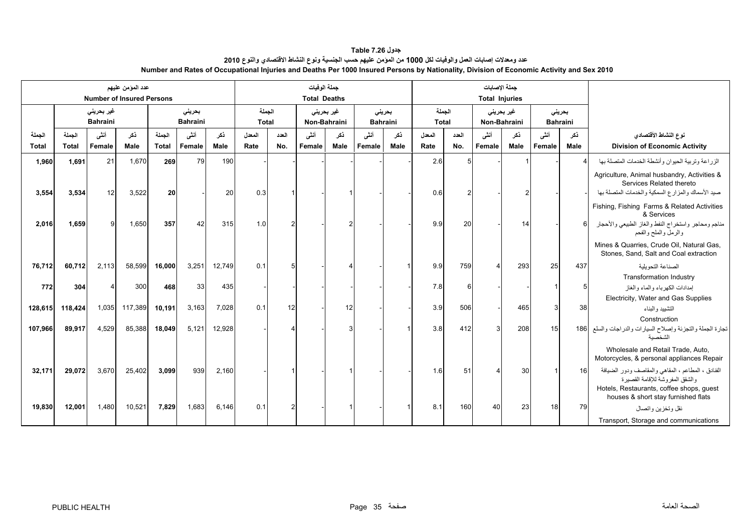**جدول Table 7.26**

**عدد ومعدلات إصابات العمل والوفيات لكل 1000 من المؤمن عليهم حسب الجنسية ونوع النشاط الاقتصادي والنوع 2010**

**Number and Rates of Occupational Injuries and Deaths Per 1000 Insured Persons by Nationality, Division of Economic Activity and Sex 2010**

| عدد المؤمن عليهم Number of Insured Persons | | | | | | | جملة الوفيات Total Deaths | | | | | | | جملة الإصابات Total Injuries | | | | | | | |
|---|---|---|---|---|---|---|---|---|---|---|---|---|---|---|---|---|---|---|---|---|---|
| | غير بحريني Bahraini | | | بحريني Bahraini | | | الجملة Total | | غير بحريني Non-Bahraini | | بحريني Bahraini | | الجملة Total | | غير بحريني Non-Bahraini | | بحريني Bahraini | | |
| الجملة Total | الجملة Total | أنثى Female | ذكر Male | الجملة Total | أنثى Female | ذكر Male | المعدل Rate | العدد No. | أنثى Female | ذكر Male | أنثى Female | ذكر Male | المعدل Rate | العدد No. | أنثى Female | ذكر Male | أنثى Female | ذكر Male | نوع النشاط الأقتصادي Division of Economic Activity |
| 1,960 | 1,691 | 21 | 1,670 | 269 | 79 | 190 | - | - | - | - | - | - | 2.6 | 5 | - | 1 | - | 4 | الزراعة وتربية الحيوان وأنشطة الخدمات المتصلة بها Agriculture, Animal husbandry, Activities & Services Related thereto |
| 3,554 | 3,534 | 12 | 3,522 | 20 | - | 20 | 0.3 | 1 | - | 1 | - | - | 0.6 | 2 | - | 2 | - | - | صيد الأسماك والمزارع السمكية والخدمات المتصلة بها Fishing, Fishing Farms & Related Activities & Services |
| 2,016 | 1,659 | 9 | 1,650 | 357 | 42 | 315 | 1.0 | 2 | - | 2 | - | - | 9.9 | 20 | - | 14 | - | 6 | مناجم ومحاجر واستخراج النفط والغاز الطبيعي والأحجار والرمل والملح والفحم Mines & Quarries, Crude Oil, Natural Gas, Stones, Sand, Salt and Coal extraction |
| 76,712 | 60,712 | 2,113 | 58,599 | 16,000 | 3,251 | 12,749 | 0.1 | 5 | - | 4 | - | 1 | 9.9 | 759 | 4 | 293 | 25 | 437 | الصناعة التحويلية Transformation Industry |
| 772 | 304 | 4 | 300 | 468 | 33 | 435 | - | - | - | - | - | - | 7.8 | 6 | - | - | 1 | 5 | إمدادات الكهرباء والماء والغاز Electricity, Water and Gas Supplies |
| 128,615 | 118,424 | 1,035 | 117,389 | 10,191 | 3,163 | 7,028 | 0.1 | 12 | - | 12 | - | - | 3.9 | 506 | - | 465 | 3 | 38 | التشييد والبناء Construction |
| 107,966 | 89,917 | 4,529 | 85,388 | 18,049 | 5,121 | 12,928 | - | 4 | - | 3 | - | 1 | 3.8 | 412 | 3 | 208 | 15 | 186 | تجارة الجملة والتجزئة وإصلاح السيارات والدراجات والسلع الشخصية Wholesale and Retail Trade, Auto, Motorcycles, & personal appliances Repair |
| 32,171 | 29,072 | 3,670 | 25,402 | 3,099 | 939 | 2,160 | - | 1 | - | 1 | - | - | 1.6 | 51 | 4 | 30 | 1 | 16 | الفنادق ، المطاعم ، المقاهي والمقاصف ودور الضيافة والشقق المفروشة للإقامة القصيرة Hotels, Restaurants, coffee shops, guest houses & short stay furnished flats |
| 19,830 | 12,001 | 1,480 | 10,521 | 7,829 | 1,683 | 6,146 | 0.1 | 2 | - | 1 | - | 1 | 8.1 | 160 | 40 | 23 | 18 | 79 | نقل وتخزين واتصال Transport, Storage and communications |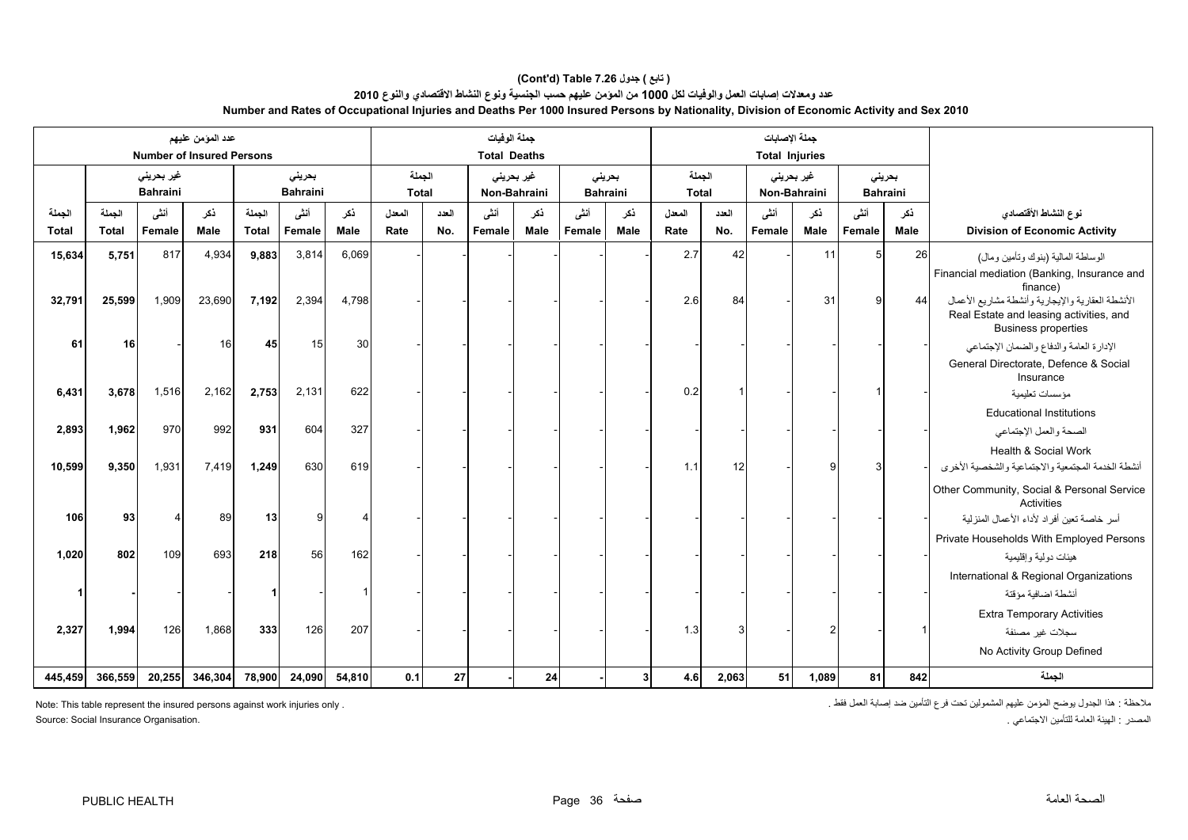# (Cont'd) Table 7.26 جدول ( تابع )

## عدد ومعدلات إصابات العمل والوفيات لكل 1000 من المؤمن عليهم حسب الجنسية ونوع النشاط الاقتصادي والنوع 2010

## Number and Rates of Occupational Injuries and Deaths Per 1000 Insured Persons by Nationality, Division of Economic Activity and Sex 2010

| عدد المؤمن عليهم Number of Insured Persons | | | | | | | جملة الوفيات Total Deaths | | | | | | | | جملة الإصابات Total Injuries | | | | | | | |
|---|---|---|---|---|---|---|---|---|---|---|---|---|---|---|---|---|---|---|---|---|---|---|
| | غير بحريني Bahraini | | | بحريني Bahraini | | | الجملة Total | | غير بحريني Non-Bahraini | | بحريني Bahraini | | | | الجملة Total | | غير بحريني Non-Bahraini | | بحريني Bahraini | | | |
| الجملة Total | الجملة Total | أنثى Female | ذكر Male | الجملة Total | أنثى Female | ذكر Male | المعدل Rate | العدد No. | أنثى Female | ذكر Male | أنثى Female | ذكر Male | | | المعدل Rate | العدد No. | أنثى Female | ذكر Male | أنثى Female | ذكر Male | نوع النشاط الأقتصادي Division of Economic Activity | |
| **15,634** | **5,751** | 817 | 4,934 | **9,883** | 3,814 | 6,069 | - | - | - | - | - | - | | | 2.7 | 42 | - | 11 | 5 | 26 | الوساطة المالية (بنوك وتأمين ومال) Financial mediation (Banking, Insurance and finance) | |
| **32,791** | **25,599** | 1,909 | 23,690 | **7,192** | 2,394 | 4,798 | - | - | - | - | - | - | | | 2.6 | 84 | - | 31 | 9 | 44 | الأنشطة العقارية والإيجارية وأنشطة مشاريع الأعمال Real Estate and leasing activities, and Business properties | |
| **61** | **16** | - | 16 | **45** | 15 | 30 | - | - | - | - | - | - | | | - | - | - | - | - | - | الإدارة العامة والدفاع والضمان الإجتماعي General Directorate, Defence & Social Insurance | |
| **6,431** | **3,678** | 1,516 | 2,162 | **2,753** | 2,131 | 622 | - | - | - | - | - | - | | | 0.2 | 1 | - | - | 1 | - | مؤسسات تعليمية Educational Institutions | |
| **2,893** | **1,962** | 970 | 992 | **931** | 604 | 327 | - | - | - | - | - | - | | | - | - | - | - | - | - | الصحة والعمل الإجتماعي Health & Social Work | |
| **10,599** | **9,350** | 1,931 | 7,419 | **1,249** | 630 | 619 | - | - | - | - | - | - | | | 1.1 | 12 | - | 9 | 3 | - | أنشطة الخدمة المجتمعية والاجتماعية والشخصية الأخرى Other Community, Social & Personal Service Activities | |
| **106** | **93** | 4 | 89 | **13** | 9 | 4 | - | - | - | - | - | - | | | - | - | - | - | - | - | أسر خاصة تعين أفراد لأداء الأعمال المنزلية Private Households With Employed Persons | |
| **1,020** | **802** | 109 | 693 | **218** | 56 | 162 | - | - | - | - | - | - | | | - | - | - | - | - | - | هيئات دولية وإقليمية International & Regional Organizations | |
| **1** | **-** | - | - | **1** | - | 1 | - | - | - | - | - | - | | | - | - | - | - | - | - | أنشطة اضافية مؤقتة Extra Temporary Activities | |
| **2,327** | **1,994** | 126 | 1,868 | **333** | 126 | 207 | - | - | - | - | - | - | | | 1.3 | 3 | - | 2 | - | 1 | سجلات غير مصنفة No Activity Group Defined | |
| **445,459** | **366,559** | **20,255** | **346,304** | **78,900** | **24,090** | **54,810** | **0.1** | **27** | **-** | **24** | **-** | **3** | | | **4.6** | **2,063** | **51** | **1,089** | **81** | **842** | **الجملة** | |

ملاحظة : هذا الجدول يوضح المؤمن عليهم المشمولين تحت فرع التأمين ضد إصابة العمل فقط .

Note: This table represent the insured persons against work injuries only .

المصدر : الهيئة العامة للتأمين الاجتماعي .

Source: Social Insurance Organisation.